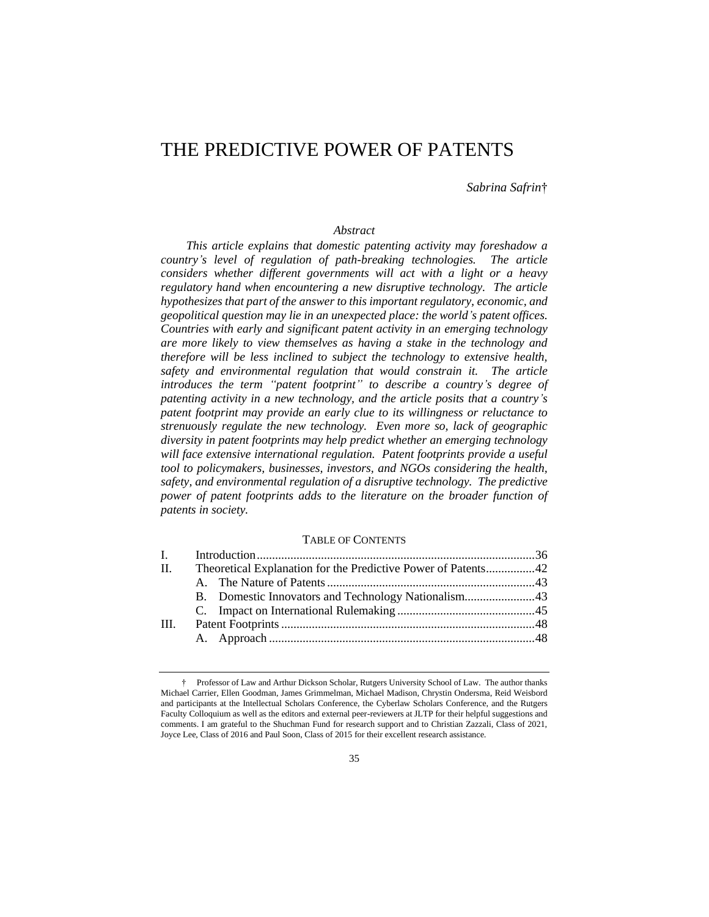# THE PREDICTIVE POWER OF PATENTS

*Sabrina Safrin*†

*Abstract*

*This article explains that domestic patenting activity may foreshadow a country's level of regulation of path-breaking technologies. The article considers whether different governments will act with a light or a heavy regulatory hand when encountering a new disruptive technology. The article hypothesizes that part of the answer to this important regulatory, economic, and geopolitical question may lie in an unexpected place: the world's patent offices. Countries with early and significant patent activity in an emerging technology are more likely to view themselves as having a stake in the technology and therefore will be less inclined to subject the technology to extensive health, safety and environmental regulation that would constrain it. The article introduces the term "patent footprint" to describe a country's degree of patenting activity in a new technology, and the article posits that a country's patent footprint may provide an early clue to its willingness or reluctance to strenuously regulate the new technology. Even more so, lack of geographic diversity in patent footprints may help predict whether an emerging technology will face extensive international regulation. Patent footprints provide a useful tool to policymakers, businesses, investors, and NGOs considering the health, safety, and environmental regulation of a disruptive technology. The predictive power of patent footprints adds to the literature on the broader function of patents in society.*

TABLE OF CONTENTS

| | | |
|---|---|---|
| I. | Introduction | 36 |
| II. | Theoretical Explanation for the Predictive Power of Patents | 42 |
| | A. The Nature of Patents | 43 |
| | B. Domestic Innovators and Technology Nationalism | 43 |
| | C. Impact on International Rulemaking | 45 |
| III. | Patent Footprints | 48 |
| | A. Approach | 48 |

† Professor of Law and Arthur Dickson Scholar, Rutgers University School of Law. The author thanks Michael Carrier, Ellen Goodman, James Grimmelman, Michael Madison, Chrystin Ondersma, Reid Weisbord and participants at the Intellectual Scholars Conference, the Cyberlaw Scholars Conference, and the Rutgers Faculty Colloquium as well as the editors and external peer-reviewers at JLTP for their helpful suggestions and comments. I am grateful to the Shuchman Fund for research support and to Christian Zazzali, Class of 2021, Joyce Lee, Class of 2016 and Paul Soon, Class of 2015 for their excellent research assistance.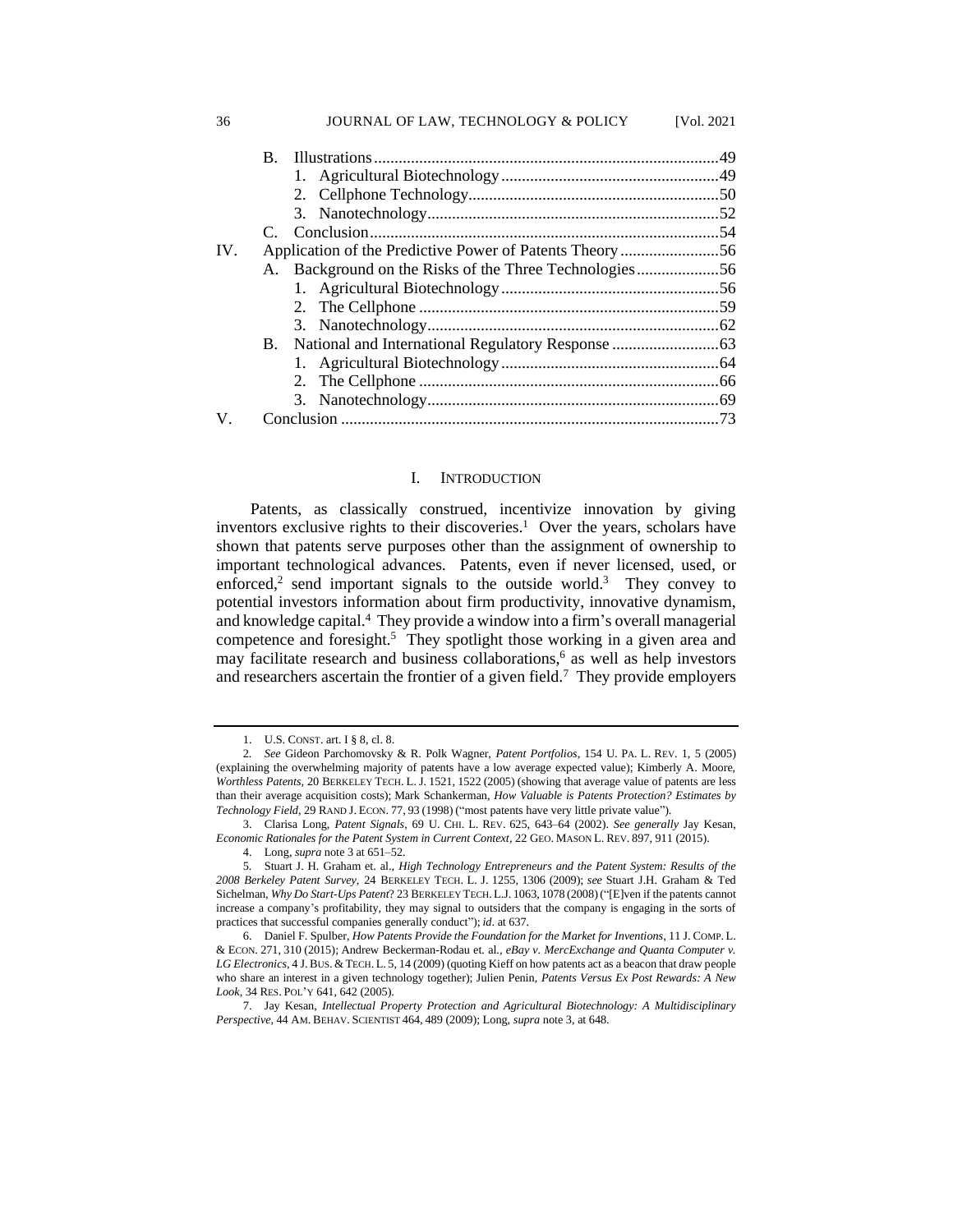B. Illustrations....................................................................................49
   1. Agricultural Biotechnology.....................................................49
   2. Cellphone Technology.............................................................50
   3. Nanotechnology.......................................................................52
C. Conclusion....................................................................................54

IV. Application of the Predictive Power of Patents Theory........................56
   A. Background on the Risks of the Three Technologies....................56
      1. Agricultural Biotechnology.....................................................56
      2. The Cellphone .........................................................................59
      3. Nanotechnology.......................................................................62
   B. National and International Regulatory Response ..........................63
      1. Agricultural Biotechnology.....................................................64
      2. The Cellphone .........................................................................66
      3. Nanotechnology.......................................................................69

V. Conclusion ............................................................................................73

## I. INTRODUCTION

Patents, as classically construed, incentivize innovation by giving inventors exclusive rights to their discoveries.[1] Over the years, scholars have shown that patents serve purposes other than the assignment of ownership to important technological advances. Patents, even if never licensed, used, or enforced,[2] send important signals to the outside world.[3] They convey to potential investors information about firm productivity, innovative dynamism, and knowledge capital.[4] They provide a window into a firm's overall managerial competence and foresight.[5] They spotlight those working in a given area and may facilitate research and business collaborations,[6] as well as help investors and researchers ascertain the frontier of a given field.[7] They provide employers

---

1. U.S. CONST. art. I § 8, cl. 8.

2. *See* Gideon Parchomovsky & R. Polk Wagner, *Patent Portfolios*, 154 U. PA. L. REV. 1, 5 (2005) (explaining the overwhelming majority of patents have a low average expected value); Kimberly A. Moore, *Worthless Patents*, 20 BERKELEY TECH. L. J. 1521, 1522 (2005) (showing that average value of patents are less than their average acquisition costs); Mark Schankerman, *How Valuable is Patents Protection? Estimates by Technology Field*, 29 RAND J. ECON. 77, 93 (1998) ("most patents have very little private value").

3. Clarisa Long, *Patent Signals*, 69 U. CHI. L. REV. 625, 643–64 (2002). *See generally* Jay Kesan, *Economic Rationales for the Patent System in Current Context*, 22 GEO. MASON L. REV. 897, 911 (2015).

4. Long, *supra* note 3 at 651–52.

5. Stuart J. H. Graham et. al., *High Technology Entrepreneurs and the Patent System: Results of the 2008 Berkeley Patent Survey*, 24 BERKELEY TECH. L. J. 1255, 1306 (2009); *see* Stuart J.H. Graham & Ted Sichelman, *Why Do Start-Ups Patent*? 23 BERKELEY TECH. L.J. 1063, 1078 (2008) ("[E]ven if the patents cannot increase a company's profitability, they may signal to outsiders that the company is engaging in the sorts of practices that successful companies generally conduct"); *id*. at 637.

6. Daniel F. Spulber, *How Patents Provide the Foundation for the Market for Inventions*, 11 J. COMP. L. & ECON. 271, 310 (2015); Andrew Beckerman-Rodau et. al., *eBay v. MercExchange and Quanta Computer v. LG Electronics*, 4 J. BUS. & TECH. L. 5, 14 (2009) (quoting Kieff on how patents act as a beacon that draw people who share an interest in a given technology together); Julien Penin, *Patents Versus Ex Post Rewards: A New Look*, 34 RES. POL'Y 641, 642 (2005).

7. Jay Kesan, *Intellectual Property Protection and Agricultural Biotechnology: A Multidisciplinary Perspective*, 44 AM. BEHAV. SCIENTIST 464, 489 (2009); Long, *supra* note 3, at 648.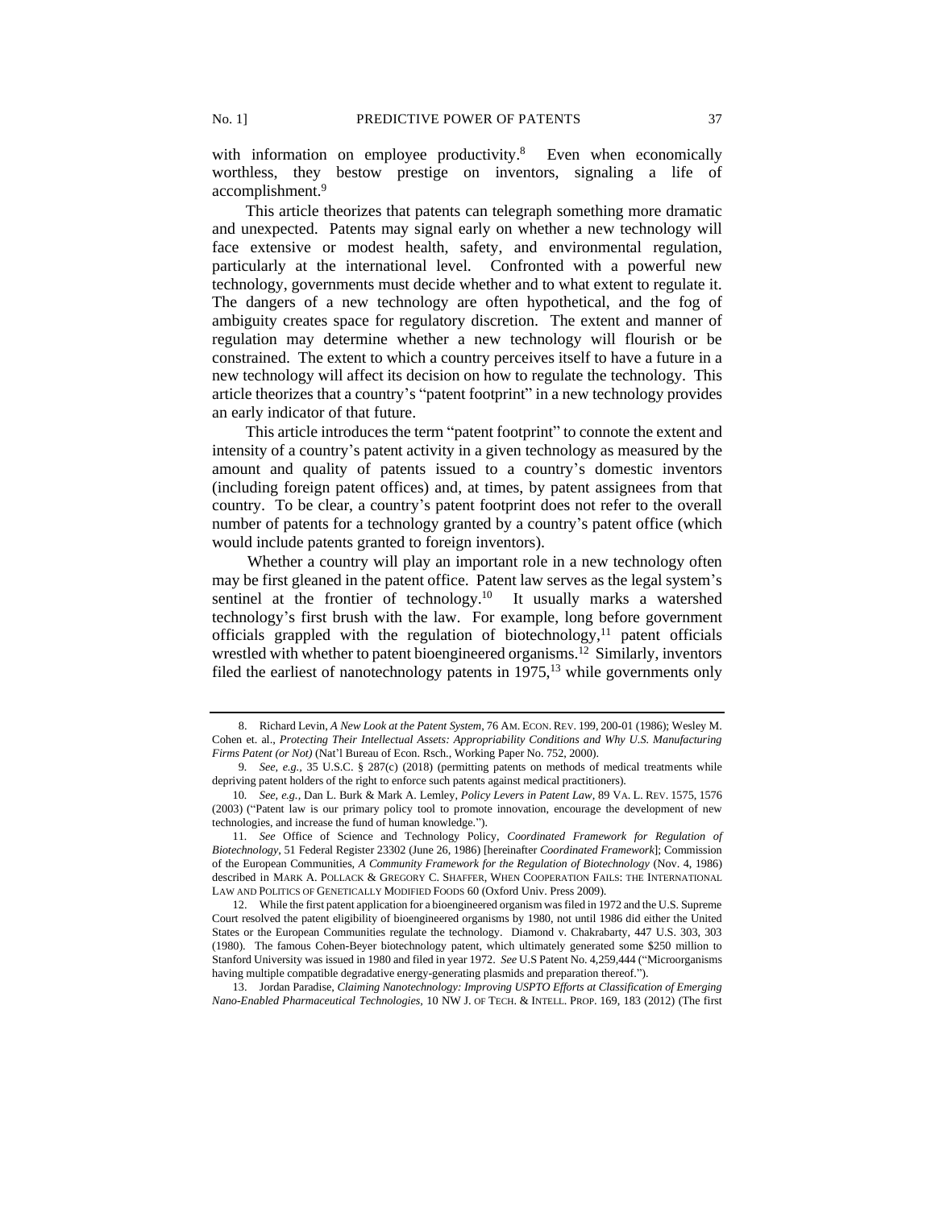with information on employee productivity.[8] Even when economically worthless, they bestow prestige on inventors, signaling a life of accomplishment.[9]

This article theorizes that patents can telegraph something more dramatic and unexpected. Patents may signal early on whether a new technology will face extensive or modest health, safety, and environmental regulation, particularly at the international level. Confronted with a powerful new technology, governments must decide whether and to what extent to regulate it. The dangers of a new technology are often hypothetical, and the fog of ambiguity creates space for regulatory discretion. The extent and manner of regulation may determine whether a new technology will flourish or be constrained. The extent to which a country perceives itself to have a future in a new technology will affect its decision on how to regulate the technology. This article theorizes that a country's "patent footprint" in a new technology provides an early indicator of that future.

This article introduces the term "patent footprint" to connote the extent and intensity of a country's patent activity in a given technology as measured by the amount and quality of patents issued to a country's domestic inventors (including foreign patent offices) and, at times, by patent assignees from that country. To be clear, a country's patent footprint does not refer to the overall number of patents for a technology granted by a country's patent office (which would include patents granted to foreign inventors).

Whether a country will play an important role in a new technology often may be first gleaned in the patent office. Patent law serves as the legal system's sentinel at the frontier of technology.[10] It usually marks a watershed technology's first brush with the law. For example, long before government officials grappled with the regulation of biotechnology,[11] patent officials wrestled with whether to patent bioengineered organisms.[12] Similarly, inventors filed the earliest of nanotechnology patents in 1975,[13] while governments only

---

8. Richard Levin, *A New Look at the Patent System*, 76 AM. ECON. REV. 199, 200-01 (1986); Wesley M. Cohen et. al., *Protecting Their Intellectual Assets: Appropriability Conditions and Why U.S. Manufacturing Firms Patent (or Not)* (Nat'l Bureau of Econ. Rsch., Working Paper No. 752, 2000).

9. *See, e.g.*, 35 U.S.C. § 287(c) (2018) (permitting patents on methods of medical treatments while depriving patent holders of the right to enforce such patents against medical practitioners).

10. *See, e.g.*, Dan L. Burk & Mark A. Lemley, *Policy Levers in Patent Law*, 89 VA. L. REV. 1575, 1576 (2003) ("Patent law is our primary policy tool to promote innovation, encourage the development of new technologies, and increase the fund of human knowledge.").

11. *See* Office of Science and Technology Policy, *Coordinated Framework for Regulation of Biotechnology*, 51 Federal Register 23302 (June 26, 1986) [hereinafter *Coordinated Framework*]; Commission of the European Communities, *A Community Framework for the Regulation of Biotechnology* (Nov. 4, 1986) described in MARK A. POLLACK & GREGORY C. SHAFFER, WHEN COOPERATION FAILS: THE INTERNATIONAL LAW AND POLITICS OF GENETICALLY MODIFIED FOODS 60 (Oxford Univ. Press 2009).

12. While the first patent application for a bioengineered organism was filed in 1972 and the U.S. Supreme Court resolved the patent eligibility of bioengineered organisms by 1980, not until 1986 did either the United States or the European Communities regulate the technology. Diamond v. Chakrabarty, 447 U.S. 303, 303 (1980). The famous Cohen-Beyer biotechnology patent, which ultimately generated some $250 million to Stanford University was issued in 1980 and filed in year 1972. *See* U.S Patent No. 4,259,444 ("Microorganisms having multiple compatible degradative energy-generating plasmids and preparation thereof.").

13. Jordan Paradise, *Claiming Nanotechnology: Improving USPTO Efforts at Classification of Emerging Nano-Enabled Pharmaceutical Technologies*, 10 NW J. OF TECH. & INTELL. PROP. 169, 183 (2012) (The first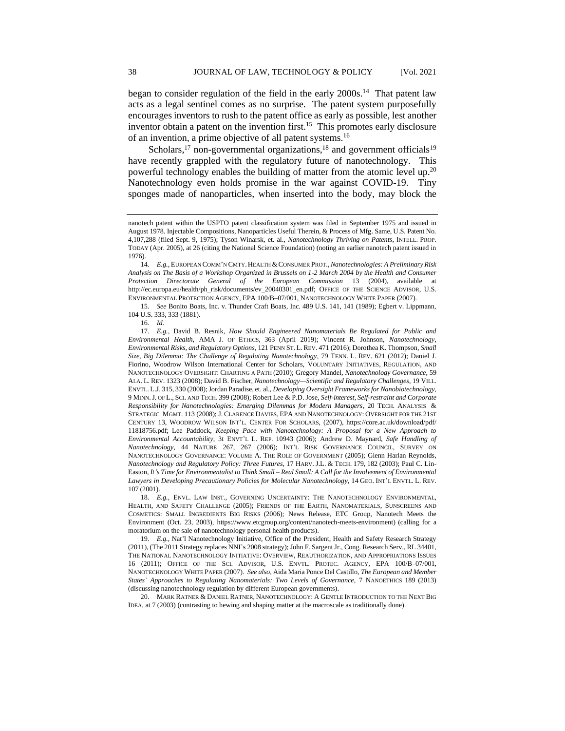began to consider regulation of the field in the early 2000s.[14] That patent law acts as a legal sentinel comes as no surprise. The patent system purposefully encourages inventors to rush to the patent office as early as possible, lest another inventor obtain a patent on the invention first.[15] This promotes early disclosure of an invention, a prime objective of all patent systems.[16]

Scholars,[17] non-governmental organizations,[18] and government officials[19] have recently grappled with the regulatory future of nanotechnology. This powerful technology enables the building of matter from the atomic level up.[20] Nanotechnology even holds promise in the war against COVID-19. Tiny sponges made of nanoparticles, when inserted into the body, may block the

---

nanotech patent within the USPTO patent classification system was filed in September 1975 and issued in August 1978. Injectable Compositions, Nanoparticles Useful Therein, & Process of Mfg. Same, U.S. Patent No. 4,107,288 (filed Sept. 9, 1975); Tyson Winarsk, et. al., *Nanotechnology Thriving on Patents*, INTELL. PROP. TODAY (Apr. 2005), at 26 (citing the National Science Foundation) (noting an earlier nanotech patent issued in 1976).

14. *E.g.*, EUROPEAN COMM'N CMTY. HEALTH & CONSUMER PROT., *Nanotechnologies: A Preliminary Risk Analysis on The Basis of a Workshop Organized in Brussels on 1-2 March 2004 by the Health and Consumer Protection Directorate General of the European Commission* 13 (2004), available at http://ec.europa.eu/health/ph_risk/documents/ev_20040301_en.pdf; OFFICE OF THE SCIENCE ADVISOR, U.S. ENVIRONMENTAL PROTECTION AGENCY, EPA 100/B–07/001, NANOTECHNOLOGY WHITE PAPER (2007).

15. *See* Bonito Boats, Inc. v. Thunder Craft Boats, Inc. 489 U.S. 141, 141 (1989); Egbert v. Lippmann, 104 U.S. 333, 333 (1881).

16. *Id.*

17. *E.g.*, David B. Resnik, *How Should Engineered Nanomaterials Be Regulated for Public and Environmental Health*, AMA J. OF ETHICS, 363 (April 2019); Vincent R. Johnson, *Nanotechnology, Environmental Risks, and Regulatory Options*, 121 PENN ST. L. REV. 471 (2016); Dorothea K. Thompson, *Small Size, Big Dilemma: The Challenge of Regulating Nanotechnology*, 79 TENN. L. REV. 621 (2012); Daniel J. Fiorino, Woodrow Wilson International Center for Scholars, VOLUNTARY INITIATIVES, REGULATION, AND NANOTECHNOLOGY OVERSIGHT: CHARTING A PATH (2010); Gregory Mandel, *Nanotechnology Governance*, 59 ALA. L. REV. 1323 (2008); David B. Fischer, *Nanotechnology—Scientific and Regulatory Challenges*, 19 VILL. ENVTL. L.J. 315, 330 (2008); Jordan Paradise, et. al., *Developing Oversight Frameworks for Nanobiotechnology*, 9 MINN. J. OF L., SCI. AND TECH. 399 (2008); Robert Lee & P.D. Jose, *Self-interest, Self-restraint and Corporate Responsibility for Nanotechnologies: Emerging Dilemmas for Modern Managers*, 20 TECH. ANALYSIS & STRATEGIC MGMT. 113 (2008); J. CLARENCE DAVIES, EPA AND NANOTECHNOLOGY: OVERSIGHT FOR THE 21ST CENTURY 13, WOODROW WILSON INT'L. CENTER FOR SCHOLARS, (2007), https://core.ac.uk/download/pdf/11818756.pdf; Lee Paddock, *Keeping Pace with Nanotechnology: A Proposal for a New Approach to Environmental Accountability*, 3t ENVT'L L. REP. 10943 (2006); Andrew D. Maynard, *Safe Handling of Nanotechnology*, 44 NATURE 267, 267 (2006); INT'L RISK GOVERNANCE COUNCIL, SURVEY ON NANOTECHNOLOGY GOVERNANCE: VOLUME A. THE ROLE OF GOVERNMENT (2005); Glenn Harlan Reynolds, *Nanotechnology and Regulatory Policy: Three Futures*, 17 HARV. J.L. & TECH. 179, 182 (2003); Paul C. Lin-Easton, *It's Time for Environmentalist to Think Small – Real Small: A Call for the Involvement of Environmental Lawyers in Developing Precautionary Policies for Molecular Nanotechnology*, 14 GEO. INT'L ENVTL. L. REV. 107 (2001).

18. *E.g.*, ENVL. LAW INST., GOVERNING UNCERTAINTY: THE NANOTECHNOLOGY ENVIRONMENTAL, HEALTH, AND SAFETY CHALLENGE (2005); FRIENDS OF THE EARTH, NANOMATERIALS, SUNSCREENS AND COSMETICS: SMALL INGREDIENTS BIG RISKS (2006); News Release, ETC Group, Nanotech Meets the Environment (Oct. 23, 2003), https://www.etcgroup.org/content/nanotech-meets-environment) (calling for a moratorium on the sale of nanotechnology personal health products).

19. *E.g.*, Nat'l Nanotechnology Initiative, Office of the President, Health and Safety Research Strategy (2011), (The 2011 Strategy replaces NNI's 2008 strategy); John F. Sargent Jr., Cong. Research Serv., RL 34401, THE NATIONAL NANOTECHNOLOGY INITIATIVE: OVERVIEW, REAUTHORIZATION, AND APPROPRIATIONS ISSUES 16 (2011); OFFICE OF THE SCI. ADVISOR, U.S. ENVTL. PROTEC. AGENCY, EPA 100/B–07/001, NANOTECHNOLOGY WHITE PAPER (2007). *See also*, Aida Maria Ponce Del Castillo, *The European and Member States' Approaches to Regulating Nanomaterials: Two Levels of Governance*, 7 NANOETHICS 189 (2013) (discussing nanotechnology regulation by different European governments).

20. MARK RATNER & DANIEL RATNER, NANOTECHNOLOGY: A GENTLE INTRODUCTION TO THE NEXT BIG IDEA, at 7 (2003) (contrasting to hewing and shaping matter at the macroscale as traditionally done).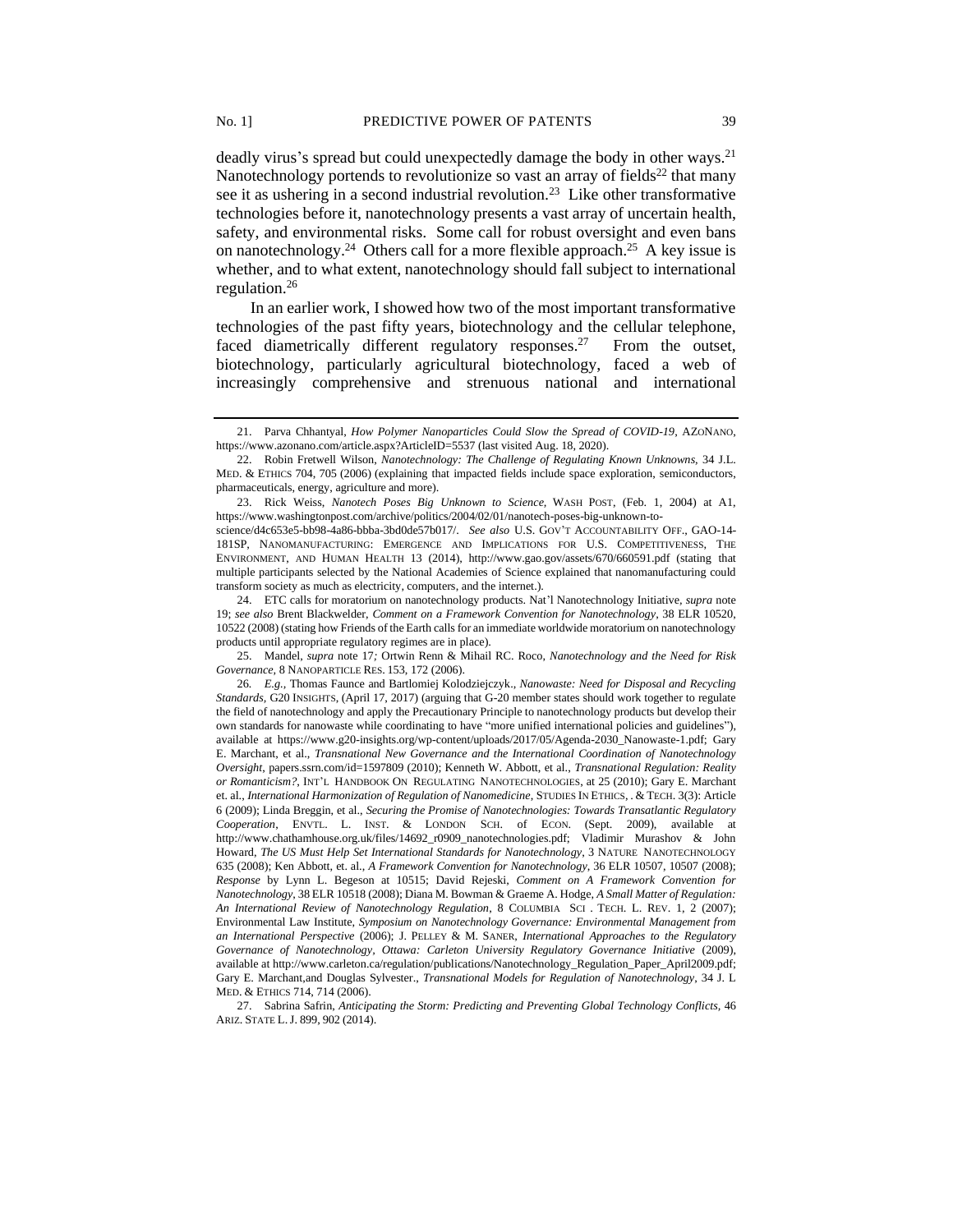deadly virus's spread but could unexpectedly damage the body in other ways.[21] Nanotechnology portends to revolutionize so vast an array of fields[22] that many see it as ushering in a second industrial revolution.[23] Like other transformative technologies before it, nanotechnology presents a vast array of uncertain health, safety, and environmental risks. Some call for robust oversight and even bans on nanotechnology.[24] Others call for a more flexible approach.[25] A key issue is whether, and to what extent, nanotechnology should fall subject to international regulation.[26]

In an earlier work, I showed how two of the most important transformative technologies of the past fifty years, biotechnology and the cellular telephone, faced diametrically different regulatory responses.[27] From the outset, biotechnology, particularly agricultural biotechnology, faced a web of increasingly comprehensive and strenuous national and international

---

21. Parva Chhantyal, *How Polymer Nanoparticles Could Slow the Spread of COVID-19*, AZONANO, https://www.azonano.com/article.aspx?ArticleID=5537 (last visited Aug. 18, 2020).

22. Robin Fretwell Wilson, *Nanotechnology: The Challenge of Regulating Known Unknowns*, 34 J.L. MED. & ETHICS 704, 705 (2006) (explaining that impacted fields include space exploration, semiconductors, pharmaceuticals, energy, agriculture and more).

23. Rick Weiss, *Nanotech Poses Big Unknown to Science*, WASH POST, (Feb. 1, 2004) at A1, https://www.washingtonpost.com/archive/politics/2004/02/01/nanotech-poses-big-unknown-to-science/d4c653e5-bb98-4a86-bbba-3bd0de57b017/. *See also* U.S. GOV'T ACCOUNTABILITY OFF., GAO-14-181SP, NANOMANUFACTURING: EMERGENCE AND IMPLICATIONS FOR U.S. COMPETITIVENESS, THE ENVIRONMENT, AND HUMAN HEALTH 13 (2014), http://www.gao.gov/assets/670/660591.pdf (stating that multiple participants selected by the National Academies of Science explained that nanomanufacturing could transform society as much as electricity, computers, and the internet.).

24. ETC calls for moratorium on nanotechnology products. Nat'l Nanotechnology Initiative, *supra* note 19; *see also* Brent Blackwelder, *Comment on a Framework Convention for Nanotechnology*, 38 ELR 10520, 10522 (2008) (stating how Friends of the Earth calls for an immediate worldwide moratorium on nanotechnology products until appropriate regulatory regimes are in place).

25. Mandel, *supra* note 17*;* Ortwin Renn & Mihail RC. Roco, *Nanotechnology and the Need for Risk Governance*, 8 NANOPARTICLE RES. 153, 172 (2006).

26. *E.g.*, Thomas Faunce and Bartlomiej Kolodziejczyk., *Nanowaste: Need for Disposal and Recycling Standards*, G20 INSIGHTS, (April 17, 2017) (arguing that G-20 member states should work together to regulate the field of nanotechnology and apply the Precautionary Principle to nanotechnology products but develop their own standards for nanowaste while coordinating to have "more unified international policies and guidelines"), available at https://www.g20-insights.org/wp-content/uploads/2017/05/Agenda-2030_Nanowaste-1.pdf; Gary E. Marchant, et al., *Transnational New Governance and the International Coordination of Nanotechnology Oversight*, papers.ssrn.com/id=1597809 (2010); Kenneth W. Abbott, et al., *Transnational Regulation: Reality or Romanticism?*, INT'L HANDBOOK ON REGULATING NANOTECHNOLOGIES, at 25 (2010); Gary E. Marchant et. al., *International Harmonization of Regulation of Nanomedicine*, STUDIES IN ETHICS, . & TECH. 3(3): Article 6 (2009); Linda Breggin, et al., *Securing the Promise of Nanotechnologies: Towards Transatlantic Regulatory Cooperation*, ENVTL. L. INST. & LONDON SCH. of ECON. (Sept. 2009), available at http://www.chathamhouse.org.uk/files/14692_r0909_nanotechnologies.pdf; Vladimir Murashov & John Howard, *The US Must Help Set International Standards for Nanotechnology*, 3 NATURE NANOTECHNOLOGY 635 (2008); Ken Abbott, et. al., *A Framework Convention for Nanotechnology*, 36 ELR 10507, 10507 (2008); *Response* by Lynn L. Begeson at 10515; David Rejeski, *Comment on A Framework Convention for Nanotechnology*, 38 ELR 10518 (2008); Diana M. Bowman & Graeme A. Hodge, *A Small Matter of Regulation: An International Review of Nanotechnology Regulation*, 8 COLUMBIA SCI . TECH. L. REV. 1, 2 (2007); Environmental Law Institute, *Symposium on Nanotechnology Governance: Environmental Management from an International Perspective* (2006); J. PELLEY & M. SANER, *International Approaches to the Regulatory Governance of Nanotechnology, Ottawa: Carleton University Regulatory Governance Initiative* (2009), available at http://www.carleton.ca/regulation/publications/Nanotechnology_Regulation_Paper_April2009.pdf; Gary E. Marchant,and Douglas Sylvester., *Transnational Models for Regulation of Nanotechnology*, 34 J. L MED. & ETHICS 714, 714 (2006).

27. Sabrina Safrin, *Anticipating the Storm: Predicting and Preventing Global Technology Conflicts*, 46 ARIZ. STATE L. J. 899, 902 (2014).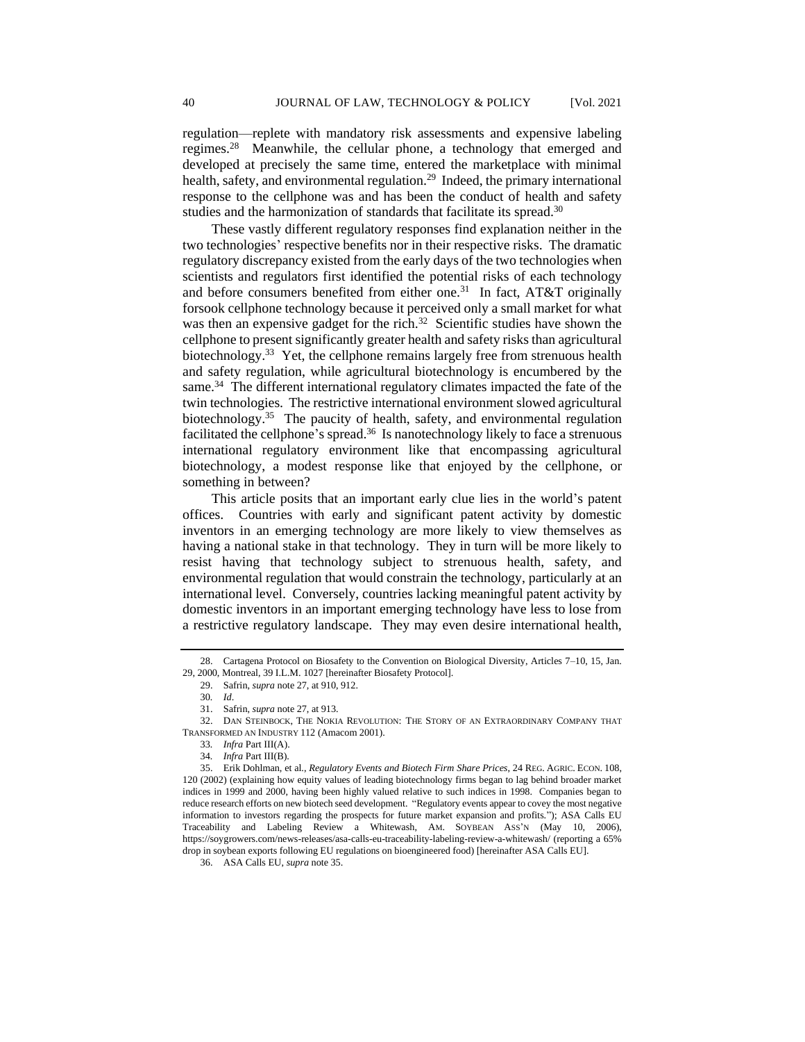regulation—replete with mandatory risk assessments and expensive labeling regimes.[28] Meanwhile, the cellular phone, a technology that emerged and developed at precisely the same time, entered the marketplace with minimal health, safety, and environmental regulation.[29] Indeed, the primary international response to the cellphone was and has been the conduct of health and safety studies and the harmonization of standards that facilitate its spread.[30]

These vastly different regulatory responses find explanation neither in the two technologies' respective benefits nor in their respective risks. The dramatic regulatory discrepancy existed from the early days of the two technologies when scientists and regulators first identified the potential risks of each technology and before consumers benefited from either one.[31] In fact, AT&T originally forsook cellphone technology because it perceived only a small market for what was then an expensive gadget for the rich.[32] Scientific studies have shown the cellphone to present significantly greater health and safety risks than agricultural biotechnology.[33] Yet, the cellphone remains largely free from strenuous health and safety regulation, while agricultural biotechnology is encumbered by the same.[34] The different international regulatory climates impacted the fate of the twin technologies. The restrictive international environment slowed agricultural biotechnology.[35] The paucity of health, safety, and environmental regulation facilitated the cellphone's spread.[36] Is nanotechnology likely to face a strenuous international regulatory environment like that encompassing agricultural biotechnology, a modest response like that enjoyed by the cellphone, or something in between?

This article posits that an important early clue lies in the world's patent offices. Countries with early and significant patent activity by domestic inventors in an emerging technology are more likely to view themselves as having a national stake in that technology. They in turn will be more likely to resist having that technology subject to strenuous health, safety, and environmental regulation that would constrain the technology, particularly at an international level. Conversely, countries lacking meaningful patent activity by domestic inventors in an important emerging technology have less to lose from a restrictive regulatory landscape. They may even desire international health,

---

28. Cartagena Protocol on Biosafety to the Convention on Biological Diversity, Articles 7–10, 15, Jan. 29, 2000, Montreal, 39 I.L.M. 1027 [hereinafter Biosafety Protocol].

29. Safrin, *supra* note 27, at 910, 912.

30. *Id*.

31. Safrin, *supra* note 27, at 913.

32. DAN STEINBOCK, THE NOKIA REVOLUTION: THE STORY OF AN EXTRAORDINARY COMPANY THAT TRANSFORMED AN INDUSTRY 112 (Amacom 2001).

33. *Infra* Part III(A).

34. *Infra* Part III(B).

35. Erik Dohlman, et al., *Regulatory Events and Biotech Firm Share Prices*, 24 REG. AGRIC. ECON. 108, 120 (2002) (explaining how equity values of leading biotechnology firms began to lag behind broader market indices in 1999 and 2000, having been highly valued relative to such indices in 1998. Companies began to reduce research efforts on new biotech seed development. "Regulatory events appear to covey the most negative information to investors regarding the prospects for future market expansion and profits."); ASA Calls EU Traceability and Labeling Review a Whitewash, AM. SOYBEAN ASS'N (May 10, 2006), https://soygrowers.com/news-releases/asa-calls-eu-traceability-labeling-review-a-whitewash/ (reporting a 65% drop in soybean exports following EU regulations on bioengineered food) [hereinafter ASA Calls EU].

36. ASA Calls EU, *supra* note 35.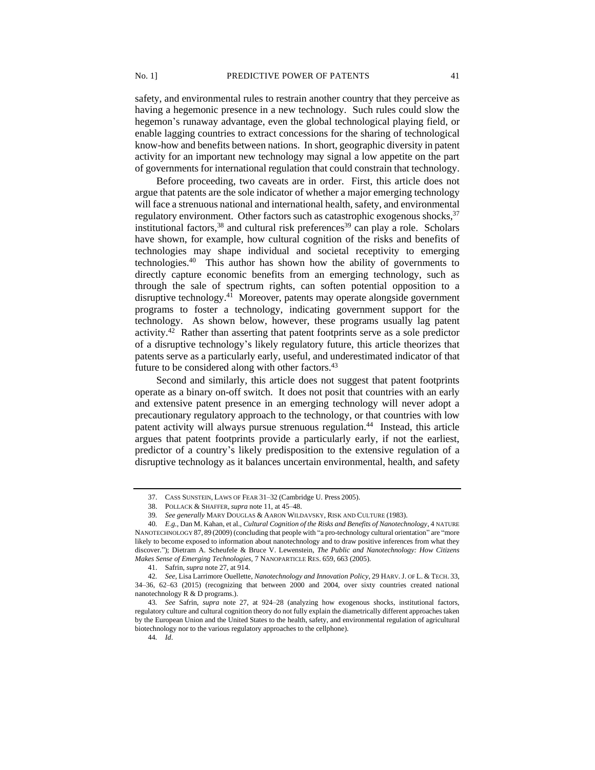safety, and environmental rules to restrain another country that they perceive as having a hegemonic presence in a new technology. Such rules could slow the hegemon's runaway advantage, even the global technological playing field, or enable lagging countries to extract concessions for the sharing of technological know-how and benefits between nations. In short, geographic diversity in patent activity for an important new technology may signal a low appetite on the part of governments for international regulation that could constrain that technology.

Before proceeding, two caveats are in order. First, this article does not argue that patents are the sole indicator of whether a major emerging technology will face a strenuous national and international health, safety, and environmental regulatory environment. Other factors such as catastrophic exogenous shocks,[37] institutional factors,[38] and cultural risk preferences[39] can play a role. Scholars have shown, for example, how cultural cognition of the risks and benefits of technologies may shape individual and societal receptivity to emerging technologies.[40] This author has shown how the ability of governments to directly capture economic benefits from an emerging technology, such as through the sale of spectrum rights, can soften potential opposition to a disruptive technology.[41] Moreover, patents may operate alongside government programs to foster a technology, indicating government support for the technology. As shown below, however, these programs usually lag patent activity.[42] Rather than asserting that patent footprints serve as a sole predictor of a disruptive technology's likely regulatory future, this article theorizes that patents serve as a particularly early, useful, and underestimated indicator of that future to be considered along with other factors.[43]

Second and similarly, this article does not suggest that patent footprints operate as a binary on-off switch. It does not posit that countries with an early and extensive patent presence in an emerging technology will never adopt a precautionary regulatory approach to the technology, or that countries with low patent activity will always pursue strenuous regulation.[44] Instead, this article argues that patent footprints provide a particularly early, if not the earliest, predictor of a country's likely predisposition to the extensive regulation of a disruptive technology as it balances uncertain environmental, health, and safety

---

37. CASS SUNSTEIN, LAWS OF FEAR 31–32 (Cambridge U. Press 2005).

38. POLLACK & SHAFFER, *supra* note 11, at 45–48.

39. *See generally* MARY DOUGLAS & AARON WILDAVSKY, RISK AND CULTURE (1983).

40. *E.g.*, Dan M. Kahan, et al., *Cultural Cognition of the Risks and Benefits of Nanotechnology*, 4 NATURE NANOTECHNOLOGY 87, 89 (2009) (concluding that people with "a pro-technology cultural orientation" are "more likely to become exposed to information about nanotechnology and to draw positive inferences from what they discover."); Dietram A. Scheufele & Bruce V. Lewenstein, *The Public and Nanotechnology: How Citizens Makes Sense of Emerging Technologies*, 7 NANOPARTICLE RES. 659, 663 (2005).

41. Safrin, *supra* note 27, at 914.

42. *See*, Lisa Larrimore Ouellette, *Nanotechnology and Innovation Policy*, 29 HARV. J. OF L. & TECH. 33, 34–36, 62–63 (2015) (recognizing that between 2000 and 2004, over sixty countries created national nanotechnology R & D programs.).

43. *See* Safrin, *supra* note 27, at 924–28 (analyzing how exogenous shocks, institutional factors, regulatory culture and cultural cognition theory do not fully explain the diametrically different approaches taken by the European Union and the United States to the health, safety, and environmental regulation of agricultural biotechnology nor to the various regulatory approaches to the cellphone).

44. *Id*.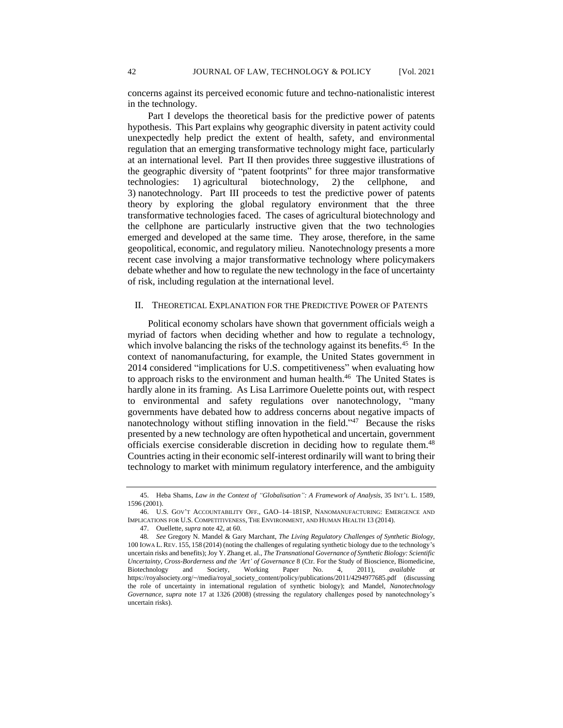concerns against its perceived economic future and techno-nationalistic interest in the technology.

Part I develops the theoretical basis for the predictive power of patents hypothesis. This Part explains why geographic diversity in patent activity could unexpectedly help predict the extent of health, safety, and environmental regulation that an emerging transformative technology might face, particularly at an international level. Part II then provides three suggestive illustrations of the geographic diversity of "patent footprints" for three major transformative technologies: 1) agricultural biotechnology, 2) the cellphone, and 3) nanotechnology. Part III proceeds to test the predictive power of patents theory by exploring the global regulatory environment that the three transformative technologies faced. The cases of agricultural biotechnology and the cellphone are particularly instructive given that the two technologies emerged and developed at the same time. They arose, therefore, in the same geopolitical, economic, and regulatory milieu. Nanotechnology presents a more recent case involving a major transformative technology where policymakers debate whether and how to regulate the new technology in the face of uncertainty of risk, including regulation at the international level.

## II. THEORETICAL EXPLANATION FOR THE PREDICTIVE POWER OF PATENTS

Political economy scholars have shown that government officials weigh a myriad of factors when deciding whether and how to regulate a technology, which involve balancing the risks of the technology against its benefits.[45] In the context of nanomanufacturing, for example, the United States government in 2014 considered "implications for U.S. competitiveness" when evaluating how to approach risks to the environment and human health.[46] The United States is hardly alone in its framing. As Lisa Larrimore Ouelette points out, with respect to environmental and safety regulations over nanotechnology, "many governments have debated how to address concerns about negative impacts of nanotechnology without stifling innovation in the field."[47] Because the risks presented by a new technology are often hypothetical and uncertain, government officials exercise considerable discretion in deciding how to regulate them.[48] Countries acting in their economic self-interest ordinarily will want to bring their technology to market with minimum regulatory interference, and the ambiguity

---

45. Heba Shams, *Law in the Context of "Globalisation": A Framework of Analysis*, 35 INT'L L. 1589, 1596 (2001).

46. U.S. GOV'T ACCOUNTABILITY OFF., GAO–14–181SP, NANOMANUFACTURING: EMERGENCE AND IMPLICATIONS FOR U.S. COMPETITIVENESS, THE ENVIRONMENT, AND HUMAN HEALTH 13 (2014).

47. Ouellette, *supra* note 42, at 60.

48. *See* Gregory N. Mandel & Gary Marchant, *The Living Regulatory Challenges of Synthetic Biology*, 100 IOWA L. REV. 155, 158 (2014) (noting the challenges of regulating synthetic biology due to the technology's uncertain risks and benefits); Joy Y. Zhang et. al., *The Transnational Governance of Synthetic Biology: Scientific Uncertainty, Cross-Borderness and the 'Art' of Governance* 8 (Ctr. For the Study of Bioscience, Biomedicine, Biotechnology and Society, Working Paper No. 4, 2011), *available at* https://royalsociety.org/~/media/royal_society_content/policy/publications/2011/4294977685.pdf (discussing the role of uncertainty in international regulation of synthetic biology); and Mandel, *Nanotechnology Governance*, *supra* note 17 at 1326 (2008) (stressing the regulatory challenges posed by nanotechnology's uncertain risks).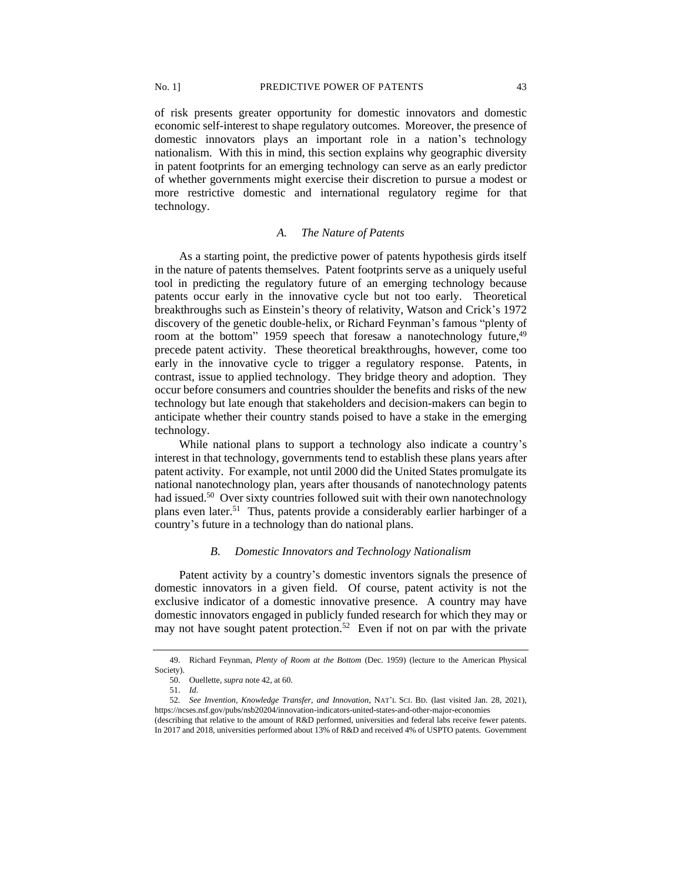of risk presents greater opportunity for domestic innovators and domestic economic self-interest to shape regulatory outcomes. Moreover, the presence of domestic innovators plays an important role in a nation's technology nationalism. With this in mind, this section explains why geographic diversity in patent footprints for an emerging technology can serve as an early predictor of whether governments might exercise their discretion to pursue a modest or more restrictive domestic and international regulatory regime for that technology.

### *A. The Nature of Patents*

As a starting point, the predictive power of patents hypothesis girds itself in the nature of patents themselves. Patent footprints serve as a uniquely useful tool in predicting the regulatory future of an emerging technology because patents occur early in the innovative cycle but not too early. Theoretical breakthroughs such as Einstein's theory of relativity, Watson and Crick's 1972 discovery of the genetic double-helix, or Richard Feynman's famous "plenty of room at the bottom" 1959 speech that foresaw a nanotechnology future,[49] precede patent activity. These theoretical breakthroughs, however, come too early in the innovative cycle to trigger a regulatory response. Patents, in contrast, issue to applied technology. They bridge theory and adoption. They occur before consumers and countries shoulder the benefits and risks of the new technology but late enough that stakeholders and decision-makers can begin to anticipate whether their country stands poised to have a stake in the emerging technology.

While national plans to support a technology also indicate a country's interest in that technology, governments tend to establish these plans years after patent activity. For example, not until 2000 did the United States promulgate its national nanotechnology plan, years after thousands of nanotechnology patents had issued.[50] Over sixty countries followed suit with their own nanotechnology plans even later.[51] Thus, patents provide a considerably earlier harbinger of a country's future in a technology than do national plans.

### *B. Domestic Innovators and Technology Nationalism*

Patent activity by a country's domestic inventors signals the presence of domestic innovators in a given field. Of course, patent activity is not the exclusive indicator of a domestic innovative presence. A country may have domestic innovators engaged in publicly funded research for which they may or may not have sought patent protection.[52] Even if not on par with the private

---

49. Richard Feynman, *Plenty of Room at the Bottom* (Dec. 1959) (lecture to the American Physical Society).

50. Ouellette, *supra* note 42, at 60.

51. *Id.*

52. *See Invention, Knowledge Transfer, and Innovation*, NAT'L SCI. BD. (last visited Jan. 28, 2021), https://ncses.nsf.gov/pubs/nsb20204/innovation-indicators-united-states-and-other-major-economies (describing that relative to the amount of R&D performed, universities and federal labs receive fewer patents. In 2017 and 2018, universities performed about 13% of R&D and received 4% of USPTO patents. Government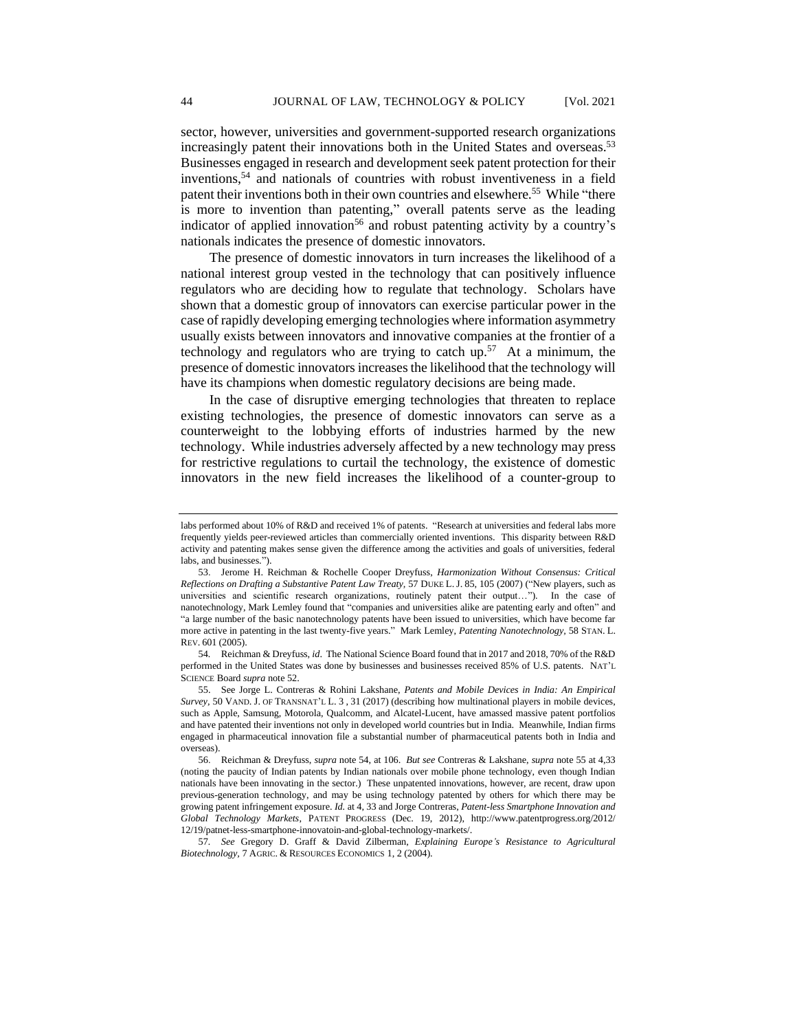sector, however, universities and government-supported research organizations increasingly patent their innovations both in the United States and overseas.[53] Businesses engaged in research and development seek patent protection for their inventions,[54] and nationals of countries with robust inventiveness in a field patent their inventions both in their own countries and elsewhere.[55] While "there is more to invention than patenting," overall patents serve as the leading indicator of applied innovation[56] and robust patenting activity by a country's nationals indicates the presence of domestic innovators.

The presence of domestic innovators in turn increases the likelihood of a national interest group vested in the technology that can positively influence regulators who are deciding how to regulate that technology. Scholars have shown that a domestic group of innovators can exercise particular power in the case of rapidly developing emerging technologies where information asymmetry usually exists between innovators and innovative companies at the frontier of a technology and regulators who are trying to catch up.[57] At a minimum, the presence of domestic innovators increases the likelihood that the technology will have its champions when domestic regulatory decisions are being made.

In the case of disruptive emerging technologies that threaten to replace existing technologies, the presence of domestic innovators can serve as a counterweight to the lobbying efforts of industries harmed by the new technology. While industries adversely affected by a new technology may press for restrictive regulations to curtail the technology, the existence of domestic innovators in the new field increases the likelihood of a counter-group to

---

labs performed about 10% of R&D and received 1% of patents. "Research at universities and federal labs more frequently yields peer-reviewed articles than commercially oriented inventions. This disparity between R&D activity and patenting makes sense given the difference among the activities and goals of universities, federal labs, and businesses.").

53. Jerome H. Reichman & Rochelle Cooper Dreyfuss, *Harmonization Without Consensus: Critical Reflections on Drafting a Substantive Patent Law Treaty*, 57 DUKE L. J. 85, 105 (2007) ("New players, such as universities and scientific research organizations, routinely patent their output…"). In the case of nanotechnology, Mark Lemley found that "companies and universities alike are patenting early and often" and "a large number of the basic nanotechnology patents have been issued to universities, which have become far more active in patenting in the last twenty-five years." Mark Lemley, *Patenting Nanotechnology*, 58 STAN. L. REV. 601 (2005).

54. Reichman & Dreyfuss, *id*. The National Science Board found that in 2017 and 2018, 70% of the R&D performed in the United States was done by businesses and businesses received 85% of U.S. patents. NAT'L SCIENCE Board *supra* note 52.

55. See Jorge L. Contreras & Rohini Lakshane, *Patents and Mobile Devices in India: An Empirical Survey*, 50 VAND. J. OF TRANSNAT'L L. 3 , 31 (2017) (describing how multinational players in mobile devices, such as Apple, Samsung, Motorola, Qualcomm, and Alcatel-Lucent, have amassed massive patent portfolios and have patented their inventions not only in developed world countries but in India. Meanwhile, Indian firms engaged in pharmaceutical innovation file a substantial number of pharmaceutical patents both in India and overseas).

56. Reichman & Dreyfuss, *supra* note 54, at 106. *But see* Contreras & Lakshane, *supra* note 55 at 4,33 (noting the paucity of Indian patents by Indian nationals over mobile phone technology, even though Indian nationals have been innovating in the sector.) These unpatented innovations, however, are recent, draw upon previous-generation technology, and may be using technology patented by others for which there may be growing patent infringement exposure. *Id.* at 4, 33 and Jorge Contreras, *Patent-less Smartphone Innovation and Global Technology Markets*, PATENT PROGRESS (Dec. 19, 2012), http://www.patentprogress.org/2012/12/19/patnet-less-smartphone-innovatoin-and-global-technology-markets/.

57. *See* Gregory D. Graff & David Zilberman, *Explaining Europe's Resistance to Agricultural Biotechnology*, 7 AGRIC. & RESOURCES ECONOMICS 1, 2 (2004).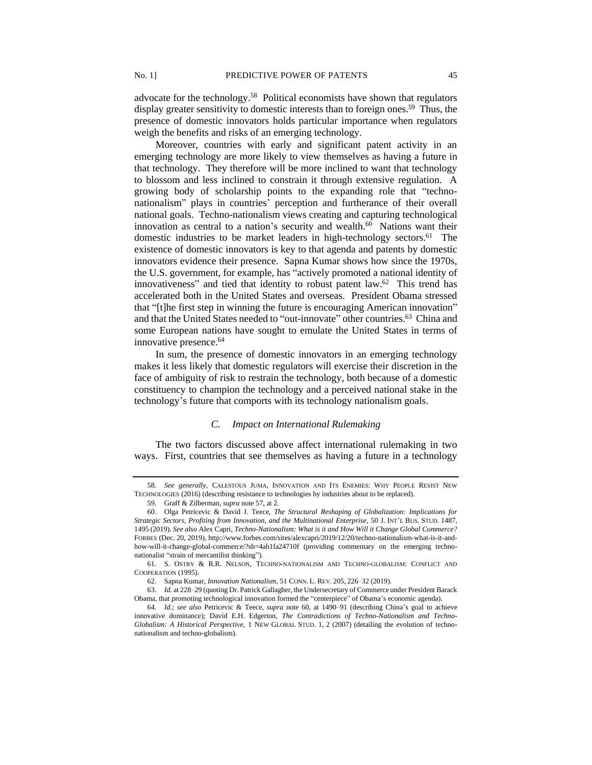advocate for the technology.[58] Political economists have shown that regulators display greater sensitivity to domestic interests than to foreign ones.[59] Thus, the presence of domestic innovators holds particular importance when regulators weigh the benefits and risks of an emerging technology.

Moreover, countries with early and significant patent activity in an emerging technology are more likely to view themselves as having a future in that technology. They therefore will be more inclined to want that technology to blossom and less inclined to constrain it through extensive regulation. A growing body of scholarship points to the expanding role that "techno-nationalism" plays in countries' perception and furtherance of their overall national goals. Techno-nationalism views creating and capturing technological innovation as central to a nation's security and wealth.[60] Nations want their domestic industries to be market leaders in high-technology sectors.[61] The existence of domestic innovators is key to that agenda and patents by domestic innovators evidence their presence. Sapna Kumar shows how since the 1970s, the U.S. government, for example, has "actively promoted a national identity of innovativeness" and tied that identity to robust patent law.[62] This trend has accelerated both in the United States and overseas. President Obama stressed that "[t]he first step in winning the future is encouraging American innovation" and that the United States needed to "out-innovate" other countries.[63] China and some European nations have sought to emulate the United States in terms of innovative presence.[64]

In sum, the presence of domestic innovators in an emerging technology makes it less likely that domestic regulators will exercise their discretion in the face of ambiguity of risk to restrain the technology, both because of a domestic constituency to champion the technology and a perceived national stake in the technology's future that comports with its technology nationalism goals.

### *C. Impact on International Rulemaking*

The two factors discussed above affect international rulemaking in two ways. First, countries that see themselves as having a future in a technology

---

58. *See generally*, CALESTOUS JUMA, INNOVATION AND ITS ENEMIES: WHY PEOPLE RESIST NEW TECHNOLOGIES (2016) (describing resistance to technologies by industries about to be replaced).

59. Graff & Zilberman, *supra* note 57, at 2.

60. Olga Petricevic & David J. Teece, *The Structural Reshaping of Globalization: Implications for Strategic Sectors, Profiting from Innovation, and the Multinational Enterprise*, 50 J. INT'L BUS. STUD. 1487, 1495 (2019). *See also* Alex Capri, *Techno-Nationalism: What is it and How Will it Change Global Commerce?* FORBES (Dec. 20, 2019), http://www.forbes.com/sites/alexcapri/2019/12/20/techno-nationalism-what-is-it-and-how-will-it-change-global-commerce/?sh=4ab1fa24710f (providing commentary on the emerging techno-nationalist "strain of mercantilist thinking").

61. S. OSTRY & R.R. NELSON, TECHNO-NATIONALISM AND TECHNO-GLOBALISM: CONFLICT AND COOPERATION (1995).

62. Sapna Kumar, *Innovation Nationalism*, 51 CONN. L. REV. 205, 226–32 (2019).

63. *Id.* at 228–29 (quoting Dr. Patrick Gallagher, the Undersecretary of Commerce under President Barack Obama, that promoting technological innovation formed the "centerpiece" of Obama's economic agenda).

64. *Id.*; *see also* Petricevic & Teece, *supra* note 60, at 1490–91 (describing China's goal to achieve innovative dominance); David E.H. Edgerton, *The Contradictions of Techno-Nationalism and Techno-Globalism: A Historical Perspective*, 1 NEW GLOBAL STUD. 1, 2 (2007) (detailing the evolution of techno-nationalism and techno-globalism).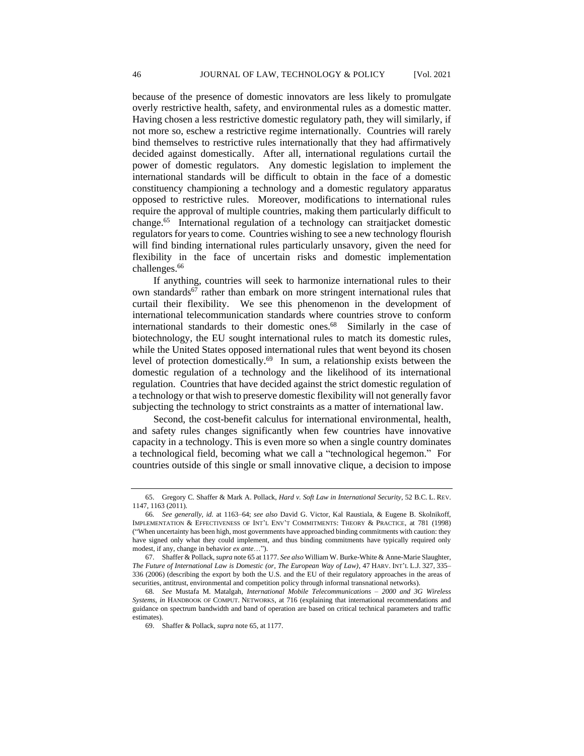because of the presence of domestic innovators are less likely to promulgate overly restrictive health, safety, and environmental rules as a domestic matter. Having chosen a less restrictive domestic regulatory path, they will similarly, if not more so, eschew a restrictive regime internationally. Countries will rarely bind themselves to restrictive rules internationally that they had affirmatively decided against domestically. After all, international regulations curtail the power of domestic regulators. Any domestic legislation to implement the international standards will be difficult to obtain in the face of a domestic constituency championing a technology and a domestic regulatory apparatus opposed to restrictive rules. Moreover, modifications to international rules require the approval of multiple countries, making them particularly difficult to change.[65] International regulation of a technology can straitjacket domestic regulators for years to come. Countries wishing to see a new technology flourish will find binding international rules particularly unsavory, given the need for flexibility in the face of uncertain risks and domestic implementation challenges.[66]

If anything, countries will seek to harmonize international rules to their own standards[67] rather than embark on more stringent international rules that curtail their flexibility. We see this phenomenon in the development of international telecommunication standards where countries strove to conform international standards to their domestic ones.[68] Similarly in the case of biotechnology, the EU sought international rules to match its domestic rules, while the United States opposed international rules that went beyond its chosen level of protection domestically.[69] In sum, a relationship exists between the domestic regulation of a technology and the likelihood of its international regulation. Countries that have decided against the strict domestic regulation of a technology or that wish to preserve domestic flexibility will not generally favor subjecting the technology to strict constraints as a matter of international law.

Second, the cost-benefit calculus for international environmental, health, and safety rules changes significantly when few countries have innovative capacity in a technology. This is even more so when a single country dominates a technological field, becoming what we call a "technological hegemon." For countries outside of this single or small innovative clique, a decision to impose

---

65. Gregory C. Shaffer & Mark A. Pollack, *Hard v. Soft Law in International Security*, 52 B.C. L. REV. 1147, 1163 (2011).

66. *See generally*, *id.* at 1163–64; *see also* David G. Victor, Kal Raustiala, & Eugene B. Skolnikoff, IMPLEMENTATION & EFFECTIVENESS OF INT'L ENV'T COMMITMENTS: THEORY & PRACTICE, at 781 (1998) ("When uncertainty has been high, most governments have approached binding commitments with caution: they have signed only what they could implement, and thus binding commitments have typically required only modest, if any, change in behavior *ex ante*…").

67. Shaffer & Pollack, *supra* note 65 at 1177. *See also* William W. Burke-White & Anne-Marie Slaughter, *The Future of International Law is Domestic (or, The European Way of Law)*, 47 HARV. INT'L L.J. 327, 335–336 (2006) (describing the export by both the U.S. and the EU of their regulatory approaches in the areas of securities, antitrust, environmental and competition policy through informal transnational networks).

68. *See* Mustafa M. Matalgah, *International Mobile Telecommunications – 2000 and 3G Wireless Systems*, *in* HANDBOOK OF COMPUT. NETWORKS, at 716 (explaining that international recommendations and guidance on spectrum bandwidth and band of operation are based on critical technical parameters and traffic estimates).

69. Shaffer & Pollack, *supra* note 65, at 1177.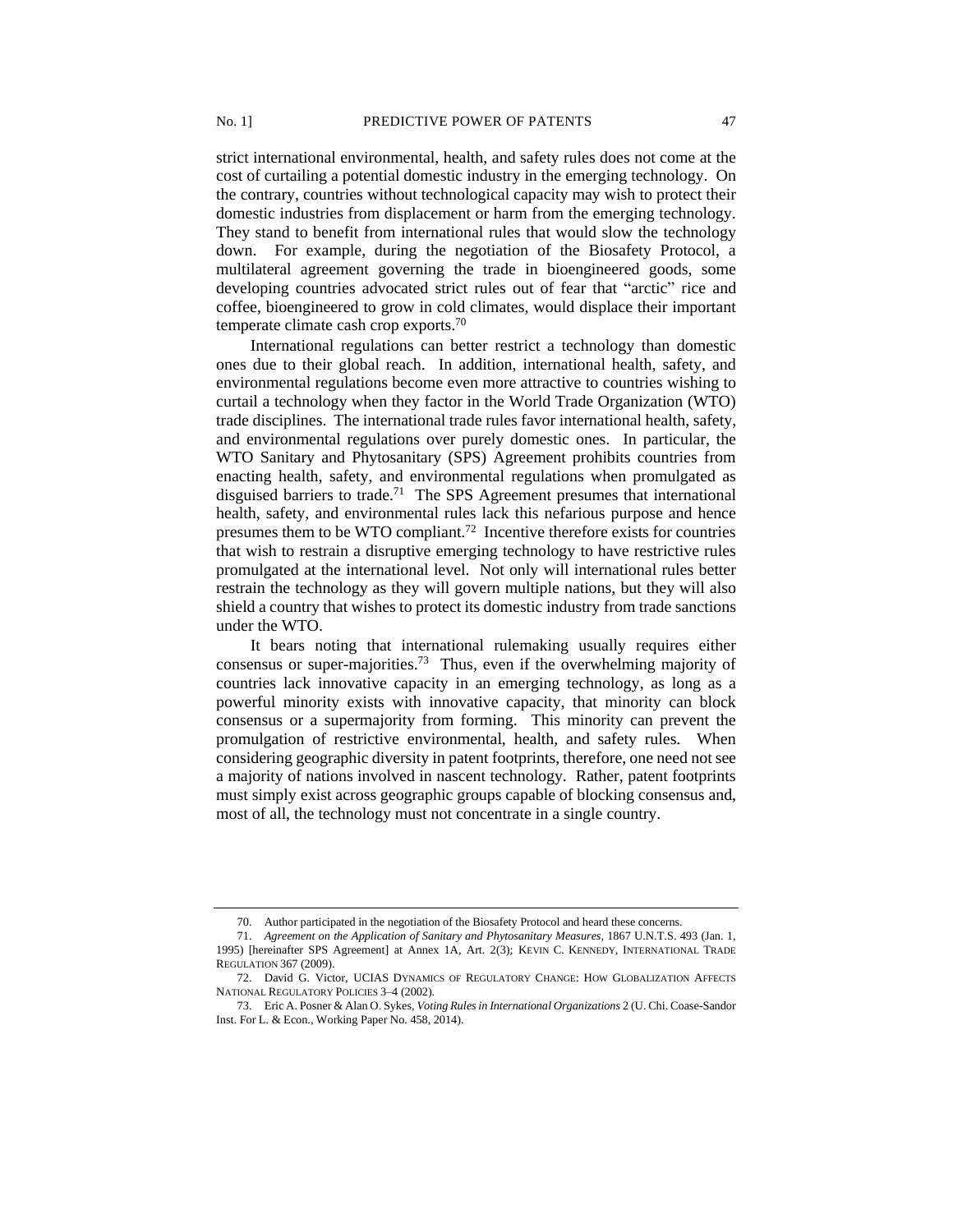strict international environmental, health, and safety rules does not come at the cost of curtailing a potential domestic industry in the emerging technology. On the contrary, countries without technological capacity may wish to protect their domestic industries from displacement or harm from the emerging technology. They stand to benefit from international rules that would slow the technology down. For example, during the negotiation of the Biosafety Protocol, a multilateral agreement governing the trade in bioengineered goods, some developing countries advocated strict rules out of fear that "arctic" rice and coffee, bioengineered to grow in cold climates, would displace their important temperate climate cash crop exports.[70]

International regulations can better restrict a technology than domestic ones due to their global reach. In addition, international health, safety, and environmental regulations become even more attractive to countries wishing to curtail a technology when they factor in the World Trade Organization (WTO) trade disciplines. The international trade rules favor international health, safety, and environmental regulations over purely domestic ones. In particular, the WTO Sanitary and Phytosanitary (SPS) Agreement prohibits countries from enacting health, safety, and environmental regulations when promulgated as disguised barriers to trade.[71] The SPS Agreement presumes that international health, safety, and environmental rules lack this nefarious purpose and hence presumes them to be WTO compliant.[72] Incentive therefore exists for countries that wish to restrain a disruptive emerging technology to have restrictive rules promulgated at the international level. Not only will international rules better restrain the technology as they will govern multiple nations, but they will also shield a country that wishes to protect its domestic industry from trade sanctions under the WTO.

It bears noting that international rulemaking usually requires either consensus or super-majorities.[73] Thus, even if the overwhelming majority of countries lack innovative capacity in an emerging technology, as long as a powerful minority exists with innovative capacity, that minority can block consensus or a supermajority from forming. This minority can prevent the promulgation of restrictive environmental, health, and safety rules. When considering geographic diversity in patent footprints, therefore, one need not see a majority of nations involved in nascent technology. Rather, patent footprints must simply exist across geographic groups capable of blocking consensus and, most of all, the technology must not concentrate in a single country.

---

70. Author participated in the negotiation of the Biosafety Protocol and heard these concerns.

71. *Agreement on the Application of Sanitary and Phytosanitary Measures*, 1867 U.N.T.S. 493 (Jan. 1, 1995) [hereinafter SPS Agreement] at Annex 1A, Art. 2(3); KEVIN C. KENNEDY, INTERNATIONAL TRADE REGULATION 367 (2009).

72. David G. Victor, UCIAS DYNAMICS OF REGULATORY CHANGE: HOW GLOBALIZATION AFFECTS NATIONAL REGULATORY POLICIES 3–4 (2002).

73. Eric A. Posner & Alan O. Sykes, *Voting Rules in International Organizations* 2 (U. Chi. Coase-Sandor Inst. For L. & Econ., Working Paper No. 458, 2014).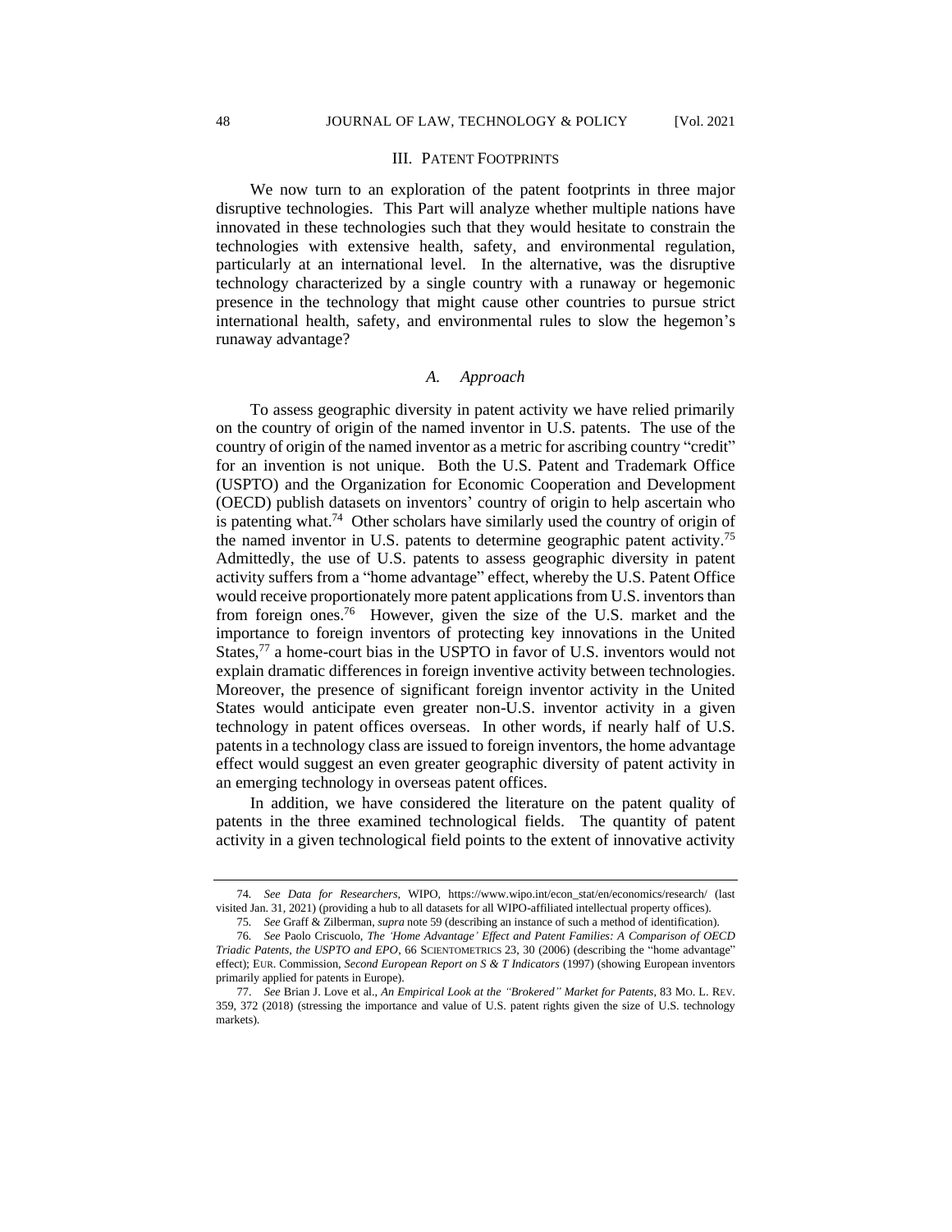## III. Patent Footprints

We now turn to an exploration of the patent footprints in three major disruptive technologies. This Part will analyze whether multiple nations have innovated in these technologies such that they would hesitate to constrain the technologies with extensive health, safety, and environmental regulation, particularly at an international level. In the alternative, was the disruptive technology characterized by a single country with a runaway or hegemonic presence in the technology that might cause other countries to pursue strict international health, safety, and environmental rules to slow the hegemon's runaway advantage?

### *A. Approach*

To assess geographic diversity in patent activity we have relied primarily on the country of origin of the named inventor in U.S. patents. The use of the country of origin of the named inventor as a metric for ascribing country "credit" for an invention is not unique. Both the U.S. Patent and Trademark Office (USPTO) and the Organization for Economic Cooperation and Development (OECD) publish datasets on inventors' country of origin to help ascertain who is patenting what.[74] Other scholars have similarly used the country of origin of the named inventor in U.S. patents to determine geographic patent activity.[75] Admittedly, the use of U.S. patents to assess geographic diversity in patent activity suffers from a "home advantage" effect, whereby the U.S. Patent Office would receive proportionately more patent applications from U.S. inventors than from foreign ones.[76] However, given the size of the U.S. market and the importance to foreign inventors of protecting key innovations in the United States,[77] a home-court bias in the USPTO in favor of U.S. inventors would not explain dramatic differences in foreign inventive activity between technologies. Moreover, the presence of significant foreign inventor activity in the United States would anticipate even greater non-U.S. inventor activity in a given technology in patent offices overseas. In other words, if nearly half of U.S. patents in a technology class are issued to foreign inventors, the home advantage effect would suggest an even greater geographic diversity of patent activity in an emerging technology in overseas patent offices.

In addition, we have considered the literature on the patent quality of patents in the three examined technological fields. The quantity of patent activity in a given technological field points to the extent of innovative activity

---

74. *See Data for Researchers*, WIPO, https://www.wipo.int/econ_stat/en/economics/research/ (last visited Jan. 31, 2021) (providing a hub to all datasets for all WIPO-affiliated intellectual property offices).

75. *See* Graff & Zilberman, *supra* note 59 (describing an instance of such a method of identification).

76. *See* Paolo Criscuolo, *The 'Home Advantage' Effect and Patent Families: A Comparison of OECD Triadic Patents, the USPTO and EPO*, 66 SCIENTOMETRICS 23, 30 (2006) (describing the "home advantage" effect); EUR. Commission, *Second European Report on S & T Indicators* (1997) (showing European inventors primarily applied for patents in Europe).

77. *See* Brian J. Love et al., *An Empirical Look at the "Brokered" Market for Patents*, 83 MO. L. REV. 359, 372 (2018) (stressing the importance and value of U.S. patent rights given the size of U.S. technology markets).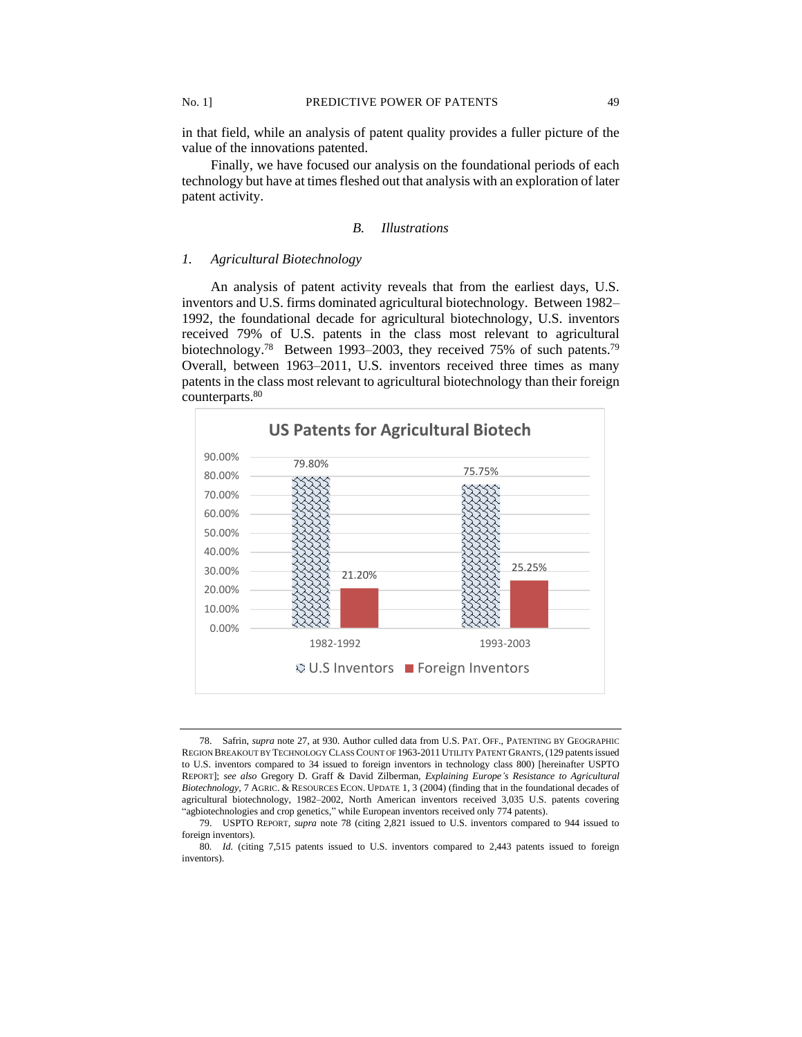in that field, while an analysis of patent quality provides a fuller picture of the value of the innovations patented.

Finally, we have focused our analysis on the foundational periods of each technology but have at times fleshed out that analysis with an exploration of later patent activity.

### *B. Illustrations*

#### *1. Agricultural Biotechnology*

An analysis of patent activity reveals that from the earliest days, U.S. inventors and U.S. firms dominated agricultural biotechnology. Between 1982–1992, the foundational decade for agricultural biotechnology, U.S. inventors received 79% of U.S. patents in the class most relevant to agricultural biotechnology.[78] Between 1993–2003, they received 75% of such patents.[79] Overall, between 1963–2011, U.S. inventors received three times as many patents in the class most relevant to agricultural biotechnology than their foreign counterparts.[80]

**US Patents for Agricultural Biotech**

| | U.S Inventors | Foreign Inventors |
|---|---|---|
| 1982-1992 | 79.80% | 21.20% |
| 1993-2003 | 75.75% | 25.25% |

---

78. Safrin, *supra* note 27, at 930. Author culled data from U.S. PAT. OFF., PATENTING BY GEOGRAPHIC REGION BREAKOUT BY TECHNOLOGY CLASS COUNT OF 1963-2011 UTILITY PATENT GRANTS, (129 patents issued to U.S. inventors compared to 34 issued to foreign inventors in technology class 800) [hereinafter USPTO REPORT]; *see also* Gregory D. Graff & David Zilberman, *Explaining Europe's Resistance to Agricultural Biotechnology*, 7 AGRIC. & RESOURCES ECON. UPDATE 1, 3 (2004) (finding that in the foundational decades of agricultural biotechnology, 1982–2002, North American inventors received 3,035 U.S. patents covering "agbiotechnologies and crop genetics," while European inventors received only 774 patents).

79. USPTO REPORT, *supra* note 78 (citing 2,821 issued to U.S. inventors compared to 944 issued to foreign inventors).

80. *Id.* (citing 7,515 patents issued to U.S. inventors compared to 2,443 patents issued to foreign inventors).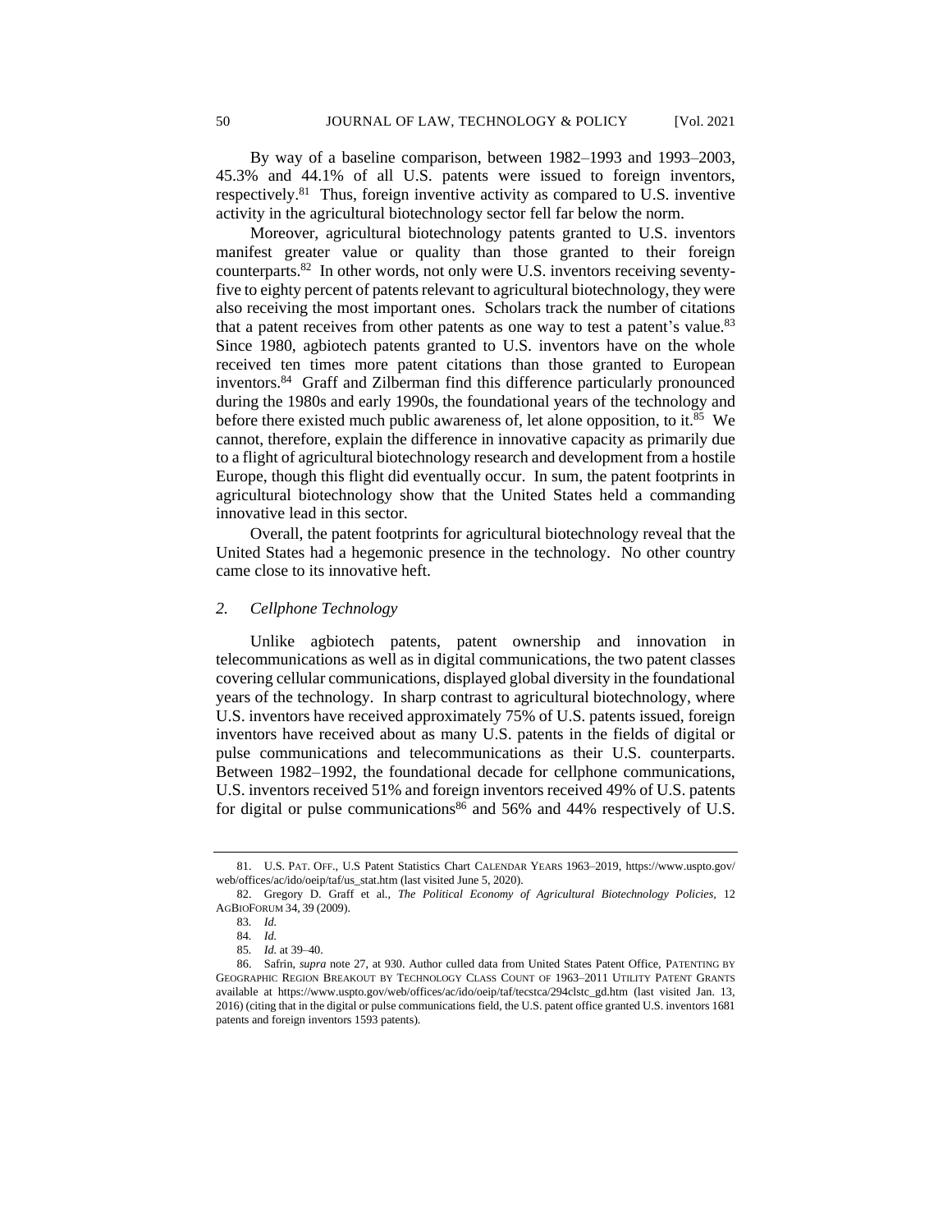By way of a baseline comparison, between 1982–1993 and 1993–2003, 45.3% and 44.1% of all U.S. patents were issued to foreign inventors, respectively.[81] Thus, foreign inventive activity as compared to U.S. inventive activity in the agricultural biotechnology sector fell far below the norm.

Moreover, agricultural biotechnology patents granted to U.S. inventors manifest greater value or quality than those granted to their foreign counterparts.[82] In other words, not only were U.S. inventors receiving seventy-five to eighty percent of patents relevant to agricultural biotechnology, they were also receiving the most important ones. Scholars track the number of citations that a patent receives from other patents as one way to test a patent's value.[83] Since 1980, agbiotech patents granted to U.S. inventors have on the whole received ten times more patent citations than those granted to European inventors.[84] Graff and Zilberman find this difference particularly pronounced during the 1980s and early 1990s, the foundational years of the technology and before there existed much public awareness of, let alone opposition, to it.[85] We cannot, therefore, explain the difference in innovative capacity as primarily due to a flight of agricultural biotechnology research and development from a hostile Europe, though this flight did eventually occur. In sum, the patent footprints in agricultural biotechnology show that the United States held a commanding innovative lead in this sector.

Overall, the patent footprints for agricultural biotechnology reveal that the United States had a hegemonic presence in the technology. No other country came close to its innovative heft.

### *2. Cellphone Technology*

Unlike agbiotech patents, patent ownership and innovation in telecommunications as well as in digital communications, the two patent classes covering cellular communications, displayed global diversity in the foundational years of the technology. In sharp contrast to agricultural biotechnology, where U.S. inventors have received approximately 75% of U.S. patents issued, foreign inventors have received about as many U.S. patents in the fields of digital or pulse communications and telecommunications as their U.S. counterparts. Between 1982–1992, the foundational decade for cellphone communications, U.S. inventors received 51% and foreign inventors received 49% of U.S. patents for digital or pulse communications[86] and 56% and 44% respectively of U.S.

---

81. U.S. PAT. OFF., U.S Patent Statistics Chart CALENDAR YEARS 1963–2019, https://www.uspto.gov/web/offices/ac/ido/oeip/taf/us_stat.htm (last visited June 5, 2020).

82. Gregory D. Graff et al., *The Political Economy of Agricultural Biotechnology Policies*, 12 AGBIOFORUM 34, 39 (2009).

83. *Id.*

84. *Id.*

85. *Id.* at 39–40.

86. Safrin, *supra* note 27, at 930. Author culled data from United States Patent Office, PATENTING BY GEOGRAPHIC REGION BREAKOUT BY TECHNOLOGY CLASS COUNT OF 1963–2011 UTILITY PATENT GRANTS available at https://www.uspto.gov/web/offices/ac/ido/oeip/taf/tecstca/294clstc_gd.htm (last visited Jan. 13, 2016) (citing that in the digital or pulse communications field, the U.S. patent office granted U.S. inventors 1681 patents and foreign inventors 1593 patents).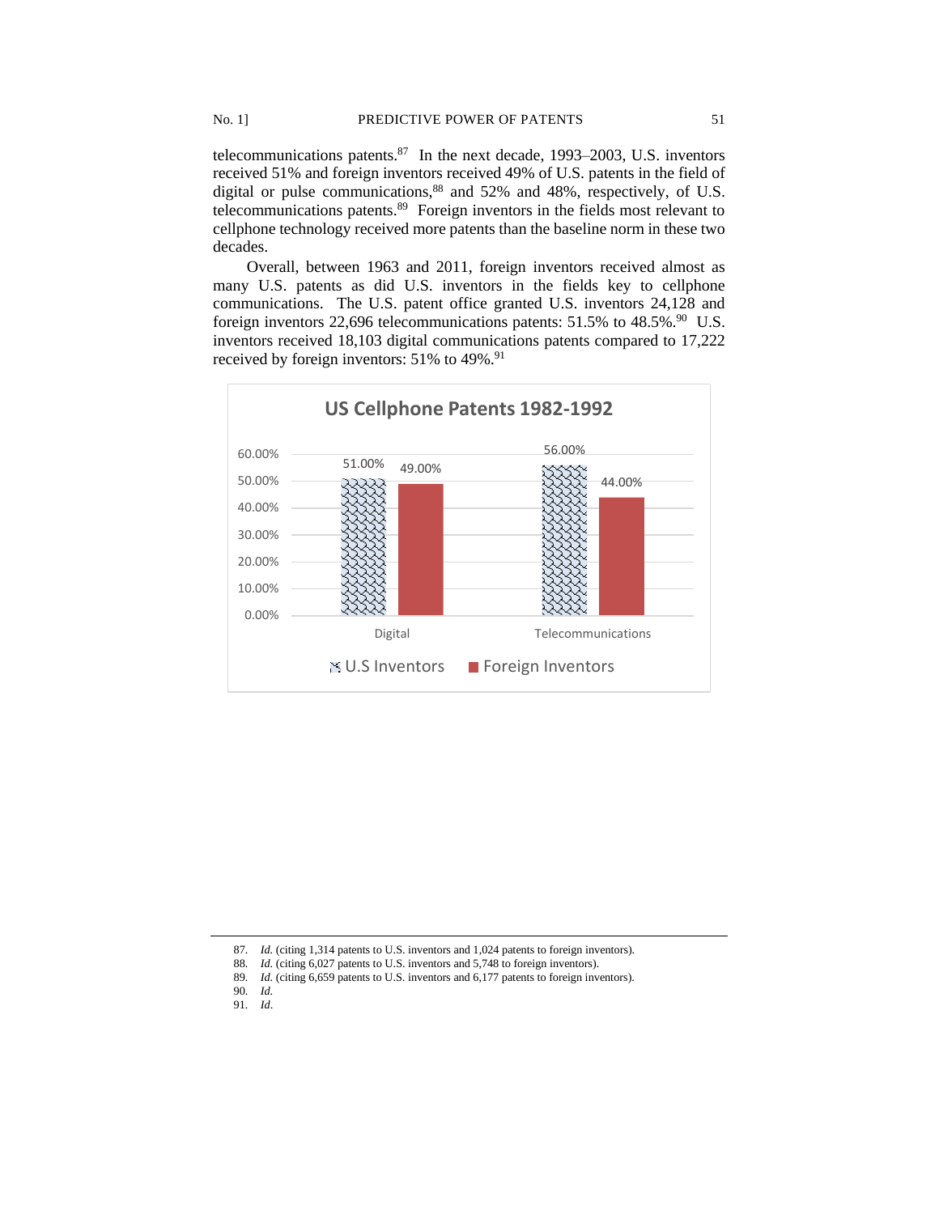telecommunications patents.[87] In the next decade, 1993–2003, U.S. inventors received 51% and foreign inventors received 49% of U.S. patents in the field of digital or pulse communications,[88] and 52% and 48%, respectively, of U.S. telecommunications patents.[89] Foreign inventors in the fields most relevant to cellphone technology received more patents than the baseline norm in these two decades.

Overall, between 1963 and 2011, foreign inventors received almost as many U.S. patents as did U.S. inventors in the fields key to cellphone communications. The U.S. patent office granted U.S. inventors 24,128 and foreign inventors 22,696 telecommunications patents: 51.5% to 48.5%.[90] U.S. inventors received 18,103 digital communications patents compared to 17,222 received by foreign inventors: 51% to 49%.[91]

**US Cellphone Patents 1982-1992**

| | U.S Inventors | Foreign Inventors |
|---|---|---|
| Digital | 51.00% | 49.00% |
| Telecommunications | 56.00% | 44.00% |

---

87. *Id.* (citing 1,314 patents to U.S. inventors and 1,024 patents to foreign inventors).

88. *Id.* (citing 6,027 patents to U.S. inventors and 5,748 to foreign inventors).

89. *Id.* (citing 6,659 patents to U.S. inventors and 6,177 patents to foreign inventors).

90. *Id.*

91. *Id*.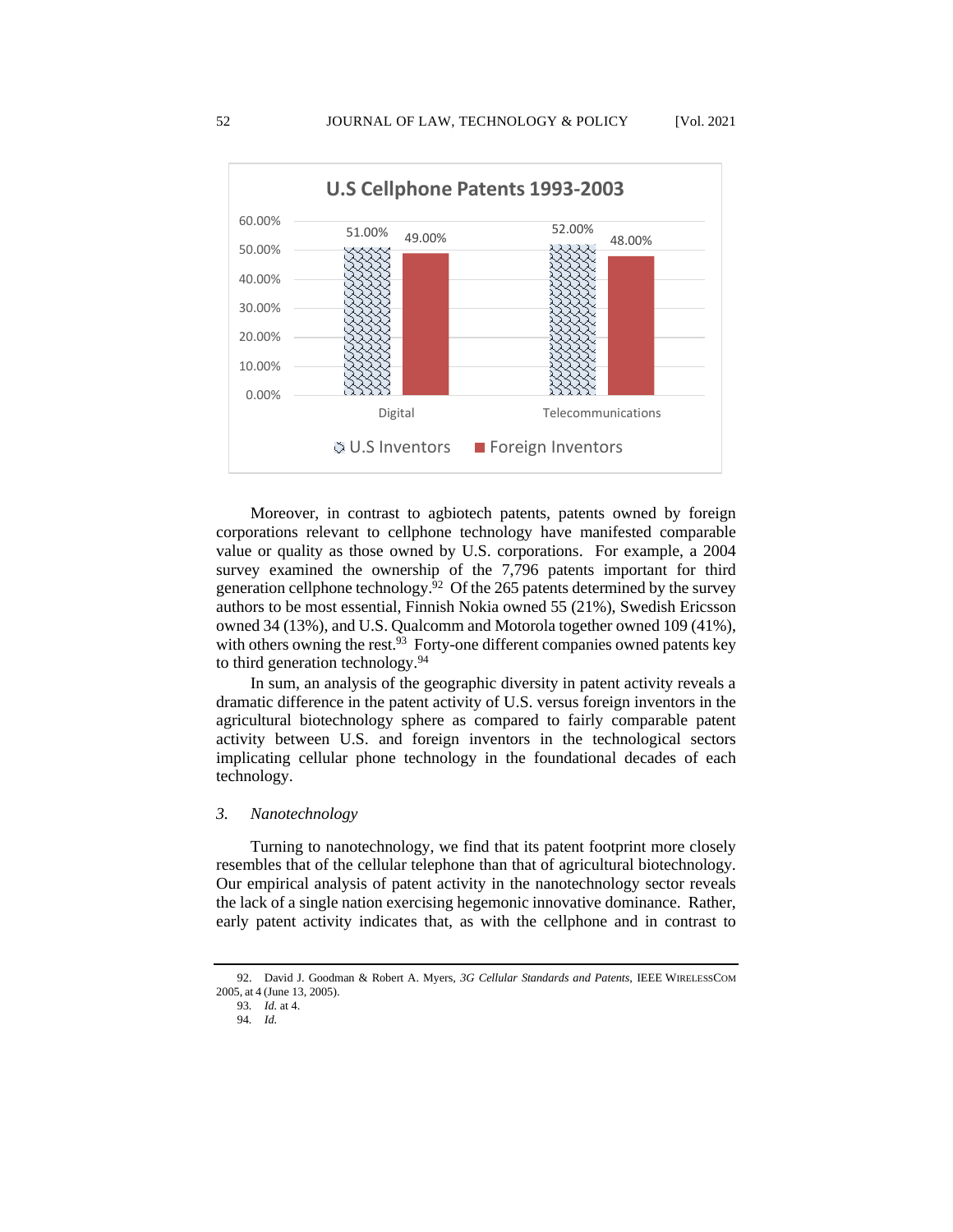**U.S Cellphone Patents 1993-2003**

| | U.S Inventors | Foreign Inventors |
|---|---|---|
| Digital | 51.00% | 49.00% |
| Telecommunications | 52.00% | 48.00% |

Moreover, in contrast to agbiotech patents, patents owned by foreign corporations relevant to cellphone technology have manifested comparable value or quality as those owned by U.S. corporations. For example, a 2004 survey examined the ownership of the 7,796 patents important for third generation cellphone technology.[92] Of the 265 patents determined by the survey authors to be most essential, Finnish Nokia owned 55 (21%), Swedish Ericsson owned 34 (13%), and U.S. Qualcomm and Motorola together owned 109 (41%), with others owning the rest.[93] Forty-one different companies owned patents key to third generation technology.[94]

In sum, an analysis of the geographic diversity in patent activity reveals a dramatic difference in the patent activity of U.S. versus foreign inventors in the agricultural biotechnology sphere as compared to fairly comparable patent activity between U.S. and foreign inventors in the technological sectors implicating cellular phone technology in the foundational decades of each technology.

### 3. *Nanotechnology*

Turning to nanotechnology, we find that its patent footprint more closely resembles that of the cellular telephone than that of agricultural biotechnology. Our empirical analysis of patent activity in the nanotechnology sector reveals the lack of a single nation exercising hegemonic innovative dominance. Rather, early patent activity indicates that, as with the cellphone and in contrast to

---

92. David J. Goodman & Robert A. Myers, *3G Cellular Standards and Patents*, IEEE WIRELESSCOM 2005, at 4 (June 13, 2005).

93. *Id.* at 4.

94. *Id.*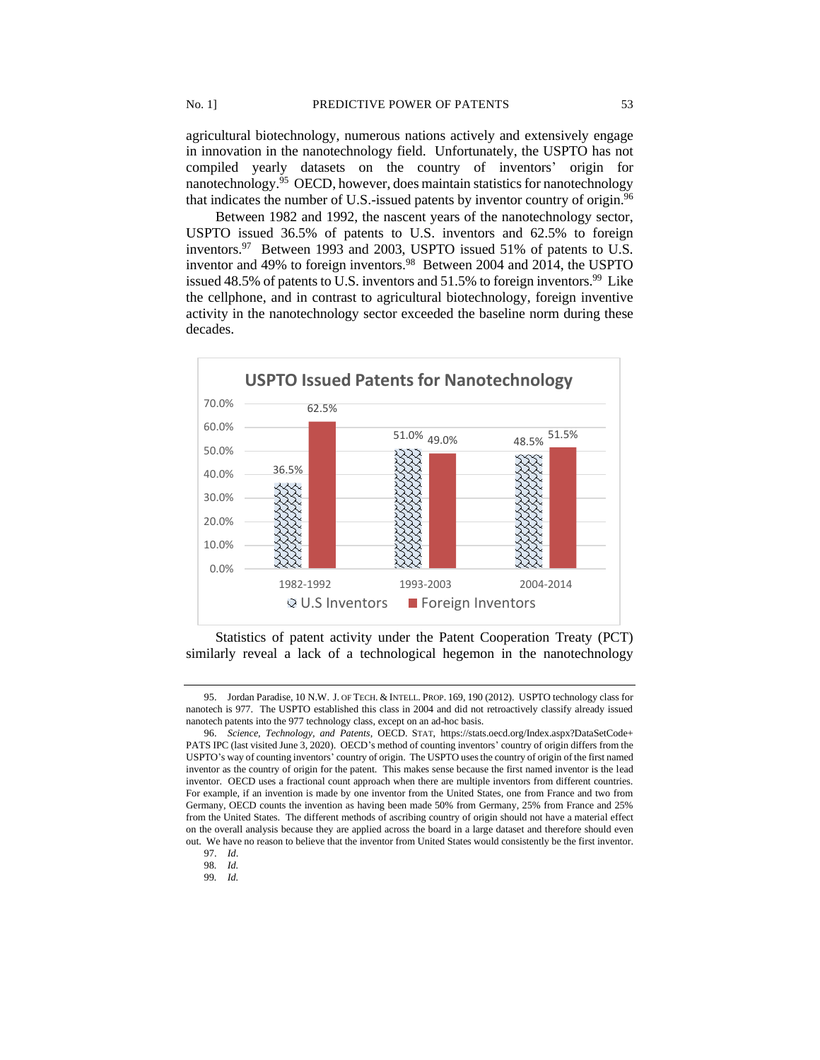agricultural biotechnology, numerous nations actively and extensively engage in innovation in the nanotechnology field. Unfortunately, the USPTO has not compiled yearly datasets on the country of inventors' origin for nanotechnology.[95] OECD, however, does maintain statistics for nanotechnology that indicates the number of U.S.-issued patents by inventor country of origin.[96]

Between 1982 and 1992, the nascent years of the nanotechnology sector, USPTO issued 36.5% of patents to U.S. inventors and 62.5% to foreign inventors.[97] Between 1993 and 2003, USPTO issued 51% of patents to U.S. inventor and 49% to foreign inventors.[98] Between 2004 and 2014, the USPTO issued 48.5% of patents to U.S. inventors and 51.5% to foreign inventors.[99] Like the cellphone, and in contrast to agricultural biotechnology, foreign inventive activity in the nanotechnology sector exceeded the baseline norm during these decades.

**USPTO Issued Patents for Nanotechnology**

| | U.S Inventors | Foreign Inventors |
|---|---|---|
| 1982-1992 | 36.5% | 62.5% |
| 1993-2003 | 51.0% | 49.0% |
| 2004-2014 | 48.5% | 51.5% |

Statistics of patent activity under the Patent Cooperation Treaty (PCT) similarly reveal a lack of a technological hegemon in the nanotechnology

---

95. Jordan Paradise, 10 N.W. J. OF TECH. & INTELL. PROP. 169, 190 (2012). USPTO technology class for nanotech is 977. The USPTO established this class in 2004 and did not retroactively classify already issued nanotech patents into the 977 technology class, except on an ad-hoc basis.

96. *Science, Technology, and Patents*, OECD. STAT, https://stats.oecd.org/Index.aspx?DataSetCode+PATS IPC (last visited June 3, 2020). OECD's method of counting inventors' country of origin differs from the USPTO's way of counting inventors' country of origin. The USPTO uses the country of origin of the first named inventor as the country of origin for the patent. This makes sense because the first named inventor is the lead inventor. OECD uses a fractional count approach when there are multiple inventors from different countries. For example, if an invention is made by one inventor from the United States, one from France and two from Germany, OECD counts the invention as having been made 50% from Germany, 25% from France and 25% from the United States. The different methods of ascribing country of origin should not have a material effect on the overall analysis because they are applied across the board in a large dataset and therefore should even out. We have no reason to believe that the inventor from United States would consistently be the first inventor.

97. *Id.*

98. *Id.*

99. *Id.*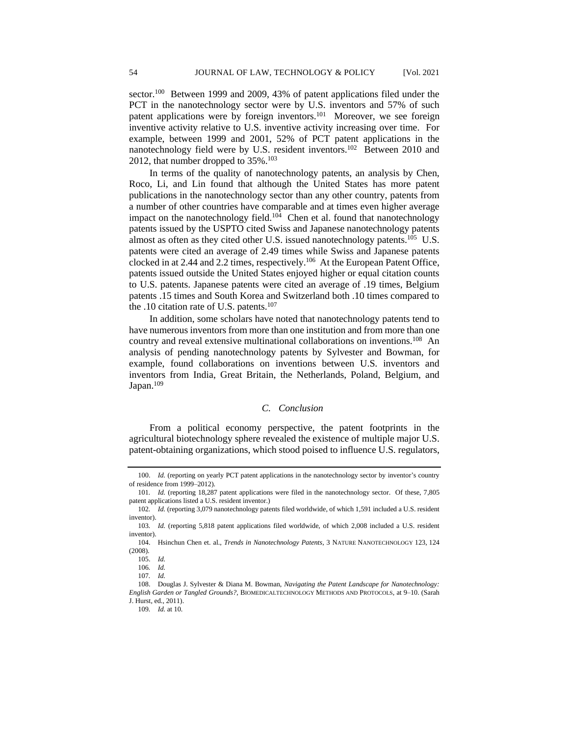sector.[100] Between 1999 and 2009, 43% of patent applications filed under the PCT in the nanotechnology sector were by U.S. inventors and 57% of such patent applications were by foreign inventors.[101] Moreover, we see foreign inventive activity relative to U.S. inventive activity increasing over time. For example, between 1999 and 2001, 52% of PCT patent applications in the nanotechnology field were by U.S. resident inventors.[102] Between 2010 and 2012, that number dropped to 35%.[103]

In terms of the quality of nanotechnology patents, an analysis by Chen, Roco, Li, and Lin found that although the United States has more patent publications in the nanotechnology sector than any other country, patents from a number of other countries have comparable and at times even higher average impact on the nanotechnology field.[104] Chen et al. found that nanotechnology patents issued by the USPTO cited Swiss and Japanese nanotechnology patents almost as often as they cited other U.S. issued nanotechnology patents.[105] U.S. patents were cited an average of 2.49 times while Swiss and Japanese patents clocked in at 2.44 and 2.2 times, respectively.[106] At the European Patent Office, patents issued outside the United States enjoyed higher or equal citation counts to U.S. patents. Japanese patents were cited an average of .19 times, Belgium patents .15 times and South Korea and Switzerland both .10 times compared to the .10 citation rate of U.S. patents.[107]

In addition, some scholars have noted that nanotechnology patents tend to have numerous inventors from more than one institution and from more than one country and reveal extensive multinational collaborations on inventions.[108] An analysis of pending nanotechnology patents by Sylvester and Bowman, for example, found collaborations on inventions between U.S. inventors and inventors from India, Great Britain, the Netherlands, Poland, Belgium, and Japan.[109]

### *C. Conclusion*

From a political economy perspective, the patent footprints in the agricultural biotechnology sphere revealed the existence of multiple major U.S. patent-obtaining organizations, which stood poised to influence U.S. regulators,

---

100. *Id.* (reporting on yearly PCT patent applications in the nanotechnology sector by inventor's country of residence from 1999–2012).

101. *Id.* (reporting 18,287 patent applications were filed in the nanotechnology sector. Of these, 7,805 patent applications listed a U.S. resident inventor.)

102. *Id.* (reporting 3,079 nanotechnology patents filed worldwide, of which 1,591 included a U.S. resident inventor).

103. *Id.* (reporting 5,818 patent applications filed worldwide, of which 2,008 included a U.S. resident inventor).

104. Hsinchun Chen et. al., *Trends in Nanotechnology Patents*, 3 NATURE NANOTECHNOLOGY 123, 124 (2008).

105. *Id.*

106. *Id.*

107. *Id.*

108. Douglas J. Sylvester & Diana M. Bowman, *Navigating the Patent Landscape for Nanotechnology: English Garden or Tangled Grounds?*, BIOMEDICALTECHNOLOGY METHODS AND PROTOCOLS, at 9–10. (Sarah J. Hurst, ed., 2011).

109. *Id.* at 10.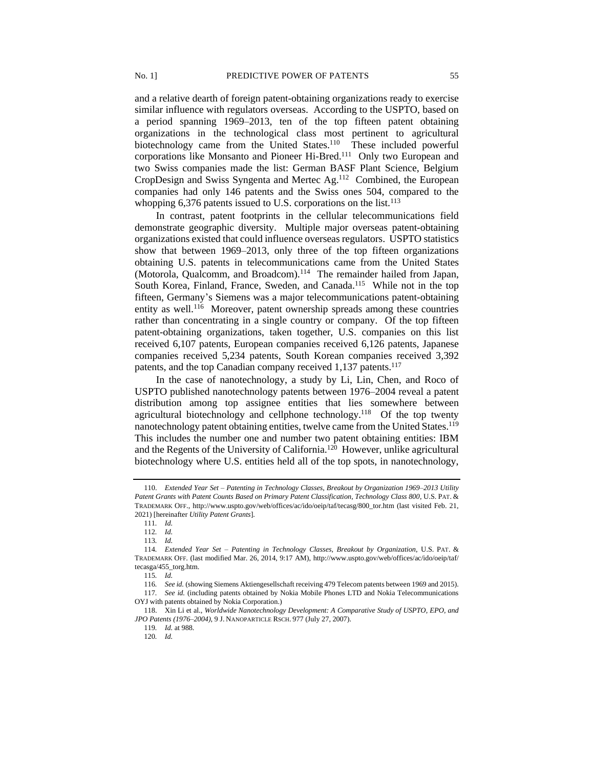and a relative dearth of foreign patent-obtaining organizations ready to exercise similar influence with regulators overseas. According to the USPTO, based on a period spanning 1969–2013, ten of the top fifteen patent obtaining organizations in the technological class most pertinent to agricultural biotechnology came from the United States.[110] These included powerful corporations like Monsanto and Pioneer Hi-Bred.[111] Only two European and two Swiss companies made the list: German BASF Plant Science, Belgium CropDesign and Swiss Syngenta and Mertec Ag.[112] Combined, the European companies had only 146 patents and the Swiss ones 504, compared to the whopping 6,376 patents issued to U.S. corporations on the list.[113]

In contrast, patent footprints in the cellular telecommunications field demonstrate geographic diversity. Multiple major overseas patent-obtaining organizations existed that could influence overseas regulators. USPTO statistics show that between 1969–2013, only three of the top fifteen organizations obtaining U.S. patents in telecommunications came from the United States (Motorola, Qualcomm, and Broadcom).[114] The remainder hailed from Japan, South Korea, Finland, France, Sweden, and Canada.[115] While not in the top fifteen, Germany's Siemens was a major telecommunications patent-obtaining entity as well.[116] Moreover, patent ownership spreads among these countries rather than concentrating in a single country or company. Of the top fifteen patent-obtaining organizations, taken together, U.S. companies on this list received 6,107 patents, European companies received 6,126 patents, Japanese companies received 5,234 patents, South Korean companies received 3,392 patents, and the top Canadian company received 1,137 patents.[117]

In the case of nanotechnology, a study by Li, Lin, Chen, and Roco of USPTO published nanotechnology patents between 1976–2004 reveal a patent distribution among top assignee entities that lies somewhere between agricultural biotechnology and cellphone technology.[118] Of the top twenty nanotechnology patent obtaining entities, twelve came from the United States.[119] This includes the number one and number two patent obtaining entities: IBM and the Regents of the University of California.[120] However, unlike agricultural biotechnology where U.S. entities held all of the top spots, in nanotechnology,

---

110. *Extended Year Set – Patenting in Technology Classes, Breakout by Organization 1969–2013 Utility Patent Grants with Patent Counts Based on Primary Patent Classification, Technology Class 800*, U.S. PAT. & TRADEMARK OFF., http://www.uspto.gov/web/offices/ac/ido/oeip/taf/tecasg/800_tor.htm (last visited Feb. 21, 2021) [hereinafter *Utility Patent Grants*].

111. *Id.*

112. *Id.*

113. *Id.*

114. *Extended Year Set – Patenting in Technology Classes, Breakout by Organization*, U.S. PAT. & TRADEMARK OFF. (last modified Mar. 26, 2014, 9:17 AM), http://www.uspto.gov/web/offices/ac/ido/oeip/taf/tecasga/455_torg.htm.

115. *Id.*

116. *See id.* (showing Siemens Aktiengesellschaft receiving 479 Telecom patents between 1969 and 2015).

117. *See id.* (including patents obtained by Nokia Mobile Phones LTD and Nokia Telecommunications OYJ with patents obtained by Nokia Corporation.)

118. Xin Li et al., *Worldwide Nanotechnology Development: A Comparative Study of USPTO, EPO, and JPO Patents (1976–2004)*, 9 J. NANOPARTICLE RSCH. 977 (July 27, 2007).

119. *Id.* at 988.

120. *Id.*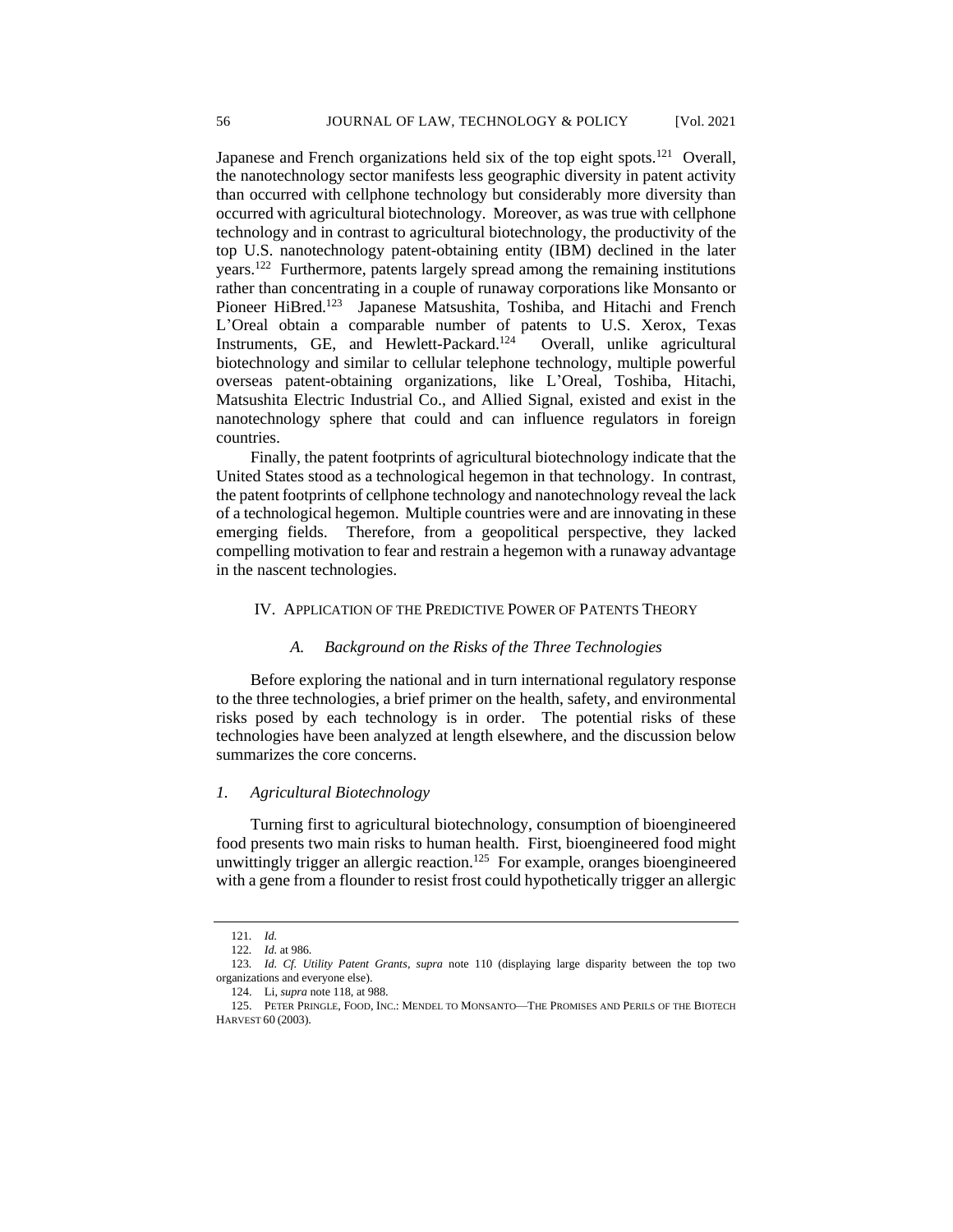Japanese and French organizations held six of the top eight spots.[121] Overall, the nanotechnology sector manifests less geographic diversity in patent activity than occurred with cellphone technology but considerably more diversity than occurred with agricultural biotechnology. Moreover, as was true with cellphone technology and in contrast to agricultural biotechnology, the productivity of the top U.S. nanotechnology patent-obtaining entity (IBM) declined in the later years.[122] Furthermore, patents largely spread among the remaining institutions rather than concentrating in a couple of runaway corporations like Monsanto or Pioneer HiBred.[123] Japanese Matsushita, Toshiba, and Hitachi and French L'Oreal obtain a comparable number of patents to U.S. Xerox, Texas Instruments, GE, and Hewlett-Packard.[124] Overall, unlike agricultural biotechnology and similar to cellular telephone technology, multiple powerful overseas patent-obtaining organizations, like L'Oreal, Toshiba, Hitachi, Matsushita Electric Industrial Co., and Allied Signal, existed and exist in the nanotechnology sphere that could and can influence regulators in foreign countries.

Finally, the patent footprints of agricultural biotechnology indicate that the United States stood as a technological hegemon in that technology. In contrast, the patent footprints of cellphone technology and nanotechnology reveal the lack of a technological hegemon. Multiple countries were and are innovating in these emerging fields. Therefore, from a geopolitical perspective, they lacked compelling motivation to fear and restrain a hegemon with a runaway advantage in the nascent technologies.

## IV. Application of the Predictive Power of Patents Theory

### *A. Background on the Risks of the Three Technologies*

Before exploring the national and in turn international regulatory response to the three technologies, a brief primer on the health, safety, and environmental risks posed by each technology is in order. The potential risks of these technologies have been analyzed at length elsewhere, and the discussion below summarizes the core concerns.

#### *1. Agricultural Biotechnology*

Turning first to agricultural biotechnology, consumption of bioengineered food presents two main risks to human health. First, bioengineered food might unwittingly trigger an allergic reaction.[125] For example, oranges bioengineered with a gene from a flounder to resist frost could hypothetically trigger an allergic

---

121. *Id.*

122. *Id.* at 986.

123. *Id. Cf. Utility Patent Grants*, *supra* note 110 (displaying large disparity between the top two organizations and everyone else).

124. Li, *supra* note 118, at 988.

125. PETER PRINGLE, FOOD, INC.: MENDEL TO MONSANTO—THE PROMISES AND PERILS OF THE BIOTECH HARVEST 60 (2003).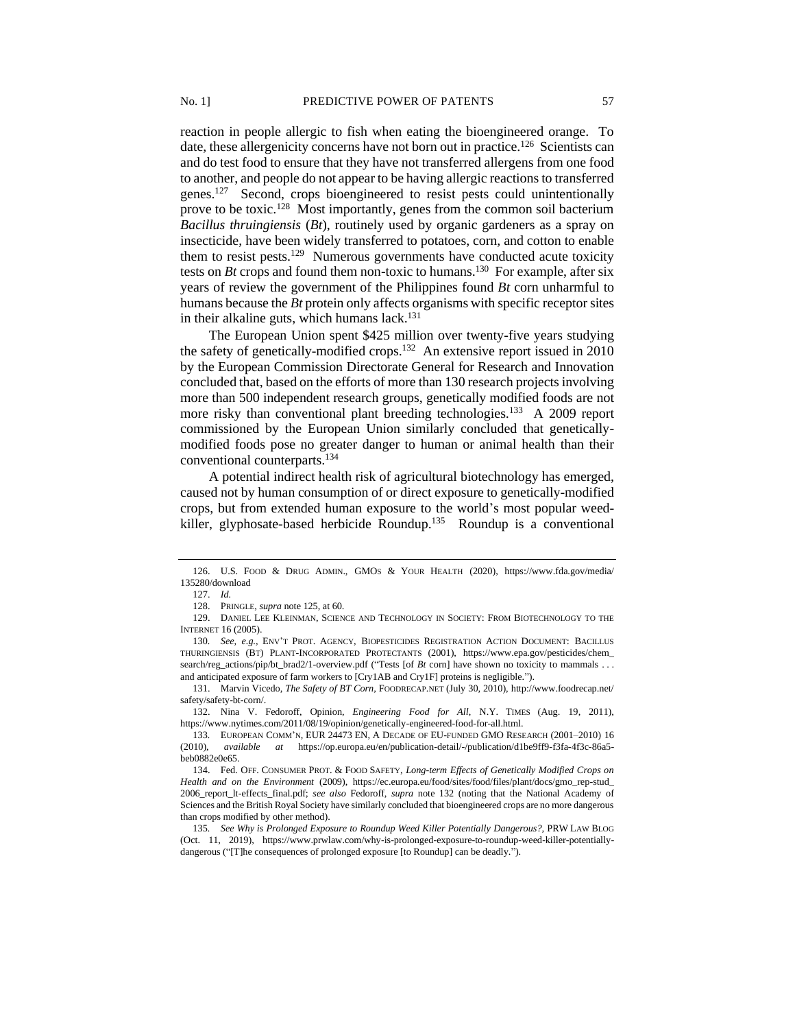reaction in people allergic to fish when eating the bioengineered orange. To date, these allergenicity concerns have not born out in practice.[126] Scientists can and do test food to ensure that they have not transferred allergens from one food to another, and people do not appear to be having allergic reactions to transferred genes.[127] Second, crops bioengineered to resist pests could unintentionally prove to be toxic.[128] Most importantly, genes from the common soil bacterium *Bacillus thruingiensis* (*Bt*), routinely used by organic gardeners as a spray on insecticide, have been widely transferred to potatoes, corn, and cotton to enable them to resist pests.[129] Numerous governments have conducted acute toxicity tests on *Bt* crops and found them non-toxic to humans.[130] For example, after six years of review the government of the Philippines found *Bt* corn unharmful to humans because the *Bt* protein only affects organisms with specific receptor sites in their alkaline guts, which humans lack.[131]

The European Union spent $425 million over twenty-five years studying the safety of genetically-modified crops.[132] An extensive report issued in 2010 by the European Commission Directorate General for Research and Innovation concluded that, based on the efforts of more than 130 research projects involving more than 500 independent research groups, genetically modified foods are not more risky than conventional plant breeding technologies.[133] A 2009 report commissioned by the European Union similarly concluded that genetically-modified foods pose no greater danger to human or animal health than their conventional counterparts.[134]

A potential indirect health risk of agricultural biotechnology has emerged, caused not by human consumption of or direct exposure to genetically-modified crops, but from extended human exposure to the world's most popular weed-killer, glyphosate-based herbicide Roundup.[135] Roundup is a conventional

---

126. U.S. FOOD & DRUG ADMIN., GMOS & YOUR HEALTH (2020), https://www.fda.gov/media/135280/download

127. *Id.*

128. PRINGLE, *supra* note 125, at 60.

129. DANIEL LEE KLEINMAN, SCIENCE AND TECHNOLOGY IN SOCIETY: FROM BIOTECHNOLOGY TO THE INTERNET 16 (2005).

130. *See, e.g.*, ENV'T PROT. AGENCY, BIOPESTICIDES REGISTRATION ACTION DOCUMENT: BACILLUS THURINGIENSIS (BT) PLANT-INCORPORATED PROTECTANTS (2001), https://www.epa.gov/pesticides/chem_search/reg_actions/pip/bt_brad2/1-overview.pdf ("Tests [of *Bt* corn] have shown no toxicity to mammals . . . and anticipated exposure of farm workers to [Cry1AB and Cry1F] proteins is negligible.").

131. Marvin Vicedo, *The Safety of BT Corn*, FOODRECAP.NET (July 30, 2010), http://www.foodrecap.net/safety/safety-bt-corn/.

132. Nina V. Fedoroff, Opinion, *Engineering Food for All*, N.Y. TIMES (Aug. 19, 2011), https://www.nytimes.com/2011/08/19/opinion/genetically-engineered-food-for-all.html.

133. EUROPEAN COMM'N, EUR 24473 EN, A DECADE OF EU-FUNDED GMO RESEARCH (2001–2010) 16 (2010), *available at* https://op.europa.eu/en/publication-detail/-/publication/d1be9ff9-f3fa-4f3c-86a5-beb0882e0e65.

134. Fed. OFF. CONSUMER PROT. & FOOD SAFETY, *Long-term Effects of Genetically Modified Crops on Health and on the Environment* (2009), https://ec.europa.eu/food/sites/food/files/plant/docs/gmo_rep-stud_2006_report_lt-effects_final.pdf; *see also* Fedoroff, *supra* note 132 (noting that the National Academy of Sciences and the British Royal Society have similarly concluded that bioengineered crops are no more dangerous than crops modified by other method).

135. *See Why is Prolonged Exposure to Roundup Weed Killer Potentially Dangerous?*, PRW LAW BLOG (Oct. 11, 2019), https://www.prwlaw.com/why-is-prolonged-exposure-to-roundup-weed-killer-potentially-dangerous ("[T]he consequences of prolonged exposure [to Roundup] can be deadly.").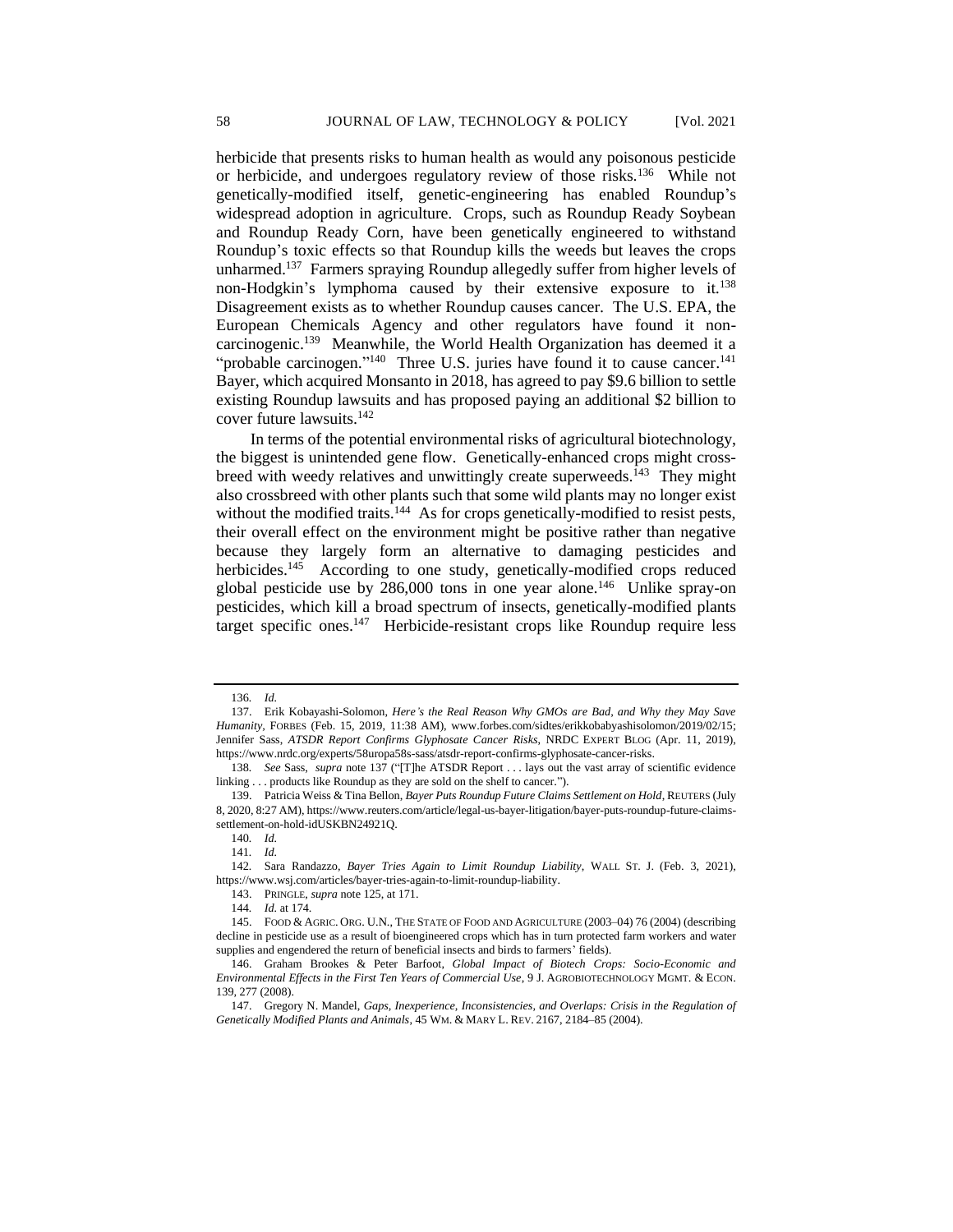herbicide that presents risks to human health as would any poisonous pesticide or herbicide, and undergoes regulatory review of those risks.[136] While not genetically-modified itself, genetic-engineering has enabled Roundup's widespread adoption in agriculture. Crops, such as Roundup Ready Soybean and Roundup Ready Corn, have been genetically engineered to withstand Roundup's toxic effects so that Roundup kills the weeds but leaves the crops unharmed.[137] Farmers spraying Roundup allegedly suffer from higher levels of non-Hodgkin's lymphoma caused by their extensive exposure to it.[138] Disagreement exists as to whether Roundup causes cancer. The U.S. EPA, the European Chemicals Agency and other regulators have found it non-carcinogenic.[139] Meanwhile, the World Health Organization has deemed it a "probable carcinogen."[140] Three U.S. juries have found it to cause cancer.[141] Bayer, which acquired Monsanto in 2018, has agreed to pay $9.6 billion to settle existing Roundup lawsuits and has proposed paying an additional $2 billion to cover future lawsuits.[142]

In terms of the potential environmental risks of agricultural biotechnology, the biggest is unintended gene flow. Genetically-enhanced crops might cross-breed with weedy relatives and unwittingly create superweeds.[143] They might also crossbreed with other plants such that some wild plants may no longer exist without the modified traits.[144] As for crops genetically-modified to resist pests, their overall effect on the environment might be positive rather than negative because they largely form an alternative to damaging pesticides and herbicides.[145] According to one study, genetically-modified crops reduced global pesticide use by 286,000 tons in one year alone.[146] Unlike spray-on pesticides, which kill a broad spectrum of insects, genetically-modified plants target specific ones.[147] Herbicide-resistant crops like Roundup require less

---

136. *Id.*

137. Erik Kobayashi-Solomon, *Here's the Real Reason Why GMOs are Bad, and Why they May Save Humanity*, FORBES (Feb. 15, 2019, 11:38 AM), www.forbes.com/sidtes/erikkobabyashisolomon/2019/02/15; Jennifer Sass, *ATSDR Report Confirms Glyphosate Cancer Risks*, NRDC EXPERT BLOG (Apr. 11, 2019), https://www.nrdc.org/experts/58uropa58s-sass/atsdr-report-confirms-glyphosate-cancer-risks.

138. *See* Sass, *supra* note 137 ("[T]he ATSDR Report . . . lays out the vast array of scientific evidence linking . . . products like Roundup as they are sold on the shelf to cancer.").

139. Patricia Weiss & Tina Bellon, *Bayer Puts Roundup Future Claims Settlement on Hold*, REUTERS (July 8, 2020, 8:27 AM), https://www.reuters.com/article/legal-us-bayer-litigation/bayer-puts-roundup-future-claims-settlement-on-hold-idUSKBN24921Q.

140. *Id.*

141. *Id.*

142. Sara Randazzo, *Bayer Tries Again to Limit Roundup Liability*, WALL ST. J. (Feb. 3, 2021), https://www.wsj.com/articles/bayer-tries-again-to-limit-roundup-liability.

143. PRINGLE, *supra* note 125, at 171.

144. *Id.* at 174.

145. FOOD & AGRIC. ORG. U.N., THE STATE OF FOOD AND AGRICULTURE (2003–04) 76 (2004) (describing decline in pesticide use as a result of bioengineered crops which has in turn protected farm workers and water supplies and engendered the return of beneficial insects and birds to farmers' fields).

146. Graham Brookes & Peter Barfoot, *Global Impact of Biotech Crops: Socio-Economic and Environmental Effects in the First Ten Years of Commercial Use*, 9 J. AGROBIOTECHNOLOGY MGMT. & ECON. 139, 277 (2008).

147. Gregory N. Mandel, *Gaps, Inexperience, Inconsistencies, and Overlaps: Crisis in the Regulation of Genetically Modified Plants and Animals*, 45 WM. & MARY L. REV. 2167, 2184–85 (2004).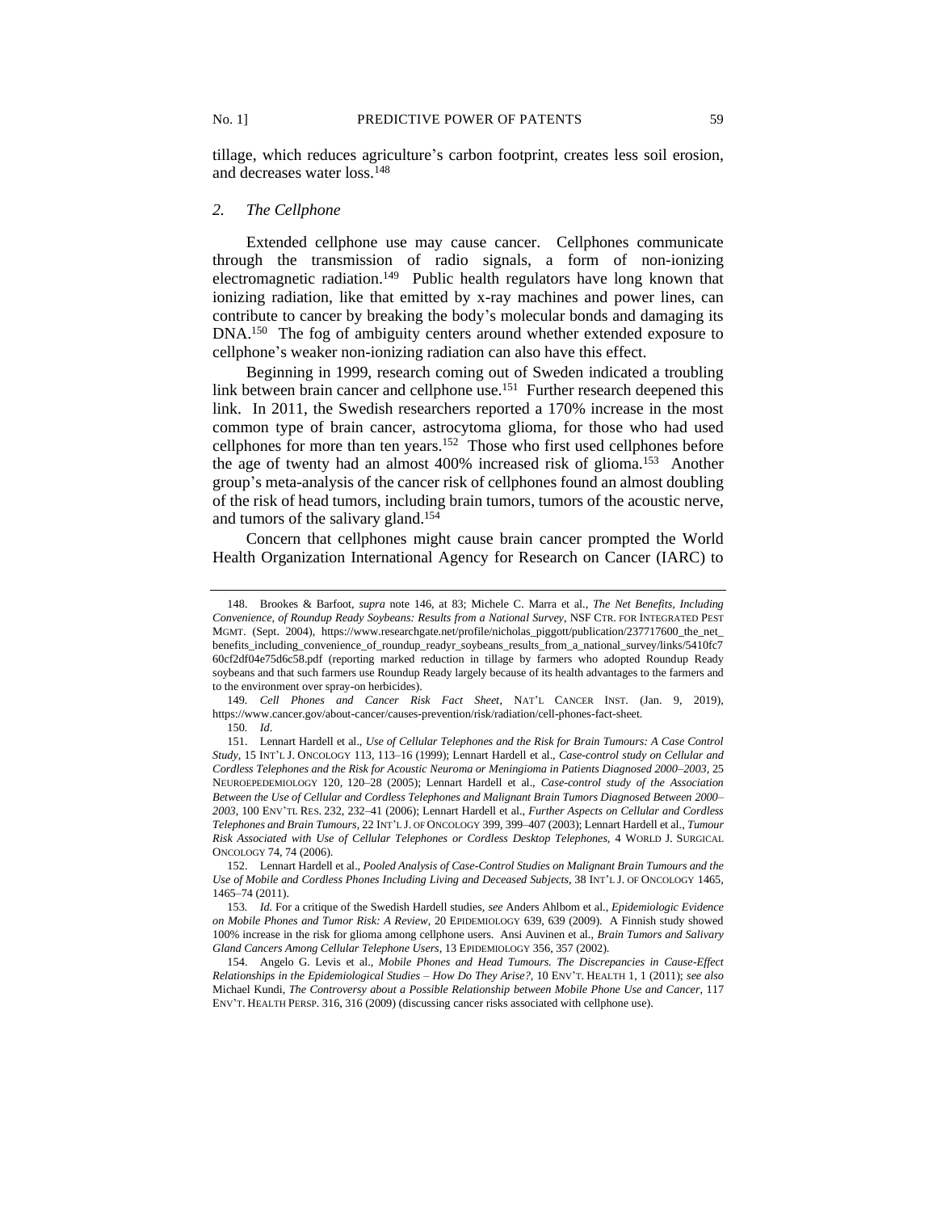tillage, which reduces agriculture's carbon footprint, creates less soil erosion, and decreases water loss.[148]

### *2. The Cellphone*

Extended cellphone use may cause cancer. Cellphones communicate through the transmission of radio signals, a form of non-ionizing electromagnetic radiation.[149] Public health regulators have long known that ionizing radiation, like that emitted by x-ray machines and power lines, can contribute to cancer by breaking the body's molecular bonds and damaging its DNA.[150] The fog of ambiguity centers around whether extended exposure to cellphone's weaker non-ionizing radiation can also have this effect.

Beginning in 1999, research coming out of Sweden indicated a troubling link between brain cancer and cellphone use.[151] Further research deepened this link. In 2011, the Swedish researchers reported a 170% increase in the most common type of brain cancer, astrocytoma glioma, for those who had used cellphones for more than ten years.[152] Those who first used cellphones before the age of twenty had an almost 400% increased risk of glioma.[153] Another group's meta-analysis of the cancer risk of cellphones found an almost doubling of the risk of head tumors, including brain tumors, tumors of the acoustic nerve, and tumors of the salivary gland.[154]

Concern that cellphones might cause brain cancer prompted the World Health Organization International Agency for Research on Cancer (IARC) to

---

148. Brookes & Barfoot, *supra* note 146, at 83; Michele C. Marra et al., *The Net Benefits, Including Convenience, of Roundup Ready Soybeans: Results from a National Survey*, NSF CTR. FOR INTEGRATED PEST MGMT. (Sept. 2004), https://www.researchgate.net/profile/nicholas_piggott/publication/237717600_the_net_benefits_including_convenience_of_roundup_readyr_soybeans_results_from_a_national_survey/links/5410fc760cf2df04e75d6c58.pdf (reporting marked reduction in tillage by farmers who adopted Roundup Ready soybeans and that such farmers use Roundup Ready largely because of its health advantages to the farmers and to the environment over spray-on herbicides).

149. *Cell Phones and Cancer Risk Fact Sheet*, NAT'L CANCER INST. (Jan. 9, 2019), https://www.cancer.gov/about-cancer/causes-prevention/risk/radiation/cell-phones-fact-sheet.

150. *Id*.

151. Lennart Hardell et al., *Use of Cellular Telephones and the Risk for Brain Tumours: A Case Control Study*, 15 INT'L J. ONCOLOGY 113, 113–16 (1999); Lennart Hardell et al., *Case-control study on Cellular and Cordless Telephones and the Risk for Acoustic Neuroma or Meningioma in Patients Diagnosed 2000–2003*, 25 NEUROEPEDEMIOLOGY 120, 120–28 (2005); Lennart Hardell et al., *Case-control study of the Association Between the Use of Cellular and Cordless Telephones and Malignant Brain Tumors Diagnosed Between 2000–2003*, 100 ENV'TL RES. 232, 232–41 (2006); Lennart Hardell et al., *Further Aspects on Cellular and Cordless Telephones and Brain Tumours*, 22 INT'L J. OF ONCOLOGY 399, 399–407 (2003); Lennart Hardell et al., *Tumour Risk Associated with Use of Cellular Telephones or Cordless Desktop Telephones*, 4 WORLD J. SURGICAL ONCOLOGY 74, 74 (2006).

152. Lennart Hardell et al., *Pooled Analysis of Case-Control Studies on Malignant Brain Tumours and the Use of Mobile and Cordless Phones Including Living and Deceased Subjects*, 38 INT'L J. OF ONCOLOGY 1465, 1465–74 (2011).

153. *Id.* For a critique of the Swedish Hardell studies, *see* Anders Ahlbom et al., *Epidemiologic Evidence on Mobile Phones and Tumor Risk: A Review*, 20 EPIDEMIOLOGY 639, 639 (2009). A Finnish study showed 100% increase in the risk for glioma among cellphone users. Ansi Auvinen et al., *Brain Tumors and Salivary Gland Cancers Among Cellular Telephone Users*, 13 EPIDEMIOLOGY 356, 357 (2002).

154. Angelo G. Levis et al., *Mobile Phones and Head Tumours. The Discrepancies in Cause-Effect Relationships in the Epidemiological Studies – How Do They Arise?*, 10 ENV'T. HEALTH 1, 1 (2011); *see also* Michael Kundi, *The Controversy about a Possible Relationship between Mobile Phone Use and Cancer*, 117 ENV'T. HEALTH PERSP. 316, 316 (2009) (discussing cancer risks associated with cellphone use).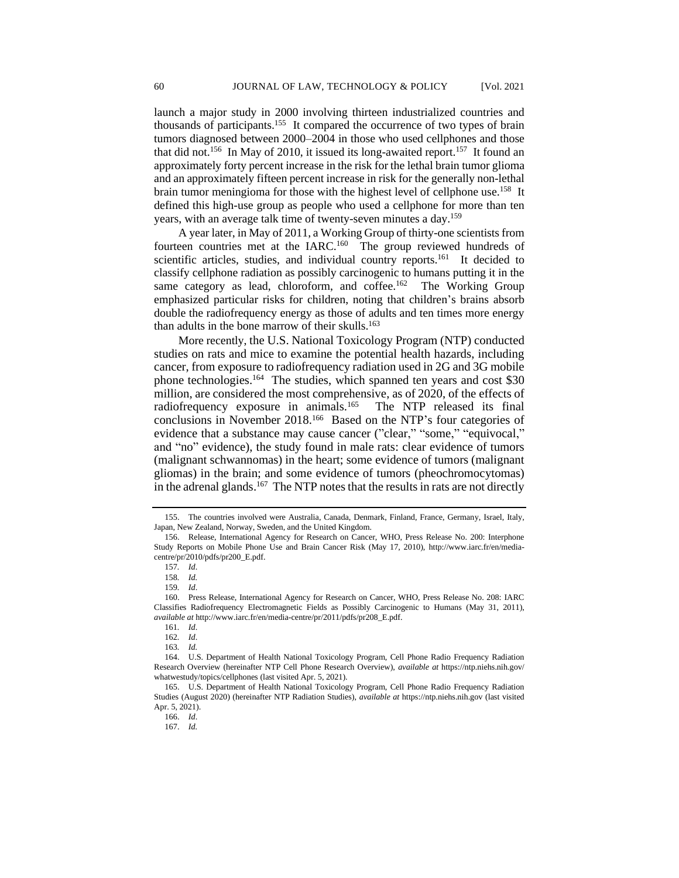launch a major study in 2000 involving thirteen industrialized countries and thousands of participants.[155] It compared the occurrence of two types of brain tumors diagnosed between 2000–2004 in those who used cellphones and those that did not.[156] In May of 2010, it issued its long-awaited report.[157] It found an approximately forty percent increase in the risk for the lethal brain tumor glioma and an approximately fifteen percent increase in risk for the generally non-lethal brain tumor meningioma for those with the highest level of cellphone use.[158] It defined this high-use group as people who used a cellphone for more than ten years, with an average talk time of twenty-seven minutes a day.[159]

A year later, in May of 2011, a Working Group of thirty-one scientists from fourteen countries met at the IARC.[160] The group reviewed hundreds of scientific articles, studies, and individual country reports.[161] It decided to classify cellphone radiation as possibly carcinogenic to humans putting it in the same category as lead, chloroform, and coffee.[162] The Working Group emphasized particular risks for children, noting that children's brains absorb double the radiofrequency energy as those of adults and ten times more energy than adults in the bone marrow of their skulls.[163]

More recently, the U.S. National Toxicology Program (NTP) conducted studies on rats and mice to examine the potential health hazards, including cancer, from exposure to radiofrequency radiation used in 2G and 3G mobile phone technologies.[164] The studies, which spanned ten years and cost $30 million, are considered the most comprehensive, as of 2020, of the effects of radiofrequency exposure in animals.[165] The NTP released its final conclusions in November 2018.[166] Based on the NTP's four categories of evidence that a substance may cause cancer ("clear," "some," "equivocal," and "no" evidence), the study found in male rats: clear evidence of tumors (malignant schwannomas) in the heart; some evidence of tumors (malignant gliomas) in the brain; and some evidence of tumors (pheochromocytomas) in the adrenal glands.[167] The NTP notes that the results in rats are not directly

---

155. The countries involved were Australia, Canada, Denmark, Finland, France, Germany, Israel, Italy, Japan, New Zealand, Norway, Sweden, and the United Kingdom.

156. Release, International Agency for Research on Cancer, WHO, Press Release No. 200: Interphone Study Reports on Mobile Phone Use and Brain Cancer Risk (May 17, 2010), http://www.iarc.fr/en/media-centre/pr/2010/pdfs/pr200_E.pdf.

157. *Id*.

158. *Id.*

159. *Id*.

160. Press Release, International Agency for Research on Cancer, WHO, Press Release No. 208: IARC Classifies Radiofrequency Electromagnetic Fields as Possibly Carcinogenic to Humans (May 31, 2011), *available at* http://www.iarc.fr/en/media-centre/pr/2011/pdfs/pr208_E.pdf.

161. *Id*.

162. *Id*.

163. *Id.*

164. U.S. Department of Health National Toxicology Program, Cell Phone Radio Frequency Radiation Research Overview (hereinafter NTP Cell Phone Research Overview), *available at* https://ntp.niehs.nih.gov/whatwestudy/topics/cellphones (last visited Apr. 5, 2021).

165. U.S. Department of Health National Toxicology Program, Cell Phone Radio Frequency Radiation Studies (August 2020) (hereinafter NTP Radiation Studies), *available at* https://ntp.niehs.nih.gov (last visited Apr. 5, 2021).

166. *Id*.

167. *Id.*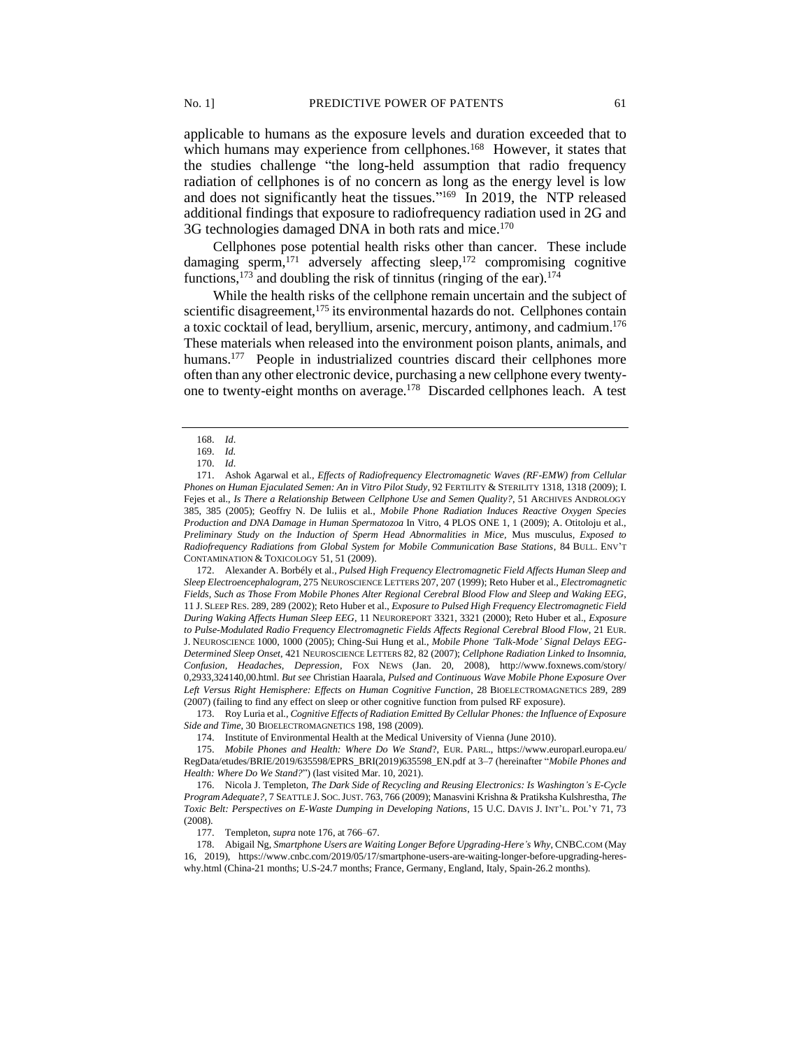applicable to humans as the exposure levels and duration exceeded that to which humans may experience from cellphones.[168] However, it states that the studies challenge "the long-held assumption that radio frequency radiation of cellphones is of no concern as long as the energy level is low and does not significantly heat the tissues."[169] In 2019, the NTP released additional findings that exposure to radiofrequency radiation used in 2G and 3G technologies damaged DNA in both rats and mice.[170]

Cellphones pose potential health risks other than cancer. These include damaging sperm,[171] adversely affecting sleep,[172] compromising cognitive functions,[173] and doubling the risk of tinnitus (ringing of the ear).[174]

While the health risks of the cellphone remain uncertain and the subject of scientific disagreement,[175] its environmental hazards do not. Cellphones contain a toxic cocktail of lead, beryllium, arsenic, mercury, antimony, and cadmium.[176] These materials when released into the environment poison plants, animals, and humans.[177] People in industrialized countries discard their cellphones more often than any other electronic device, purchasing a new cellphone every twenty-one to twenty-eight months on average.[178] Discarded cellphones leach. A test

---

168. *Id*.

169. *Id.*

170. *Id*.

171. Ashok Agarwal et al., *Effects of Radiofrequency Electromagnetic Waves (RF-EMW) from Cellular Phones on Human Ejaculated Semen: An in Vitro Pilot Study*, 92 FERTILITY & STERILITY 1318, 1318 (2009); I. Fejes et al., *Is There a Relationship Between Cellphone Use and Semen Quality?*, 51 ARCHIVES ANDROLOGY 385, 385 (2005); Geoffry N. De Iuliis et al., *Mobile Phone Radiation Induces Reactive Oxygen Species Production and DNA Damage in Human Spermatozoa* In Vitro, 4 PLOS ONE 1, 1 (2009); A. Otitoloju et al., *Preliminary Study on the Induction of Sperm Head Abnormalities in Mice,* Mus musculus*, Exposed to Radiofrequency Radiations from Global System for Mobile Communication Base Stations*, 84 BULL. ENV'T CONTAMINATION & TOXICOLOGY 51, 51 (2009).

172. Alexander A. Borbély et al., *Pulsed High Frequency Electromagnetic Field Affects Human Sleep and Sleep Electroencephalogram*, 275 NEUROSCIENCE LETTERS 207, 207 (1999); Reto Huber et al., *Electromagnetic Fields, Such as Those From Mobile Phones Alter Regional Cerebral Blood Flow and Sleep and Waking EEG*, 11 J. SLEEP RES. 289, 289 (2002); Reto Huber et al., *Exposure to Pulsed High Frequency Electromagnetic Field During Waking Affects Human Sleep EEG*, 11 NEUROREPORT 3321, 3321 (2000); Reto Huber et al., *Exposure to Pulse-Modulated Radio Frequency Electromagnetic Fields Affects Regional Cerebral Blood Flow*, 21 EUR. J. NEUROSCIENCE 1000, 1000 (2005); Ching-Sui Hung et al., *Mobile Phone 'Talk-Mode' Signal Delays EEG-Determined Sleep Onset*, 421 NEUROSCIENCE LETTERS 82, 82 (2007); *Cellphone Radiation Linked to Insomnia, Confusion, Headaches, Depression*, FOX NEWS (Jan. 20, 2008), http://www.foxnews.com/story/0,2933,324140,00.html. *But see* Christian Haarala, *Pulsed and Continuous Wave Mobile Phone Exposure Over Left Versus Right Hemisphere: Effects on Human Cognitive Function*, 28 BIOELECTROMAGNETICS 289, 289 (2007) (failing to find any effect on sleep or other cognitive function from pulsed RF exposure).

173. Roy Luria et al., *Cognitive Effects of Radiation Emitted By Cellular Phones: the Influence of Exposure Side and Time*, 30 BIOELECTROMAGNETICS 198, 198 (2009).

174. Institute of Environmental Health at the Medical University of Vienna (June 2010).

175. *Mobile Phones and Health: Where Do We Stand*?, EUR. PARL., https://www.europarl.europa.eu/RegData/etudes/BRIE/2019/635598/EPRS_BRI(2019)635598_EN.pdf at 3–7 (hereinafter "*Mobile Phones and Health: Where Do We Stand?*") (last visited Mar. 10, 2021).

176. Nicola J. Templeton, *The Dark Side of Recycling and Reusing Electronics: Is Washington's E-Cycle Program Adequate?*, 7 SEATTLE J. SOC. JUST. 763, 766 (2009); Manasvini Krishna & Pratiksha Kulshrestha, *The Toxic Belt: Perspectives on E-Waste Dumping in Developing Nations*, 15 U.C. DAVIS J. INT'L. POL'Y 71, 73 (2008).

177. Templeton, *supra* note 176, at 766–67.

178. Abigail Ng, *Smartphone Users are Waiting Longer Before Upgrading-Here's Why*, CNBC.COM (May 16, 2019), https://www.cnbc.com/2019/05/17/smartphone-users-are-waiting-longer-before-upgrading-heres-why.html (China-21 months; U.S-24.7 months; France, Germany, England, Italy, Spain-26.2 months).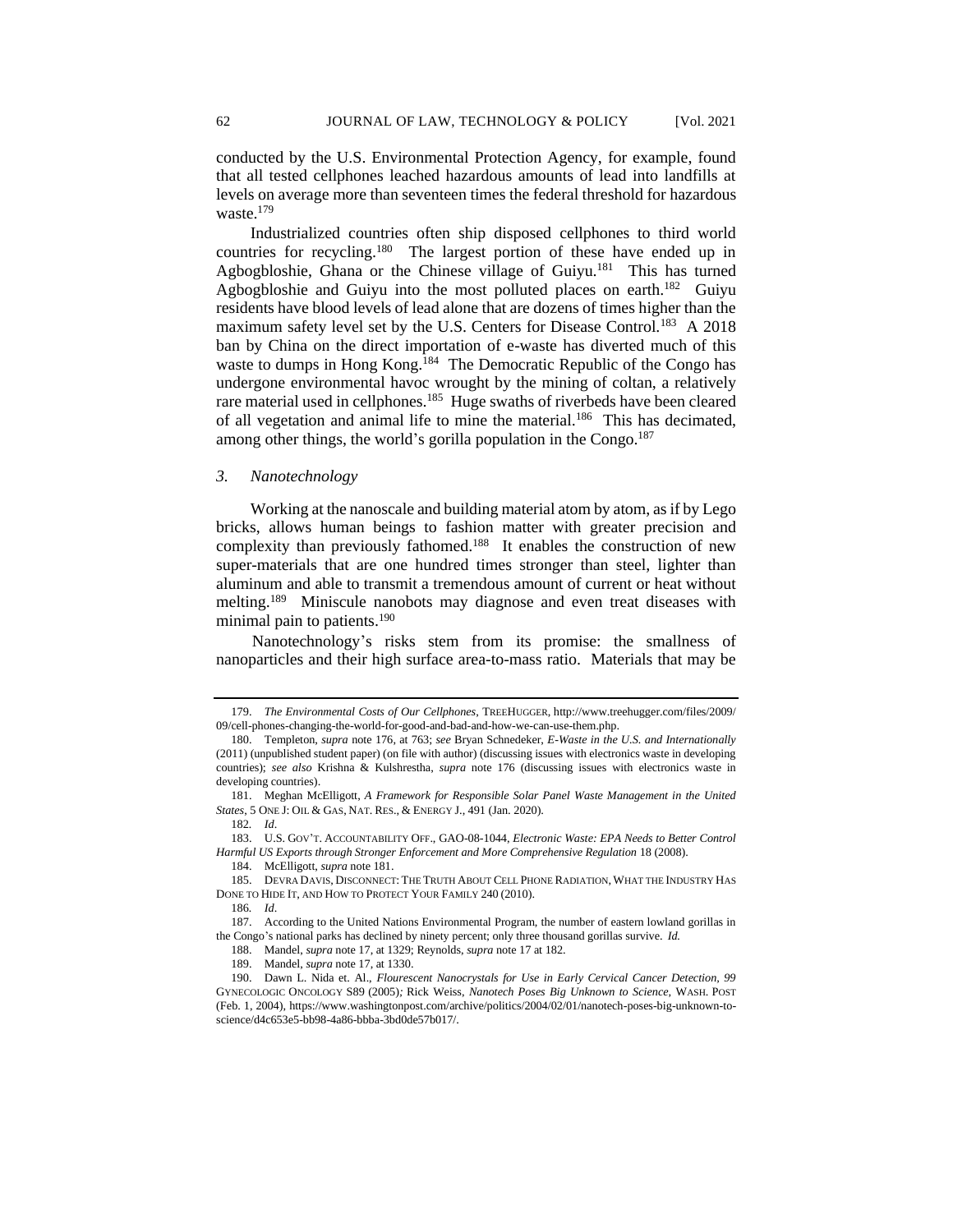conducted by the U.S. Environmental Protection Agency, for example, found that all tested cellphones leached hazardous amounts of lead into landfills at levels on average more than seventeen times the federal threshold for hazardous waste.[179]

Industrialized countries often ship disposed cellphones to third world countries for recycling.[180] The largest portion of these have ended up in Agbogbloshie, Ghana or the Chinese village of Guiyu.[181] This has turned Agbogbloshie and Guiyu into the most polluted places on earth.[182] Guiyu residents have blood levels of lead alone that are dozens of times higher than the maximum safety level set by the U.S. Centers for Disease Control.[183] A 2018 ban by China on the direct importation of e-waste has diverted much of this waste to dumps in Hong Kong.[184] The Democratic Republic of the Congo has undergone environmental havoc wrought by the mining of coltan, a relatively rare material used in cellphones.[185] Huge swaths of riverbeds have been cleared of all vegetation and animal life to mine the material.[186] This has decimated, among other things, the world's gorilla population in the Congo.[187]

### *3. Nanotechnology*

Working at the nanoscale and building material atom by atom, as if by Lego bricks, allows human beings to fashion matter with greater precision and complexity than previously fathomed.[188] It enables the construction of new super-materials that are one hundred times stronger than steel, lighter than aluminum and able to transmit a tremendous amount of current or heat without melting.[189] Miniscule nanobots may diagnose and even treat diseases with minimal pain to patients.[190]

Nanotechnology's risks stem from its promise: the smallness of nanoparticles and their high surface area-to-mass ratio. Materials that may be

---

179. *The Environmental Costs of Our Cellphones*, TREEHUGGER, http://www.treehugger.com/files/2009/09/cell-phones-changing-the-world-for-good-and-bad-and-how-we-can-use-them.php.

180. Templeton, *supra* note 176, at 763; *see* Bryan Schnedeker, *E-Waste in the U.S. and Internationally* (2011) (unpublished student paper) (on file with author) (discussing issues with electronics waste in developing countries); *see also* Krishna & Kulshrestha, *supra* note 176 (discussing issues with electronics waste in developing countries).

181. Meghan McElligott, *A Framework for Responsible Solar Panel Waste Management in the United States*, 5 ONE J: OIL & GAS, NAT. RES., & ENERGY J., 491 (Jan. 2020).

182. *Id*.

183. U.S. GOV'T. ACCOUNTABILITY OFF., GAO-08-1044, *Electronic Waste: EPA Needs to Better Control Harmful US Exports through Stronger Enforcement and More Comprehensive Regulation* 18 (2008).

184. McElligott, *supra* note 181.

185. DEVRA DAVIS, DISCONNECT: THE TRUTH ABOUT CELL PHONE RADIATION, WHAT THE INDUSTRY HAS DONE TO HIDE IT, AND HOW TO PROTECT YOUR FAMILY 240 (2010).

186. *Id*.

187. According to the United Nations Environmental Program, the number of eastern lowland gorillas in the Congo's national parks has declined by ninety percent; only three thousand gorillas survive. *Id.*

188. Mandel, *supra* note 17, at 1329; Reynolds, *supra* note 17 at 182.

189. Mandel, *supra* note 17, at 1330.

190. Dawn L. Nida et. Al., *Flourescent Nanocrystals for Use in Early Cervical Cancer Detection*, 99 GYNECOLOGIC ONCOLOGY S89 (2005); Rick Weiss, *Nanotech Poses Big Unknown to Science*, WASH. POST (Feb. 1, 2004), https://www.washingtonpost.com/archive/politics/2004/02/01/nanotech-poses-big-unknown-to-science/d4c653e5-bb98-4a86-bbba-3bd0de57b017/.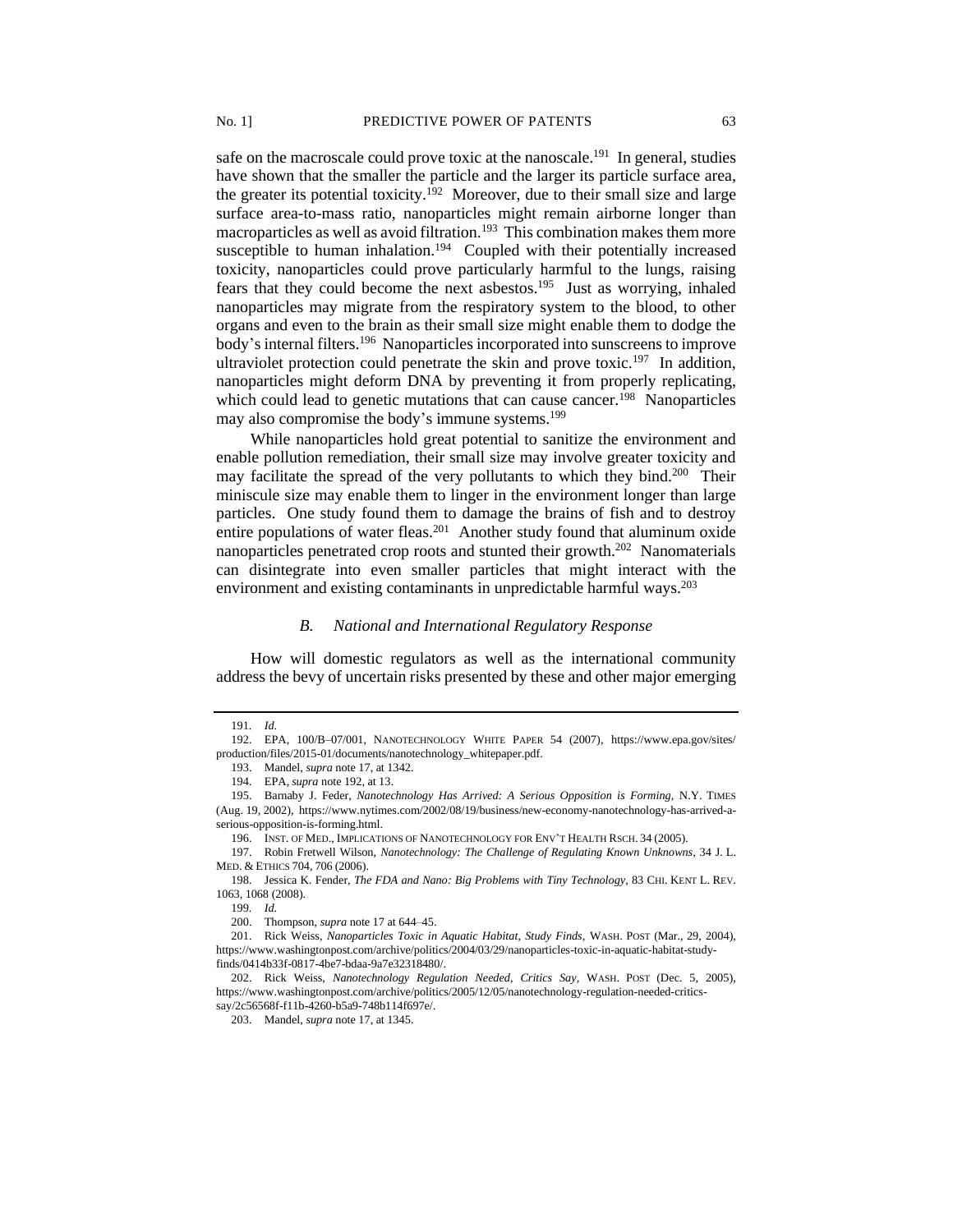safe on the macroscale could prove toxic at the nanoscale.[191] In general, studies have shown that the smaller the particle and the larger its particle surface area, the greater its potential toxicity.[192] Moreover, due to their small size and large surface area-to-mass ratio, nanoparticles might remain airborne longer than macroparticles as well as avoid filtration.[193] This combination makes them more susceptible to human inhalation.[194] Coupled with their potentially increased toxicity, nanoparticles could prove particularly harmful to the lungs, raising fears that they could become the next asbestos.[195] Just as worrying, inhaled nanoparticles may migrate from the respiratory system to the blood, to other organs and even to the brain as their small size might enable them to dodge the body's internal filters.[196] Nanoparticles incorporated into sunscreens to improve ultraviolet protection could penetrate the skin and prove toxic.[197] In addition, nanoparticles might deform DNA by preventing it from properly replicating, which could lead to genetic mutations that can cause cancer.[198] Nanoparticles may also compromise the body's immune systems.[199]

While nanoparticles hold great potential to sanitize the environment and enable pollution remediation, their small size may involve greater toxicity and may facilitate the spread of the very pollutants to which they bind.[200] Their miniscule size may enable them to linger in the environment longer than large particles. One study found them to damage the brains of fish and to destroy entire populations of water fleas.[201] Another study found that aluminum oxide nanoparticles penetrated crop roots and stunted their growth.[202] Nanomaterials can disintegrate into even smaller particles that might interact with the environment and existing contaminants in unpredictable harmful ways.[203]

### *B. National and International Regulatory Response*

How will domestic regulators as well as the international community address the bevy of uncertain risks presented by these and other major emerging

---

191. *Id.*

192. EPA, 100/B–07/001, NANOTECHNOLOGY WHITE PAPER 54 (2007), https://www.epa.gov/sites/production/files/2015-01/documents/nanotechnology_whitepaper.pdf.

193. Mandel, *supra* note 17, at 1342.

194. EPA, *supra* note 192, at 13.

195. Barnaby J. Feder, *Nanotechnology Has Arrived: A Serious Opposition is Forming*, N.Y. TIMES (Aug. 19, 2002), https://www.nytimes.com/2002/08/19/business/new-economy-nanotechnology-has-arrived-a-serious-opposition-is-forming.html.

196. INST. OF MED., IMPLICATIONS OF NANOTECHNOLOGY FOR ENV'T HEALTH RSCH. 34 (2005).

197. Robin Fretwell Wilson, *Nanotechnology: The Challenge of Regulating Known Unknowns*, 34 J. L. MED. & ETHICS 704, 706 (2006).

198. Jessica K. Fender, *The FDA and Nano: Big Problems with Tiny Technology*, 83 CHI. KENT L. REV. 1063, 1068 (2008).

199. *Id.*

200. Thompson, *supra* note 17 at 644–45.

201. Rick Weiss, *Nanoparticles Toxic in Aquatic Habitat, Study Finds*, WASH. POST (Mar., 29, 2004), https://www.washingtonpost.com/archive/politics/2004/03/29/nanoparticles-toxic-in-aquatic-habitat-study-finds/0414b33f-0817-4be7-bdaa-9a7e32318480/.

202. Rick Weiss, *Nanotechnology Regulation Needed, Critics Say*, WASH. POST (Dec. 5, 2005), https://www.washingtonpost.com/archive/politics/2005/12/05/nanotechnology-regulation-needed-critics-say/2c56568f-f11b-4260-b5a9-748b114f697e/.

203. Mandel, *supra* note 17, at 1345.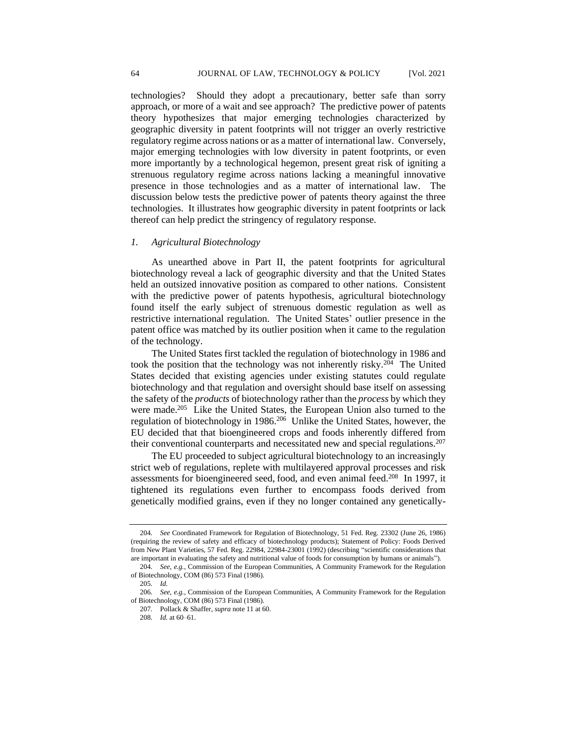technologies? Should they adopt a precautionary, better safe than sorry approach, or more of a wait and see approach? The predictive power of patents theory hypothesizes that major emerging technologies characterized by geographic diversity in patent footprints will not trigger an overly restrictive regulatory regime across nations or as a matter of international law. Conversely, major emerging technologies with low diversity in patent footprints, or even more importantly by a technological hegemon, present great risk of igniting a strenuous regulatory regime across nations lacking a meaningful innovative presence in those technologies and as a matter of international law. The discussion below tests the predictive power of patents theory against the three technologies. It illustrates how geographic diversity in patent footprints or lack thereof can help predict the stringency of regulatory response.

### *1. Agricultural Biotechnology*

As unearthed above in Part II, the patent footprints for agricultural biotechnology reveal a lack of geographic diversity and that the United States held an outsized innovative position as compared to other nations. Consistent with the predictive power of patents hypothesis, agricultural biotechnology found itself the early subject of strenuous domestic regulation as well as restrictive international regulation. The United States' outlier presence in the patent office was matched by its outlier position when it came to the regulation of the technology.

The United States first tackled the regulation of biotechnology in 1986 and took the position that the technology was not inherently risky.[204] The United States decided that existing agencies under existing statutes could regulate biotechnology and that regulation and oversight should base itself on assessing the safety of the *products* of biotechnology rather than the *process* by which they were made.[205] Like the United States, the European Union also turned to the regulation of biotechnology in 1986.[206] Unlike the United States, however, the EU decided that that bioengineered crops and foods inherently differed from their conventional counterparts and necessitated new and special regulations.[207]

The EU proceeded to subject agricultural biotechnology to an increasingly strict web of regulations, replete with multilayered approval processes and risk assessments for bioengineered seed, food, and even animal feed.[208] In 1997, it tightened its regulations even further to encompass foods derived from genetically modified grains, even if they no longer contained any genetically-

---

204. *See* Coordinated Framework for Regulation of Biotechnology, 51 Fed. Reg. 23302 (June 26, 1986) (requiring the review of safety and efficacy of biotechnology products); Statement of Policy: Foods Derived from New Plant Varieties, 57 Fed. Reg. 22984, 22984-23001 (1992) (describing "scientific considerations that are important in evaluating the safety and nutritional value of foods for consumption by humans or animals").

204. *See, e.g.*, Commission of the European Communities, A Community Framework for the Regulation of Biotechnology, COM (86) 573 Final (1986).

205. *Id.*

206. *See, e.g.*, Commission of the European Communities, A Community Framework for the Regulation of Biotechnology, COM (86) 573 Final (1986).

207. Pollack & Shaffer, *supra* note 11 at 60.

208. *Id.* at 60–61.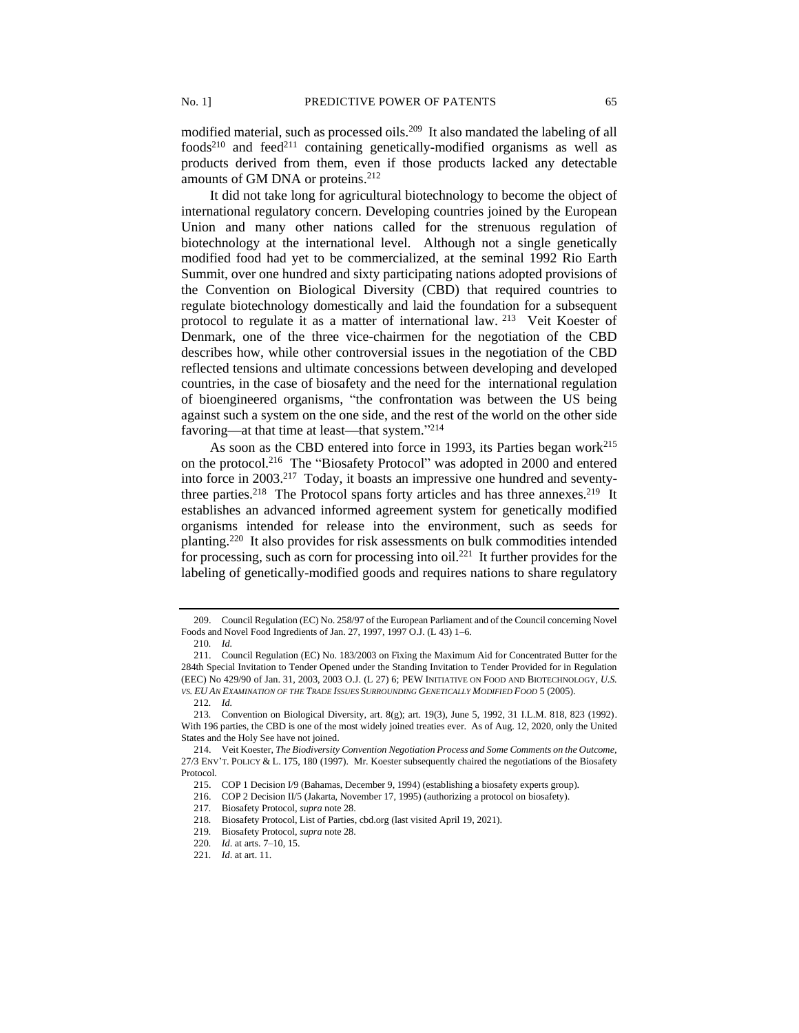modified material, such as processed oils.[209] It also mandated the labeling of all foods[210] and feed[211] containing genetically-modified organisms as well as products derived from them, even if those products lacked any detectable amounts of GM DNA or proteins.[212]

It did not take long for agricultural biotechnology to become the object of international regulatory concern. Developing countries joined by the European Union and many other nations called for the strenuous regulation of biotechnology at the international level. Although not a single genetically modified food had yet to be commercialized, at the seminal 1992 Rio Earth Summit, over one hundred and sixty participating nations adopted provisions of the Convention on Biological Diversity (CBD) that required countries to regulate biotechnology domestically and laid the foundation for a subsequent protocol to regulate it as a matter of international law.[213] Veit Koester of Denmark, one of the three vice-chairmen for the negotiation of the CBD describes how, while other controversial issues in the negotiation of the CBD reflected tensions and ultimate concessions between developing and developed countries, in the case of biosafety and the need for the international regulation of bioengineered organisms, "the confrontation was between the US being against such a system on the one side, and the rest of the world on the other side favoring—at that time at least—that system."[214]

As soon as the CBD entered into force in 1993, its Parties began work[215] on the protocol.[216] The "Biosafety Protocol" was adopted in 2000 and entered into force in 2003.[217] Today, it boasts an impressive one hundred and seventy-three parties.[218] The Protocol spans forty articles and has three annexes.[219] It establishes an advanced informed agreement system for genetically modified organisms intended for release into the environment, such as seeds for planting.[220] It also provides for risk assessments on bulk commodities intended for processing, such as corn for processing into oil.[221] It further provides for the labeling of genetically-modified goods and requires nations to share regulatory

---

209. Council Regulation (EC) No. 258/97 of the European Parliament and of the Council concerning Novel Foods and Novel Food Ingredients of Jan. 27, 1997, 1997 O.J. (L 43) 1–6.

210. *Id.*

211. Council Regulation (EC) No. 183/2003 on Fixing the Maximum Aid for Concentrated Butter for the 284th Special Invitation to Tender Opened under the Standing Invitation to Tender Provided for in Regulation (EEC) No 429/90 of Jan. 31, 2003, 2003 O.J. (L 27) 6; PEW INITIATIVE ON FOOD AND BIOTECHNOLOGY, *U.S. VS. EU AN EXAMINATION OF THE TRADE ISSUES SURROUNDING GENETICALLY MODIFIED FOOD* 5 (2005).

212. *Id.*

213. Convention on Biological Diversity, art. 8(g); art. 19(3), June 5, 1992, 31 I.L.M. 818, 823 (1992). With 196 parties, the CBD is one of the most widely joined treaties ever. As of Aug. 12, 2020, only the United States and the Holy See have not joined.

214. Veit Koester, *The Biodiversity Convention Negotiation Process and Some Comments on the Outcome*, 27/3 ENV'T. POLICY & L. 175, 180 (1997). Mr. Koester subsequently chaired the negotiations of the Biosafety Protocol.

215. COP 1 Decision I/9 (Bahamas, December 9, 1994) (establishing a biosafety experts group).

216. COP 2 Decision II/5 (Jakarta, November 17, 1995) (authorizing a protocol on biosafety).

217. Biosafety Protocol, *supra* note 28.

218. Biosafety Protocol, List of Parties, cbd.org (last visited April 19, 2021).

219. Biosafety Protocol, *supra* note 28.

220. *Id*. at arts. 7–10, 15.

221. *Id*. at art. 11.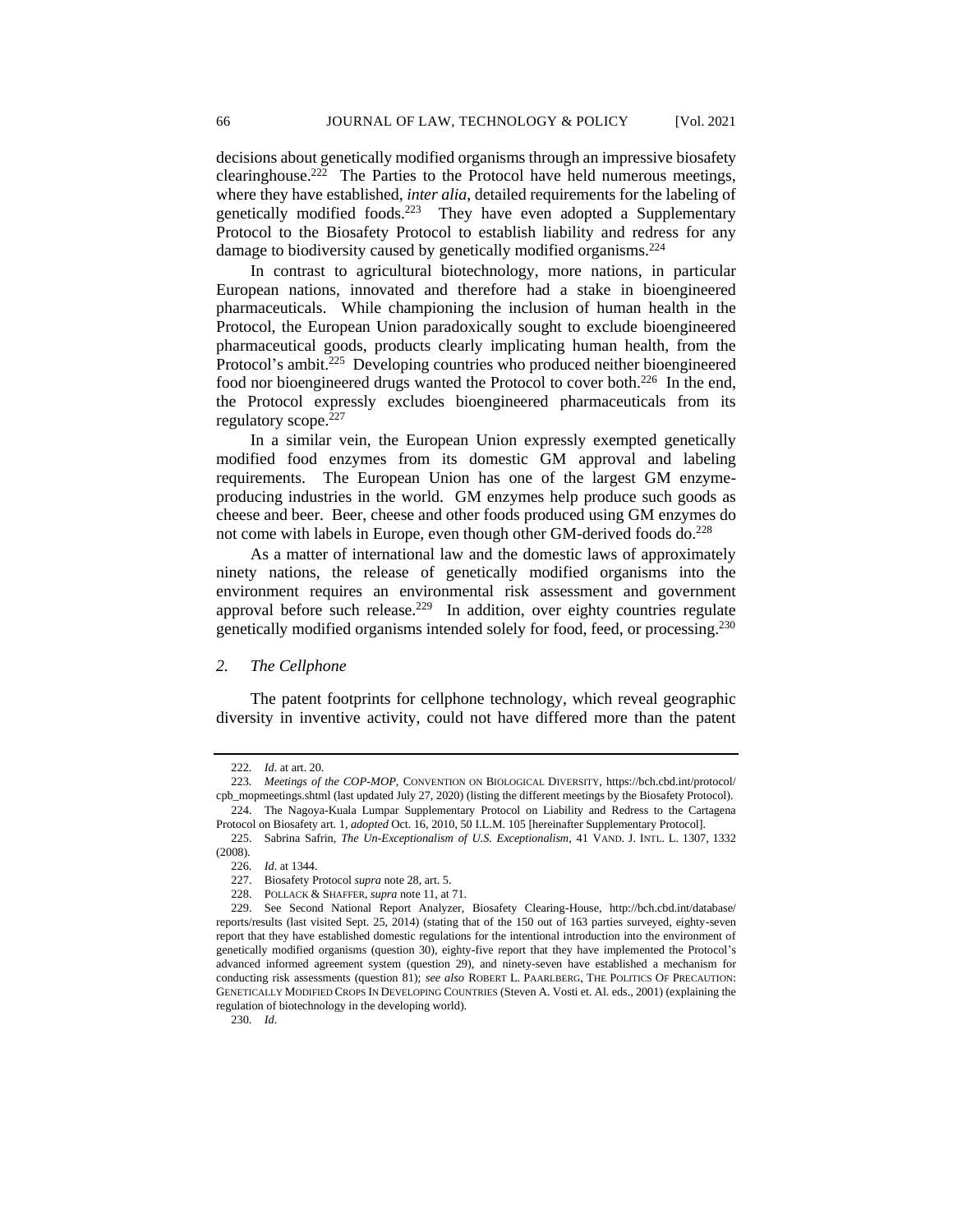decisions about genetically modified organisms through an impressive biosafety clearinghouse.[222] The Parties to the Protocol have held numerous meetings, where they have established, *inter alia*, detailed requirements for the labeling of genetically modified foods.[223] They have even adopted a Supplementary Protocol to the Biosafety Protocol to establish liability and redress for any damage to biodiversity caused by genetically modified organisms.[224]

In contrast to agricultural biotechnology, more nations, in particular European nations, innovated and therefore had a stake in bioengineered pharmaceuticals. While championing the inclusion of human health in the Protocol, the European Union paradoxically sought to exclude bioengineered pharmaceutical goods, products clearly implicating human health, from the Protocol's ambit.[225] Developing countries who produced neither bioengineered food nor bioengineered drugs wanted the Protocol to cover both.[226] In the end, the Protocol expressly excludes bioengineered pharmaceuticals from its regulatory scope.[227]

In a similar vein, the European Union expressly exempted genetically modified food enzymes from its domestic GM approval and labeling requirements. The European Union has one of the largest GM enzyme-producing industries in the world. GM enzymes help produce such goods as cheese and beer. Beer, cheese and other foods produced using GM enzymes do not come with labels in Europe, even though other GM-derived foods do.[228]

As a matter of international law and the domestic laws of approximately ninety nations, the release of genetically modified organisms into the environment requires an environmental risk assessment and government approval before such release.[229] In addition, over eighty countries regulate genetically modified organisms intended solely for food, feed, or processing.[230]

### *2. The Cellphone*

The patent footprints for cellphone technology, which reveal geographic diversity in inventive activity, could not have differed more than the patent

---

222. *Id*. at art. 20.

223. *Meetings of the COP-MOP*, CONVENTION ON BIOLOGICAL DIVERSITY, https://bch.cbd.int/protocol/cpb_mopmeetings.shtml (last updated July 27, 2020) (listing the different meetings by the Biosafety Protocol).

224. The Nagoya-Kuala Lumpar Supplementary Protocol on Liability and Redress to the Cartagena Protocol on Biosafety art. 1, *adopted* Oct. 16, 2010, 50 I.L.M. 105 [hereinafter Supplementary Protocol].

225. Sabrina Safrin, *The Un-Exceptionalism of U.S. Exceptionalism*, 41 VAND. J. INTL. L. 1307, 1332 (2008).

226. *Id*. at 1344.

227. Biosafety Protocol *supra* note 28, art. 5.

228. POLLACK & SHAFFER, *supra* note 11, at 71.

229. See Second National Report Analyzer, Biosafety Clearing-House, http://bch.cbd.int/database/reports/results (last visited Sept. 25, 2014) (stating that of the 150 out of 163 parties surveyed, eighty-seven report that they have established domestic regulations for the intentional introduction into the environment of genetically modified organisms (question 30), eighty-five report that they have implemented the Protocol's advanced informed agreement system (question 29), and ninety-seven have established a mechanism for conducting risk assessments (question 81); *see also* ROBERT L. PAARLBERG, THE POLITICS OF PRECAUTION: GENETICALLY MODIFIED CROPS IN DEVELOPING COUNTRIES (Steven A. Vosti et. Al. eds., 2001) (explaining the regulation of biotechnology in the developing world).

230. *Id*.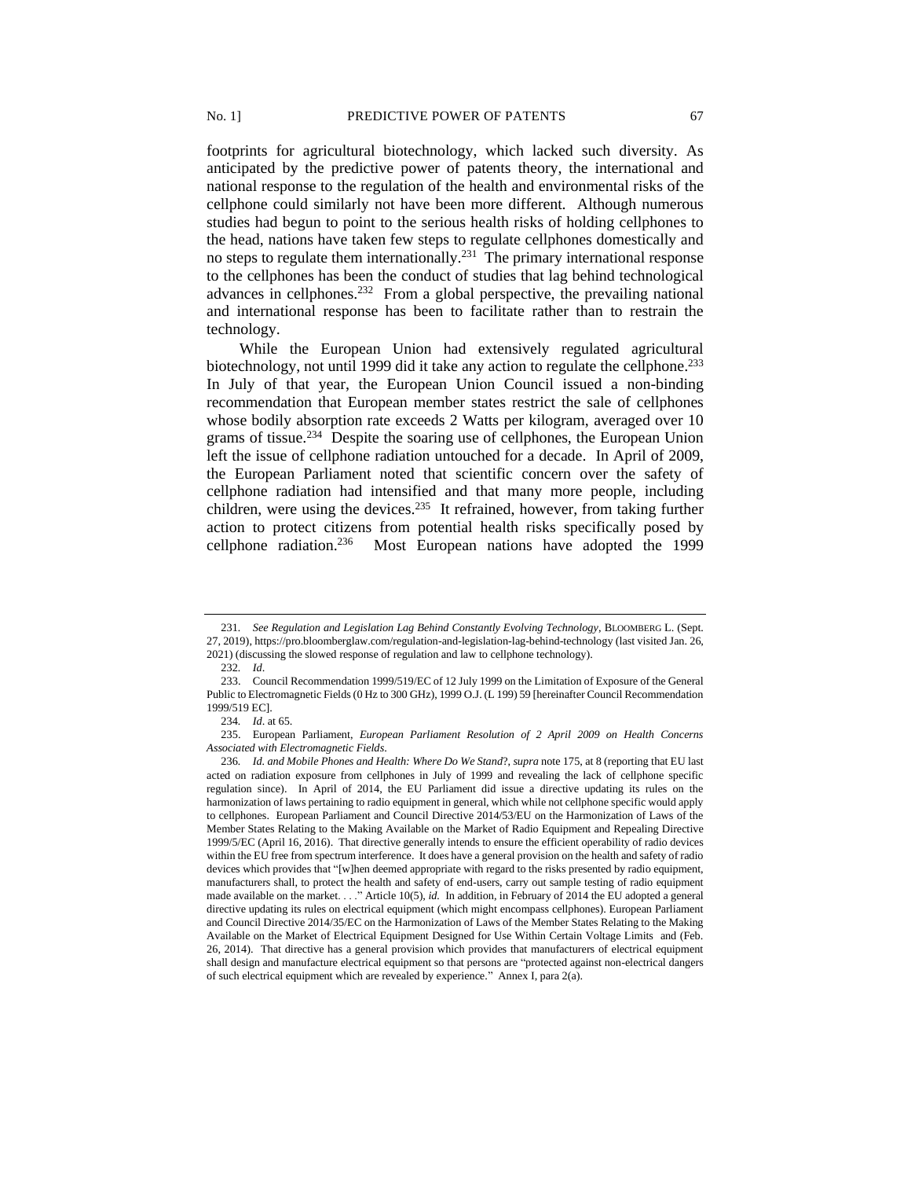footprints for agricultural biotechnology, which lacked such diversity. As anticipated by the predictive power of patents theory, the international and national response to the regulation of the health and environmental risks of the cellphone could similarly not have been more different. Although numerous studies had begun to point to the serious health risks of holding cellphones to the head, nations have taken few steps to regulate cellphones domestically and no steps to regulate them internationally.[231] The primary international response to the cellphones has been the conduct of studies that lag behind technological advances in cellphones.[232] From a global perspective, the prevailing national and international response has been to facilitate rather than to restrain the technology.

While the European Union had extensively regulated agricultural biotechnology, not until 1999 did it take any action to regulate the cellphone.[233] In July of that year, the European Union Council issued a non-binding recommendation that European member states restrict the sale of cellphones whose bodily absorption rate exceeds 2 Watts per kilogram, averaged over 10 grams of tissue.[234] Despite the soaring use of cellphones, the European Union left the issue of cellphone radiation untouched for a decade. In April of 2009, the European Parliament noted that scientific concern over the safety of cellphone radiation had intensified and that many more people, including children, were using the devices.[235] It refrained, however, from taking further action to protect citizens from potential health risks specifically posed by cellphone radiation.[236] Most European nations have adopted the 1999

---

231. *See Regulation and Legislation Lag Behind Constantly Evolving Technology*, BLOOMBERG L. (Sept. 27, 2019), https://pro.bloomberglaw.com/regulation-and-legislation-lag-behind-technology (last visited Jan. 26, 2021) (discussing the slowed response of regulation and law to cellphone technology).

232. *Id*.

233. Council Recommendation 1999/519/EC of 12 July 1999 on the Limitation of Exposure of the General Public to Electromagnetic Fields (0 Hz to 300 GHz), 1999 O.J. (L 199) 59 [hereinafter Council Recommendation 1999/519 EC].

234. *Id*. at 65.

235. European Parliament, *European Parliament Resolution of 2 April 2009 on Health Concerns Associated with Electromagnetic Fields*.

236. *Id. and Mobile Phones and Health: Where Do We Stand*?, *supra* note 175, at 8 (reporting that EU last acted on radiation exposure from cellphones in July of 1999 and revealing the lack of cellphone specific regulation since). In April of 2014, the EU Parliament did issue a directive updating its rules on the harmonization of laws pertaining to radio equipment in general, which while not cellphone specific would apply to cellphones. European Parliament and Council Directive 2014/53/EU on the Harmonization of Laws of the Member States Relating to the Making Available on the Market of Radio Equipment and Repealing Directive 1999/5/EC (April 16, 2016). That directive generally intends to ensure the efficient operability of radio devices within the EU free from spectrum interference. It does have a general provision on the health and safety of radio devices which provides that "[w]hen deemed appropriate with regard to the risks presented by radio equipment, manufacturers shall, to protect the health and safety of end-users, carry out sample testing of radio equipment made available on the market. . . ." Article 10(5), *id.* In addition, in February of 2014 the EU adopted a general directive updating its rules on electrical equipment (which might encompass cellphones). European Parliament and Council Directive 2014/35/EC on the Harmonization of Laws of the Member States Relating to the Making Available on the Market of Electrical Equipment Designed for Use Within Certain Voltage Limits and (Feb. 26, 2014). That directive has a general provision which provides that manufacturers of electrical equipment shall design and manufacture electrical equipment so that persons are "protected against non-electrical dangers of such electrical equipment which are revealed by experience." Annex I, para 2(a).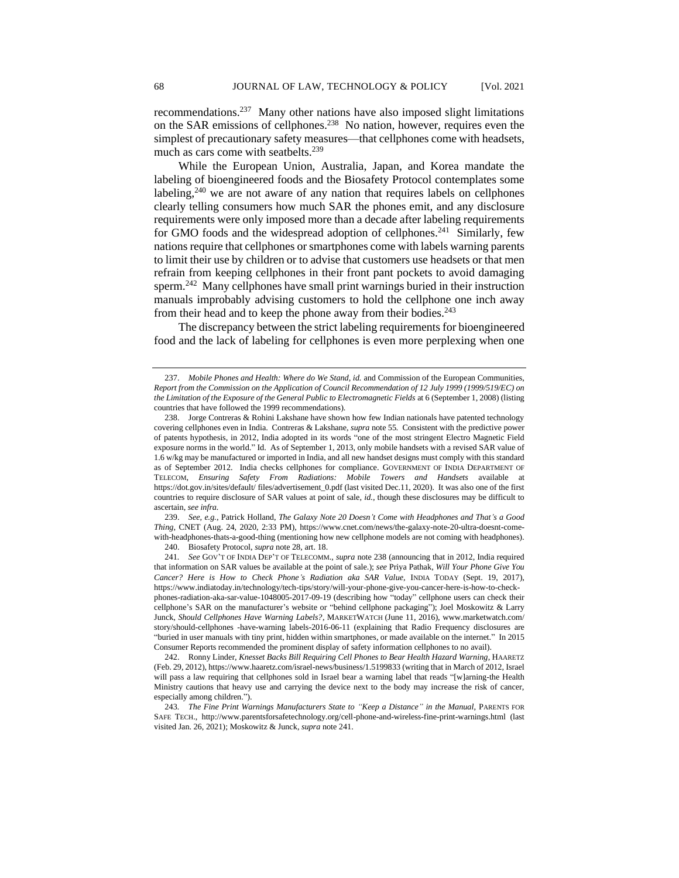recommendations.[237] Many other nations have also imposed slight limitations on the SAR emissions of cellphones.[238] No nation, however, requires even the simplest of precautionary safety measures—that cellphones come with headsets, much as cars come with seatbelts.[239]

While the European Union, Australia, Japan, and Korea mandate the labeling of bioengineered foods and the Biosafety Protocol contemplates some labeling,[240] we are not aware of any nation that requires labels on cellphones clearly telling consumers how much SAR the phones emit, and any disclosure requirements were only imposed more than a decade after labeling requirements for GMO foods and the widespread adoption of cellphones.[241] Similarly, few nations require that cellphones or smartphones come with labels warning parents to limit their use by children or to advise that customers use headsets or that men refrain from keeping cellphones in their front pant pockets to avoid damaging sperm.[242] Many cellphones have small print warnings buried in their instruction manuals improbably advising customers to hold the cellphone one inch away from their head and to keep the phone away from their bodies.[243]

The discrepancy between the strict labeling requirements for bioengineered food and the lack of labeling for cellphones is even more perplexing when one

---

237. *Mobile Phones and Health: Where do We Stand, id.* and Commission of the European Communities, *Report from the Commission on the Application of Council Recommendation of 12 July 1999 (1999/519/EC) on the Limitation of the Exposure of the General Public to Electromagnetic Fields* at 6 (September 1, 2008) (listing countries that have followed the 1999 recommendations).

238. Jorge Contreras & Rohini Lakshane have shown how few Indian nationals have patented technology covering cellphones even in India. Contreras & Lakshane, *supra* note 55. Consistent with the predictive power of patents hypothesis, in 2012, India adopted in its words "one of the most stringent Electro Magnetic Field exposure norms in the world." Id. As of September 1, 2013, only mobile handsets with a revised SAR value of 1.6 w/kg may be manufactured or imported in India, and all new handset designs must comply with this standard as of September 2012. India checks cellphones for compliance. GOVERNMENT OF INDIA DEPARTMENT OF TELECOM, *Ensuring Safety From Radiations: Mobile Towers and Handsets* available at https://dot.gov.in/sites/default/ files/advertisement_0.pdf (last visited Dec.11, 2020). It was also one of the first countries to require disclosure of SAR values at point of sale, *id.*, though these disclosures may be difficult to ascertain, *see infra.*

239. *See, e.g.*, Patrick Holland, *The Galaxy Note 20 Doesn't Come with Headphones and That's a Good Thing*, CNET (Aug. 24, 2020, 2:33 PM), https://www.cnet.com/news/the-galaxy-note-20-ultra-doesnt-come-with-headphones-thats-a-good-thing (mentioning how new cellphone models are not coming with headphones).

240. Biosafety Protocol, *supra* note 28, art. 18.

241. *See* GOV'T OF INDIA DEP'T OF TELECOMM., *supra* note 238 (announcing that in 2012, India required that information on SAR values be available at the point of sale.); *see* Priya Pathak, *Will Your Phone Give You Cancer? Here is How to Check Phone's Radiation aka SAR Value*, INDIA TODAY (Sept. 19, 2017), https://www.indiatoday.in/technology/tech-tips/story/will-your-phone-give-you-cancer-here-is-how-to-check-phones-radiation-aka-sar-value-1048005-2017-09-19 (describing how "today" cellphone users can check their cellphone's SAR on the manufacturer's website or "behind cellphone packaging"); Joel Moskowitz & Larry Junck, *Should Cellphones Have Warning Labels?*, MARKETWATCH (June 11, 2016), www.marketwatch.com/ story/should-cellphones -have-warning labels-2016-06-11 (explaining that Radio Frequency disclosures are "buried in user manuals with tiny print, hidden within smartphones, or made available on the internet." In 2015 Consumer Reports recommended the prominent display of safety information cellphones to no avail).

242. Ronny Linder, *Knesset Backs Bill Requiring Cell Phones to Bear Health Hazard Warning*, HAARETZ (Feb. 29, 2012), https://www.haaretz.com/israel-news/business/1.5199833 (writing that in March of 2012, Israel will pass a law requiring that cellphones sold in Israel bear a warning label that reads "[w]arning-the Health Ministry cautions that heavy use and carrying the device next to the body may increase the risk of cancer, especially among children.").

243. *The Fine Print Warnings Manufacturers State to "Keep a Distance" in the Manual*, PARENTS FOR SAFE TECH., http://www.parentsforsafetechnology.org/cell-phone-and-wireless-fine-print-warnings.html (last visited Jan. 26, 2021); Moskowitz & Junck, *supra* note 241.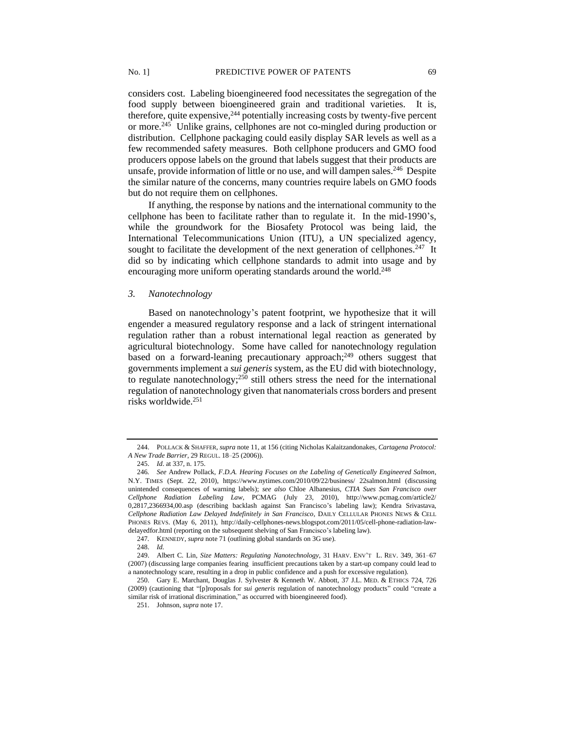considers cost. Labeling bioengineered food necessitates the segregation of the food supply between bioengineered grain and traditional varieties. It is, therefore, quite expensive,[244] potentially increasing costs by twenty-five percent or more.[245] Unlike grains, cellphones are not co-mingled during production or distribution. Cellphone packaging could easily display SAR levels as well as a few recommended safety measures. Both cellphone producers and GMO food producers oppose labels on the ground that labels suggest that their products are unsafe, provide information of little or no use, and will dampen sales.[246] Despite the similar nature of the concerns, many countries require labels on GMO foods but do not require them on cellphones.

If anything, the response by nations and the international community to the cellphone has been to facilitate rather than to regulate it. In the mid-1990's, while the groundwork for the Biosafety Protocol was being laid, the International Telecommunications Union (ITU), a UN specialized agency, sought to facilitate the development of the next generation of cellphones.[247] It did so by indicating which cellphone standards to admit into usage and by encouraging more uniform operating standards around the world.[248]

### *3. Nanotechnology*

Based on nanotechnology's patent footprint, we hypothesize that it will engender a measured regulatory response and a lack of stringent international regulation rather than a robust international legal reaction as generated by agricultural biotechnology. Some have called for nanotechnology regulation based on a forward-leaning precautionary approach;[249] others suggest that governments implement a *sui generis* system, as the EU did with biotechnology, to regulate nanotechnology;[250] still others stress the need for the international regulation of nanotechnology given that nanomaterials cross borders and present risks worldwide.[251]

---

244. POLLACK & SHAFFER, *supra* note 11, at 156 (citing Nicholas Kalaitzandonakes, *Cartagena Protocol: A New Trade Barrier*, 29 REGUL. 18–25 (2006)).

245. *Id*. at 337, n. 175.

246. *See* Andrew Pollack, *F.D.A. Hearing Focuses on the Labeling of Genetically Engineered Salmon*, N.Y. TIMES (Sept. 22, 2010), https://www.nytimes.com/2010/09/22/business/ 22salmon.html (discussing unintended consequences of warning labels); *see also* Chloe Albanesius, *CTIA Sues San Francisco over Cellphone Radiation Labeling Law*, PCMAG (July 23, 2010), http://www.pcmag.com/article2/ 0,2817,2366934,00.asp (describing backlash against San Francisco's labeling law); Kendra Srivastava, *Cellphone Radiation Law Delayed Indefinitely in San Francisco*, DAILY CELLULAR PHONES NEWS & CELL PHONES REVS. (May 6, 2011), http://daily-cellphones-news.blogspot.com/2011/05/cell-phone-radiation-law-delayedfor.html (reporting on the subsequent shelving of San Francisco's labeling law).

247. KENNEDY, *supra* note 71 (outlining global standards on 3G use).

248. *Id.*

249. Albert C. Lin, *Size Matters: Regulating Nanotechnology*, 31 HARV. ENV'T L. REV. 349, 361–67 (2007) (discussing large companies fearing insufficient precautions taken by a start-up company could lead to a nanotechnology scare, resulting in a drop in public confidence and a push for excessive regulation).

250. Gary E. Marchant, Douglas J. Sylvester & Kenneth W. Abbott, 37 J.L. MED. & ETHICS 724, 726 (2009) (cautioning that "[p]roposals for *sui generis* regulation of nanotechnology products" could "create a similar risk of irrational discrimination," as occurred with bioengineered food).

251. Johnson, *supra* note 17.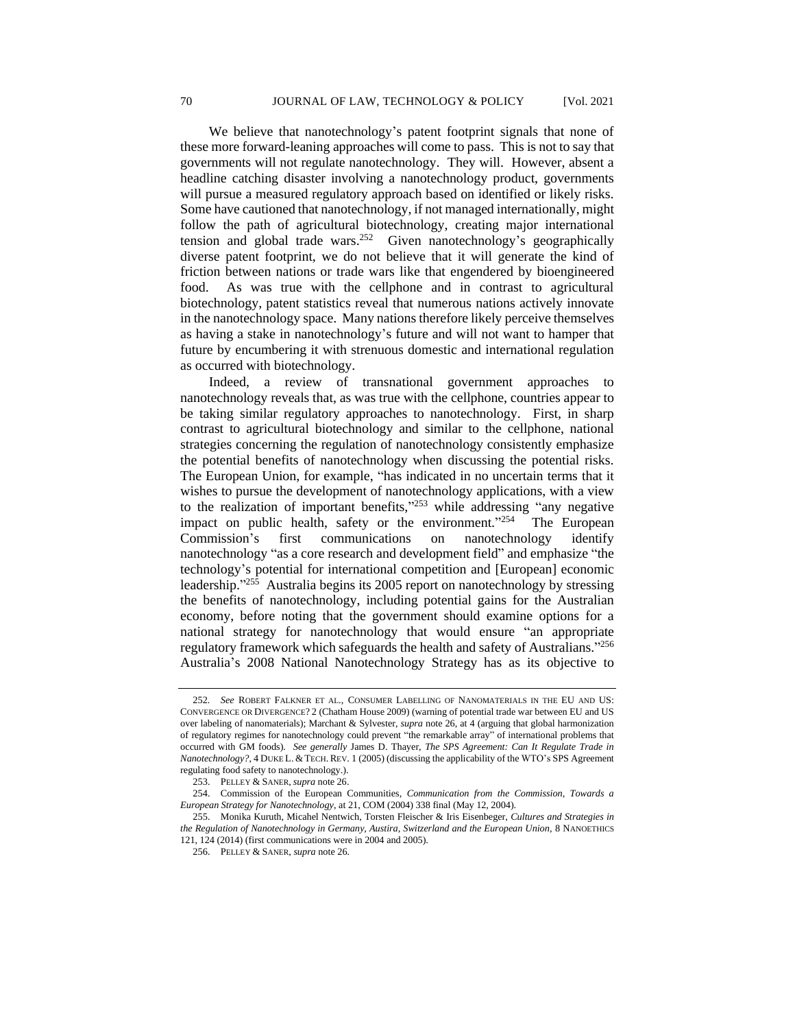We believe that nanotechnology's patent footprint signals that none of these more forward-leaning approaches will come to pass. This is not to say that governments will not regulate nanotechnology. They will. However, absent a headline catching disaster involving a nanotechnology product, governments will pursue a measured regulatory approach based on identified or likely risks. Some have cautioned that nanotechnology, if not managed internationally, might follow the path of agricultural biotechnology, creating major international tension and global trade wars.[252] Given nanotechnology's geographically diverse patent footprint, we do not believe that it will generate the kind of friction between nations or trade wars like that engendered by bioengineered food. As was true with the cellphone and in contrast to agricultural biotechnology, patent statistics reveal that numerous nations actively innovate in the nanotechnology space. Many nations therefore likely perceive themselves as having a stake in nanotechnology's future and will not want to hamper that future by encumbering it with strenuous domestic and international regulation as occurred with biotechnology.

Indeed, a review of transnational government approaches to nanotechnology reveals that, as was true with the cellphone, countries appear to be taking similar regulatory approaches to nanotechnology. First, in sharp contrast to agricultural biotechnology and similar to the cellphone, national strategies concerning the regulation of nanotechnology consistently emphasize the potential benefits of nanotechnology when discussing the potential risks. The European Union, for example, "has indicated in no uncertain terms that it wishes to pursue the development of nanotechnology applications, with a view to the realization of important benefits,"[253] while addressing "any negative impact on public health, safety or the environment."[254] The European Commission's first communications on nanotechnology identify nanotechnology "as a core research and development field" and emphasize "the technology's potential for international competition and [European] economic leadership."[255] Australia begins its 2005 report on nanotechnology by stressing the benefits of nanotechnology, including potential gains for the Australian economy, before noting that the government should examine options for a national strategy for nanotechnology that would ensure "an appropriate regulatory framework which safeguards the health and safety of Australians."[256] Australia's 2008 National Nanotechnology Strategy has as its objective to

---

252. *See* ROBERT FALKNER ET AL., CONSUMER LABELLING OF NANOMATERIALS IN THE EU AND US: CONVERGENCE OR DIVERGENCE? 2 (Chatham House 2009) (warning of potential trade war between EU and US over labeling of nanomaterials); Marchant & Sylvester, *supra* note 26, at 4 (arguing that global harmonization of regulatory regimes for nanotechnology could prevent "the remarkable array" of international problems that occurred with GM foods). *See generally* James D. Thayer, *The SPS Agreement: Can It Regulate Trade in Nanotechnology?*, 4 DUKE L. & TECH. REV. 1 (2005) (discussing the applicability of the WTO's SPS Agreement regulating food safety to nanotechnology.).

253. PELLEY & SANER, *supra* note 26.

254. Commission of the European Communities, *Communication from the Commission, Towards a European Strategy for Nanotechnology*, at 21, COM (2004) 338 final (May 12, 2004).

255. Monika Kuruth, Micahel Nentwich, Torsten Fleischer & Iris Eisenbeger, *Cultures and Strategies in the Regulation of Nanotechnology in Germany, Austira, Switzerland and the European Union*, 8 NANOETHICS 121, 124 (2014) (first communications were in 2004 and 2005).

256. PELLEY & SANER, *supra* note 26.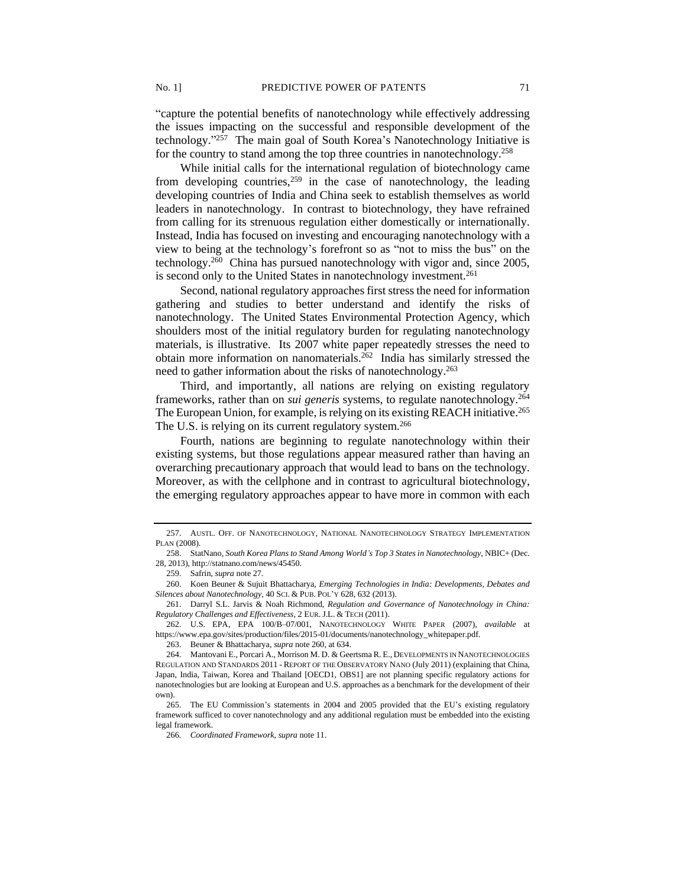"capture the potential benefits of nanotechnology while effectively addressing the issues impacting on the successful and responsible development of the technology."[257] The main goal of South Korea's Nanotechnology Initiative is for the country to stand among the top three countries in nanotechnology.[258]

While initial calls for the international regulation of biotechnology came from developing countries,[259] in the case of nanotechnology, the leading developing countries of India and China seek to establish themselves as world leaders in nanotechnology. In contrast to biotechnology, they have refrained from calling for its strenuous regulation either domestically or internationally. Instead, India has focused on investing and encouraging nanotechnology with a view to being at the technology's forefront so as "not to miss the bus" on the technology.[260] China has pursued nanotechnology with vigor and, since 2005, is second only to the United States in nanotechnology investment.[261]

Second, national regulatory approaches first stress the need for information gathering and studies to better understand and identify the risks of nanotechnology. The United States Environmental Protection Agency, which shoulders most of the initial regulatory burden for regulating nanotechnology materials, is illustrative. Its 2007 white paper repeatedly stresses the need to obtain more information on nanomaterials.[262] India has similarly stressed the need to gather information about the risks of nanotechnology.[263]

Third, and importantly, all nations are relying on existing regulatory frameworks, rather than on *sui generis* systems, to regulate nanotechnology.[264] The European Union, for example, is relying on its existing REACH initiative.[265] The U.S. is relying on its current regulatory system.[266]

Fourth, nations are beginning to regulate nanotechnology within their existing systems, but those regulations appear measured rather than having an overarching precautionary approach that would lead to bans on the technology. Moreover, as with the cellphone and in contrast to agricultural biotechnology, the emerging regulatory approaches appear to have more in common with each

---

257. AUSTL. OFF. OF NANOTECHNOLOGY, NATIONAL NANOTECHNOLOGY STRATEGY IMPLEMENTATION PLAN (2008).

258. StatNano, *South Korea Plans to Stand Among World's Top 3 States in Nanotechnology*, NBIC+ (Dec. 28, 2013), http://statnano.com/news/45450.

259. Safrin, *supra* note 27.

260. Koen Beuner & Sujuit Bhattacharya, *Emerging Technologies in India: Developments, Debates and Silences about Nanotechnology*, 40 SCI. & PUB. POL'Y 628, 632 (2013).

261. Darryl S.L. Jarvis & Noah Richmond, *Regulation and Governance of Nanotechnology in China: Regulatory Challenges and Effectiveness*, 2 EUR. J.L. & TECH (2011).

262. U.S. EPA, EPA 100/B–07/001, NANOTECHNOLOGY WHITE PAPER (2007), *available* at https://www.epa.gov/sites/production/files/2015-01/documents/nanotechnology_whitepaper.pdf.

263. Beuner & Bhattacharya, *supra* note 260, at 634.

264. Mantovani E., Porcari A., Morrison M. D. & Geertsma R. E., DEVELOPMENTS IN NANOTECHNOLOGIES REGULATION AND STANDARDS 2011 - REPORT OF THE OBSERVATORY NANO (July 2011) (explaining that China, Japan, India, Taiwan, Korea and Thailand [OECD1, OBS1] are not planning specific regulatory actions for nanotechnologies but are looking at European and U.S. approaches as a benchmark for the development of their own).

265. The EU Commission's statements in 2004 and 2005 provided that the EU's existing regulatory framework sufficed to cover nanotechnology and any additional regulation must be embedded into the existing legal framework.

266. *Coordinated Framework*, *supra* note 11.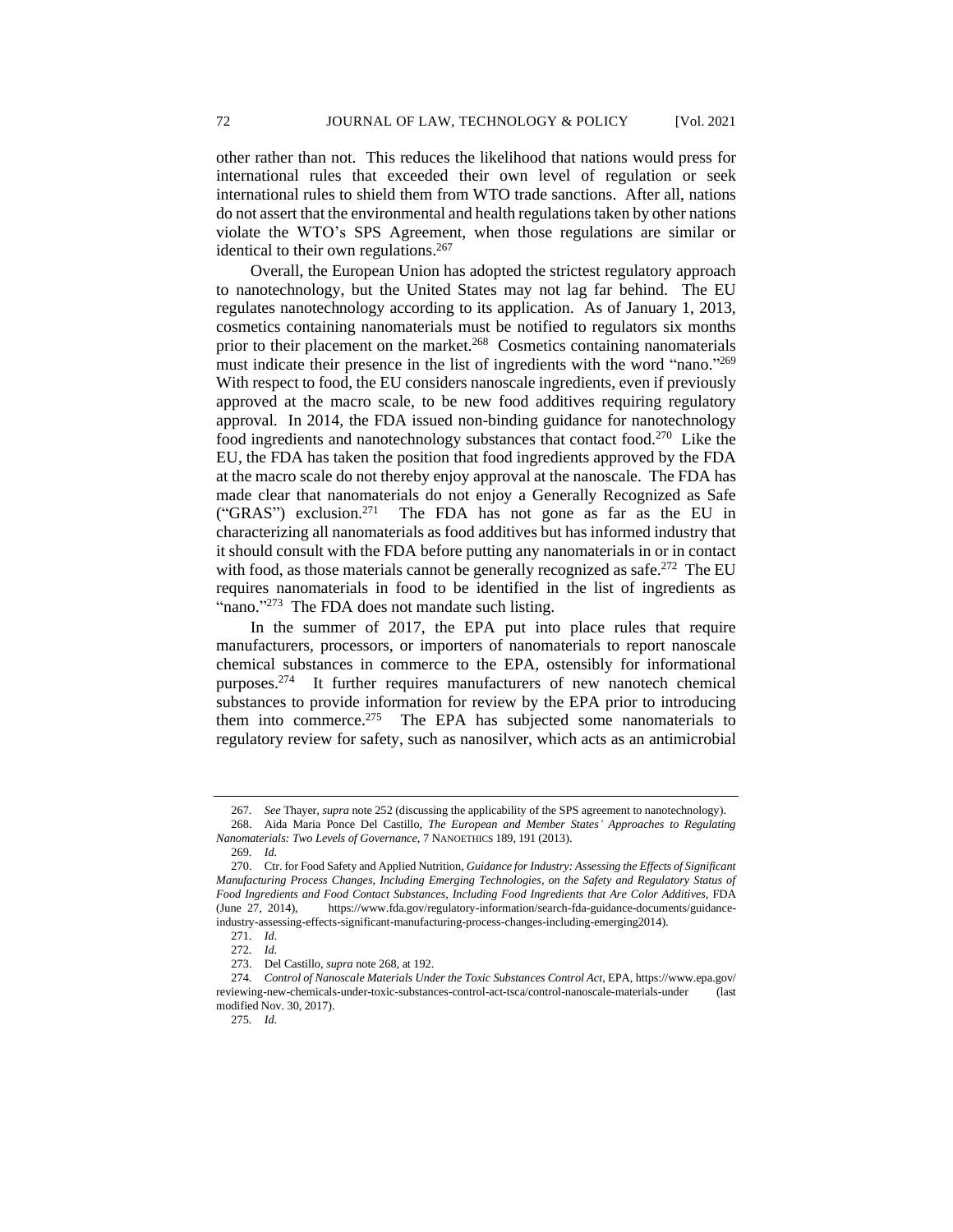other rather than not. This reduces the likelihood that nations would press for international rules that exceeded their own level of regulation or seek international rules to shield them from WTO trade sanctions. After all, nations do not assert that the environmental and health regulations taken by other nations violate the WTO's SPS Agreement, when those regulations are similar or identical to their own regulations.[267]

Overall, the European Union has adopted the strictest regulatory approach to nanotechnology, but the United States may not lag far behind. The EU regulates nanotechnology according to its application. As of January 1, 2013, cosmetics containing nanomaterials must be notified to regulators six months prior to their placement on the market.[268] Cosmetics containing nanomaterials must indicate their presence in the list of ingredients with the word "nano."[269] With respect to food, the EU considers nanoscale ingredients, even if previously approved at the macro scale, to be new food additives requiring regulatory approval. In 2014, the FDA issued non-binding guidance for nanotechnology food ingredients and nanotechnology substances that contact food.[270] Like the EU, the FDA has taken the position that food ingredients approved by the FDA at the macro scale do not thereby enjoy approval at the nanoscale. The FDA has made clear that nanomaterials do not enjoy a Generally Recognized as Safe ("GRAS") exclusion.[271] The FDA has not gone as far as the EU in characterizing all nanomaterials as food additives but has informed industry that it should consult with the FDA before putting any nanomaterials in or in contact with food, as those materials cannot be generally recognized as safe.[272] The EU requires nanomaterials in food to be identified in the list of ingredients as "nano."[273] The FDA does not mandate such listing.

In the summer of 2017, the EPA put into place rules that require manufacturers, processors, or importers of nanomaterials to report nanoscale chemical substances in commerce to the EPA, ostensibly for informational purposes.[274] It further requires manufacturers of new nanotech chemical substances to provide information for review by the EPA prior to introducing them into commerce.[275] The EPA has subjected some nanomaterials to regulatory review for safety, such as nanosilver, which acts as an antimicrobial

---

267. *See* Thayer, *supra* note 252 (discussing the applicability of the SPS agreement to nanotechnology).

268. Aida Maria Ponce Del Castillo, *The European and Member States' Approaches to Regulating Nanomaterials: Two Levels of Governance*, 7 NANOETHICS 189, 191 (2013).

269. *Id.*

270. Ctr. for Food Safety and Applied Nutrition, *Guidance for Industry: Assessing the Effects of Significant Manufacturing Process Changes, Including Emerging Technologies, on the Safety and Regulatory Status of Food Ingredients and Food Contact Substances, Including Food Ingredients that Are Color Additives*, FDA (June 27, 2014), https://www.fda.gov/regulatory-information/search-fda-guidance-documents/guidance-industry-assessing-effects-significant-manufacturing-process-changes-including-emerging2014).

271. *Id*.

272. *Id.*

273. Del Castillo, *supra* note 268, at 192.

274. *Control of Nanoscale Materials Under the Toxic Substances Control Act*, EPA, https://www.epa.gov/reviewing-new-chemicals-under-toxic-substances-control-act-tsca/control-nanoscale-materials-under (last modified Nov. 30, 2017).

275. *Id.*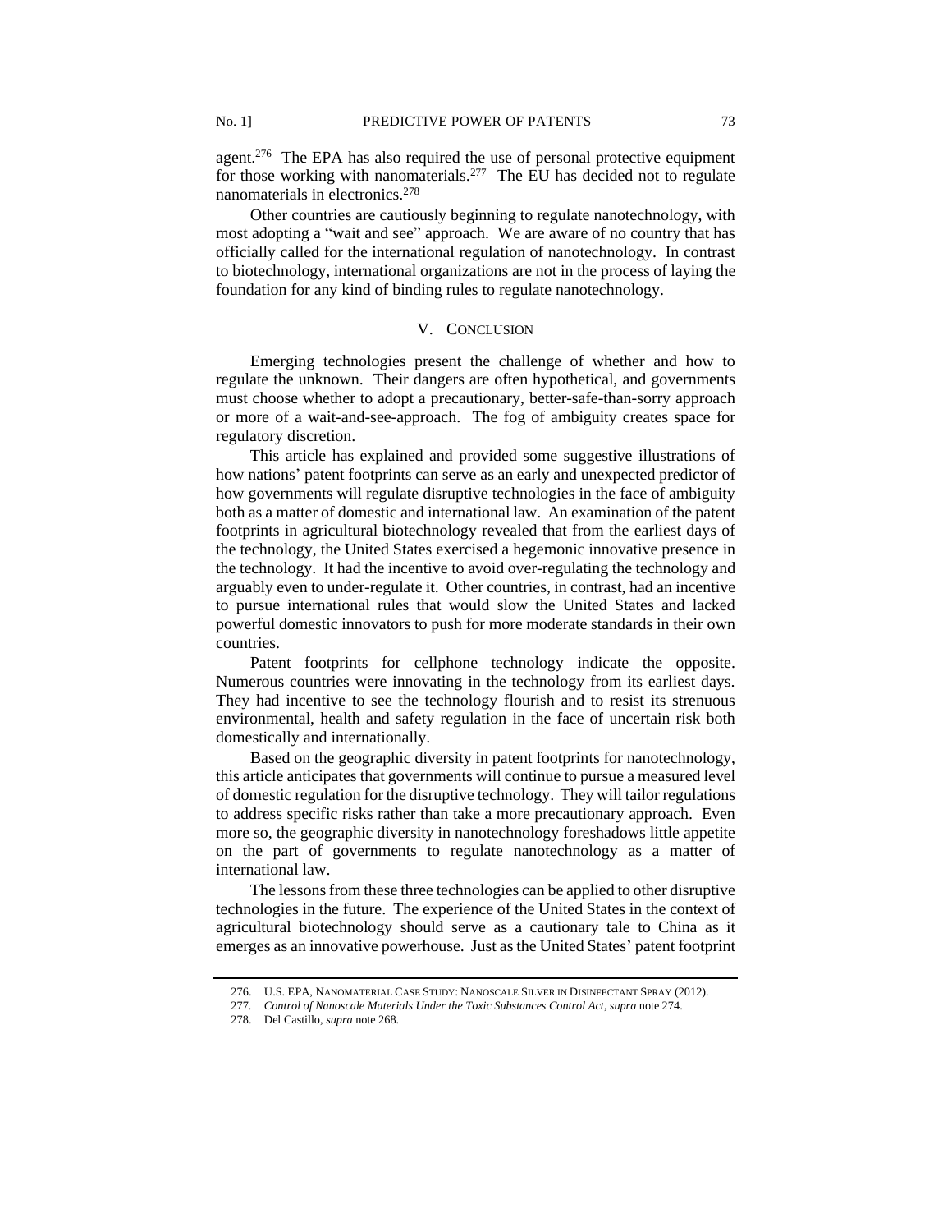agent.[276] The EPA has also required the use of personal protective equipment for those working with nanomaterials.[277] The EU has decided not to regulate nanomaterials in electronics.[278]

Other countries are cautiously beginning to regulate nanotechnology, with most adopting a "wait and see" approach. We are aware of no country that has officially called for the international regulation of nanotechnology. In contrast to biotechnology, international organizations are not in the process of laying the foundation for any kind of binding rules to regulate nanotechnology.

## V. Conclusion

Emerging technologies present the challenge of whether and how to regulate the unknown. Their dangers are often hypothetical, and governments must choose whether to adopt a precautionary, better-safe-than-sorry approach or more of a wait-and-see-approach. The fog of ambiguity creates space for regulatory discretion.

This article has explained and provided some suggestive illustrations of how nations' patent footprints can serve as an early and unexpected predictor of how governments will regulate disruptive technologies in the face of ambiguity both as a matter of domestic and international law. An examination of the patent footprints in agricultural biotechnology revealed that from the earliest days of the technology, the United States exercised a hegemonic innovative presence in the technology. It had the incentive to avoid over-regulating the technology and arguably even to under-regulate it. Other countries, in contrast, had an incentive to pursue international rules that would slow the United States and lacked powerful domestic innovators to push for more moderate standards in their own countries.

Patent footprints for cellphone technology indicate the opposite. Numerous countries were innovating in the technology from its earliest days. They had incentive to see the technology flourish and to resist its strenuous environmental, health and safety regulation in the face of uncertain risk both domestically and internationally.

Based on the geographic diversity in patent footprints for nanotechnology, this article anticipates that governments will continue to pursue a measured level of domestic regulation for the disruptive technology. They will tailor regulations to address specific risks rather than take a more precautionary approach. Even more so, the geographic diversity in nanotechnology foreshadows little appetite on the part of governments to regulate nanotechnology as a matter of international law.

The lessons from these three technologies can be applied to other disruptive technologies in the future. The experience of the United States in the context of agricultural biotechnology should serve as a cautionary tale to China as it emerges as an innovative powerhouse. Just as the United States' patent footprint

---

276. U.S. EPA, Nanomaterial Case Study: Nanoscale Silver in Disinfectant Spray (2012).

277. *Control of Nanoscale Materials Under the Toxic Substances Control Act*, *supra* note 274.

278. Del Castillo, *supra* note 268.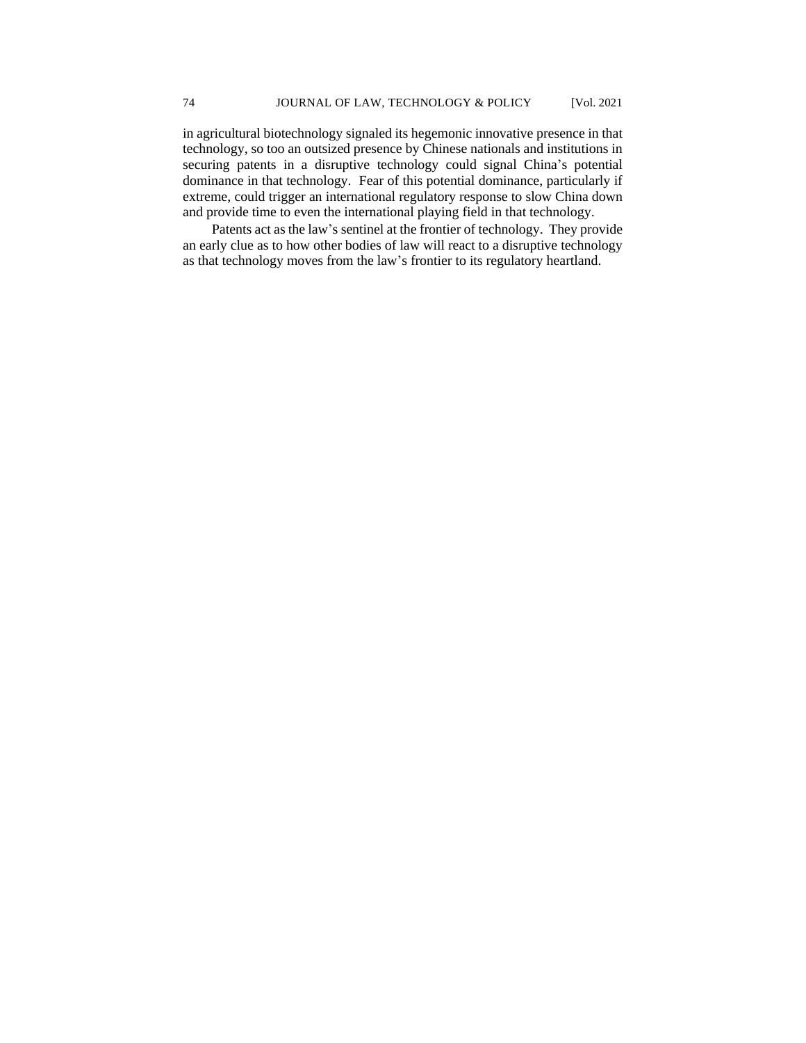in agricultural biotechnology signaled its hegemonic innovative presence in that technology, so too an outsized presence by Chinese nationals and institutions in securing patents in a disruptive technology could signal China's potential dominance in that technology. Fear of this potential dominance, particularly if extreme, could trigger an international regulatory response to slow China down and provide time to even the international playing field in that technology.

Patents act as the law's sentinel at the frontier of technology. They provide an early clue as to how other bodies of law will react to a disruptive technology as that technology moves from the law's frontier to its regulatory heartland.